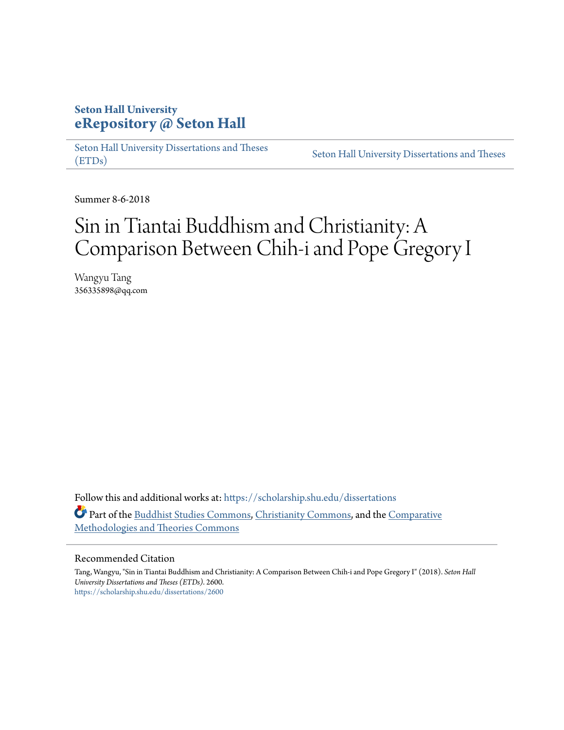**Seton Hall University**
**eRepository @ Seton Hall**

Seton Hall University Dissertations and Theses (ETDs) | Seton Hall University Dissertations and Theses

Summer 8-6-2018

# Sin in Tiantai Buddhism and Christianity: A Comparison Between Chih-i and Pope Gregory I

Wangyu Tang
356335898@qq.com

Follow this and additional works at: https://scholarship.shu.edu/dissertations

Part of the Buddhist Studies Commons, Christianity Commons, and the Comparative Methodologies and Theories Commons

## Recommended Citation

Tang, Wangyu, "Sin in Tiantai Buddhism and Christianity: A Comparison Between Chih-i and Pope Gregory I" (2018). *Seton Hall University Dissertations and Theses (ETDs)*. 2600.
https://scholarship.shu.edu/dissertations/2600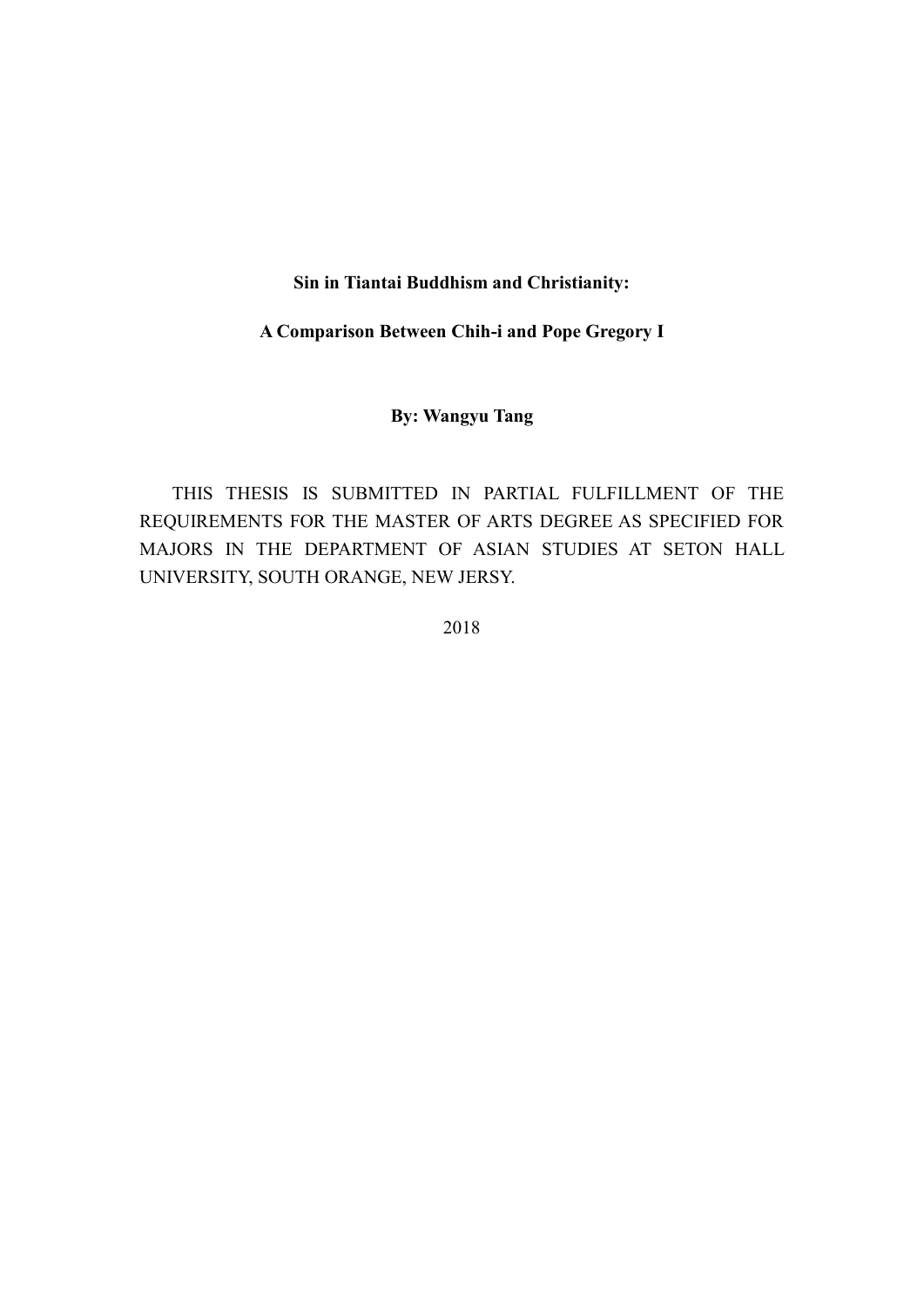**Sin in Tiantai Buddhism and Christianity:**

**A Comparison Between Chih-i and Pope Gregory I**

**By: Wangyu Tang**

THIS THESIS IS SUBMITTED IN PARTIAL FULFILLMENT OF THE REQUIREMENTS FOR THE MASTER OF ARTS DEGREE AS SPECIFIED FOR MAJORS IN THE DEPARTMENT OF ASIAN STUDIES AT SETON HALL UNIVERSITY, SOUTH ORANGE, NEW JERSY.

2018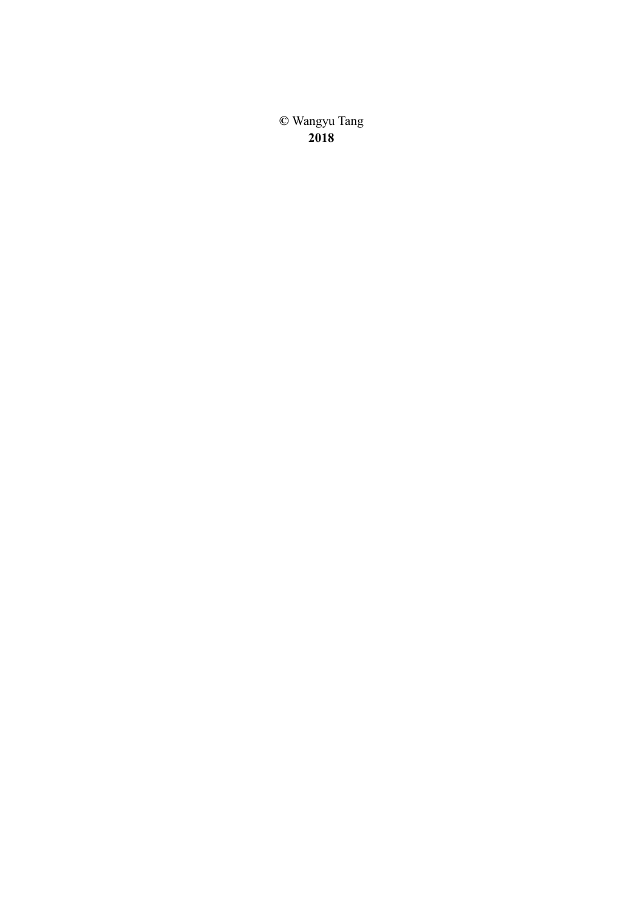© Wangyu Tang
**2018**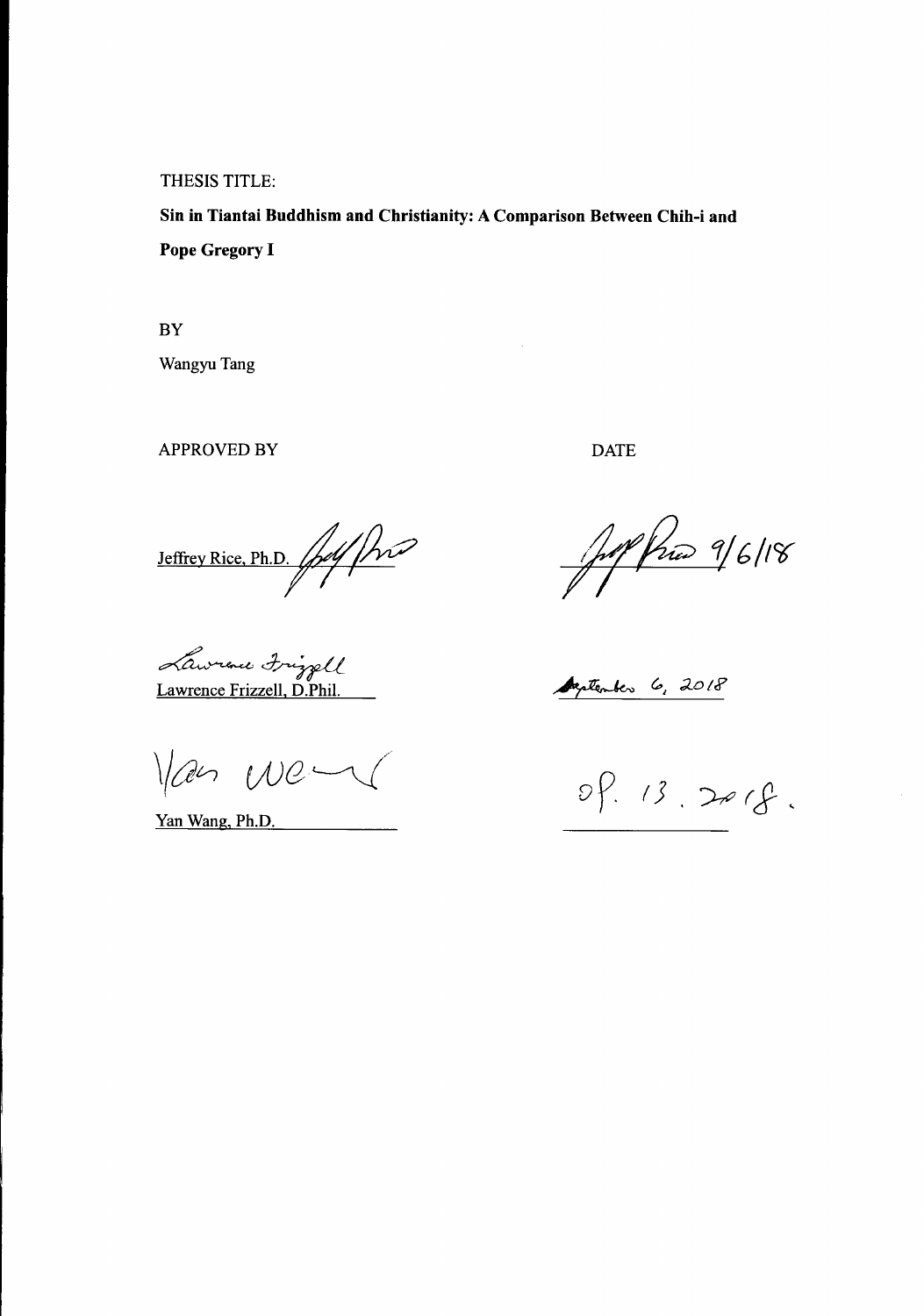THESIS TITLE:

**Sin in Tiantai Buddhism and Christianity: A Comparison Between Chih-i and Pope Gregory I**

BY

Wangyu Tang

| APPROVED BY | DATE |
| --- | --- |
| Jeffrey Rice, Ph.D. | 9/6/18 |
| Lawrence Frizzell, D.Phil. | September 6, 2018 |
| Yan Wang, Ph.D. | Sep. 13. 2018. |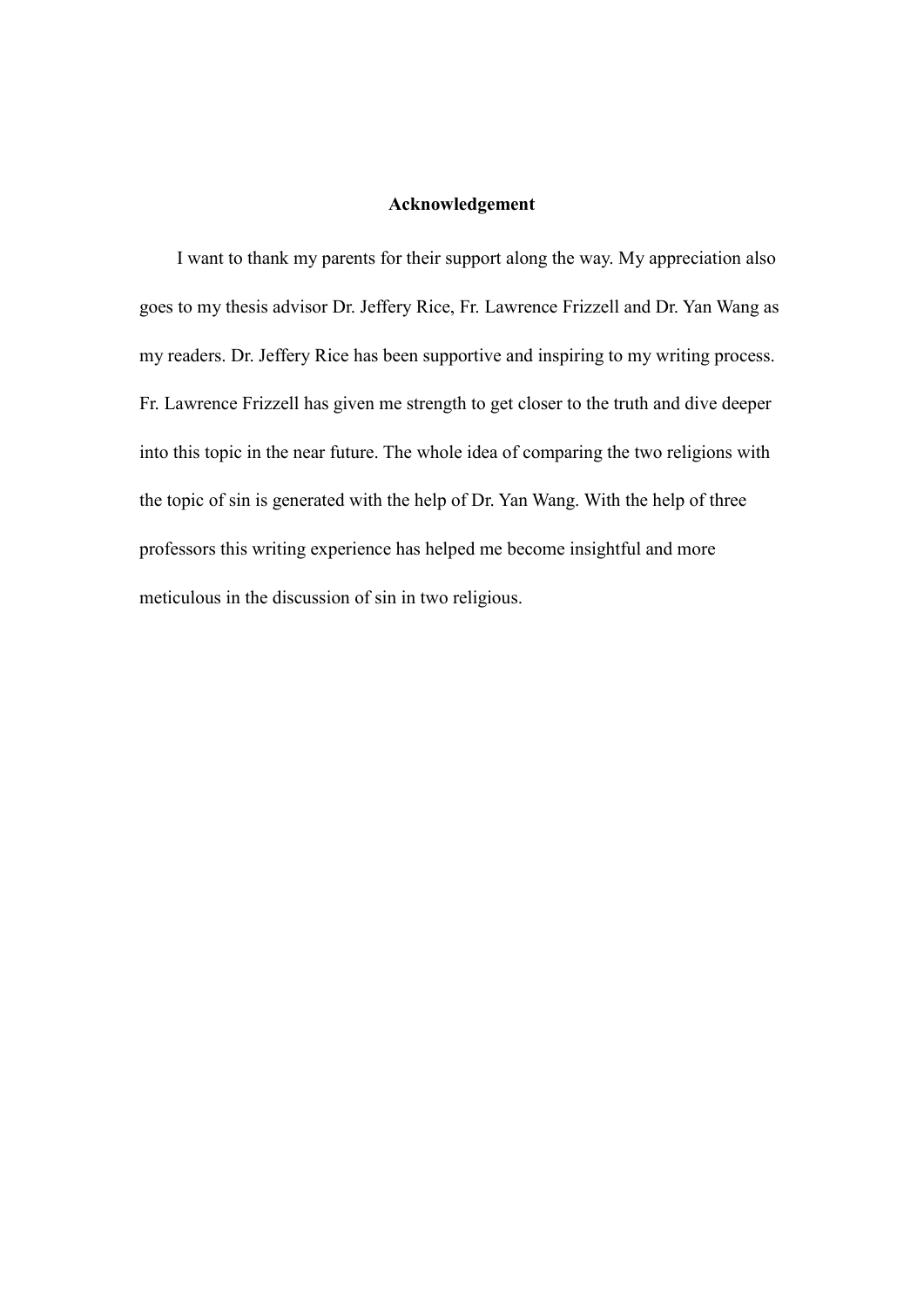**Acknowledgement**

I want to thank my parents for their support along the way. My appreciation also goes to my thesis advisor Dr. Jeffery Rice, Fr. Lawrence Frizzell and Dr. Yan Wang as my readers. Dr. Jeffery Rice has been supportive and inspiring to my writing process. Fr. Lawrence Frizzell has given me strength to get closer to the truth and dive deeper into this topic in the near future. The whole idea of comparing the two religions with the topic of sin is generated with the help of Dr. Yan Wang. With the help of three professors this writing experience has helped me become insightful and more meticulous in the discussion of sin in two religious.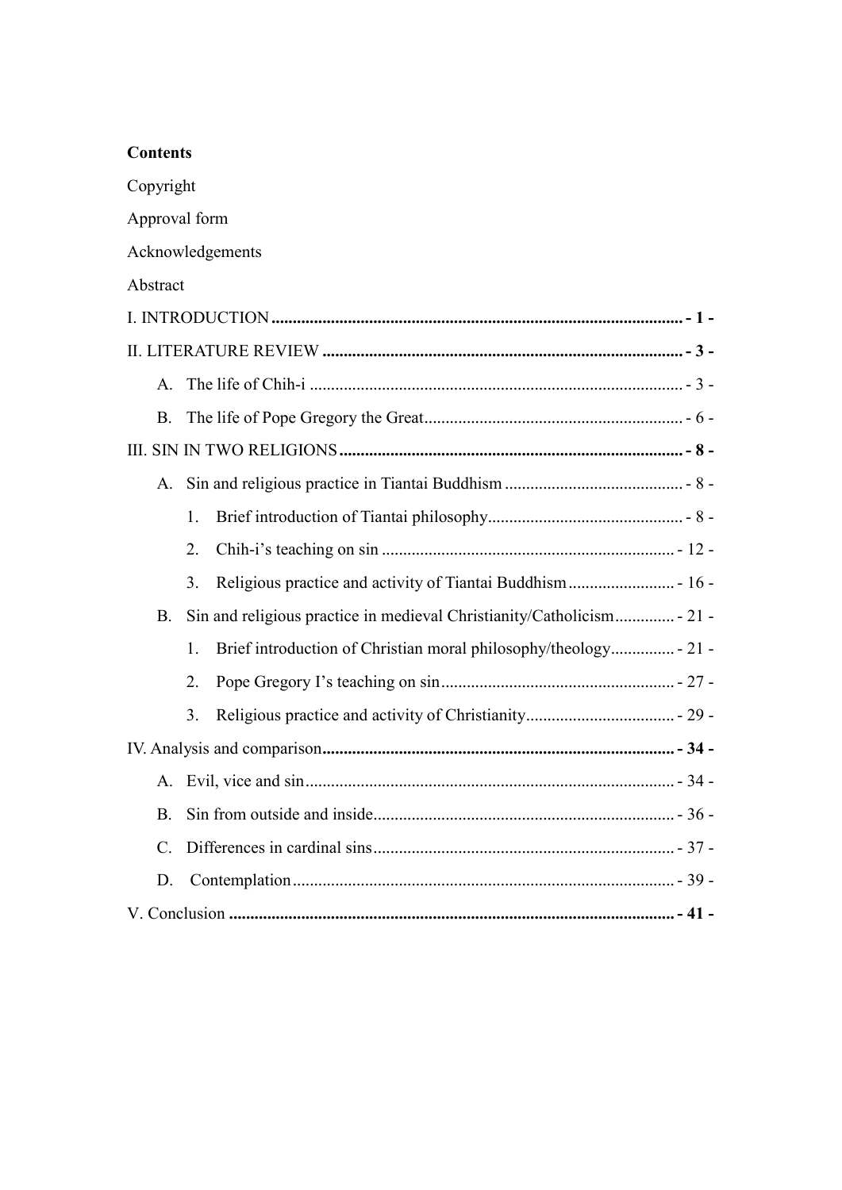**Contents**

Copyright

Approval form

Acknowledgements

Abstract

**I. INTRODUCTION** ........................................................................................ **- 1 -**

**II. LITERATURE REVIEW** ............................................................................ **- 3 -**

A. The life of Chih-i ........................................................................................ - 3 -

B. The life of Pope Gregory the Great.............................................................. - 6 -

**III. SIN IN TWO RELIGIONS** ........................................................................ **- 8 -**

A. Sin and religious practice in Tiantai Buddhism ........................................... - 8 -

1. Brief introduction of Tiantai philosophy.............................................. - 8 -

2. Chih-i's teaching on sin ..................................................................... - 12 -

3. Religious practice and activity of Tiantai Buddhism ......................... - 16 -

B. Sin and religious practice in medieval Christianity/Catholicism.............. - 21 -

1. Brief introduction of Christian moral philosophy/theology............... - 21 -

2. Pope Gregory I's teaching on sin ....................................................... - 27 -

3. Religious practice and activity of Christianity................................... - 29 -

**IV. Analysis and comparison** .......................................................................... **- 34 -**

A. Evil, vice and sin ....................................................................................... - 34 -

B. Sin from outside and inside....................................................................... - 36 -

C. Differences in cardinal sins ....................................................................... - 37 -

D. Contemplation .......................................................................................... - 39 -

**V. Conclusion** ................................................................................................. **- 41 -**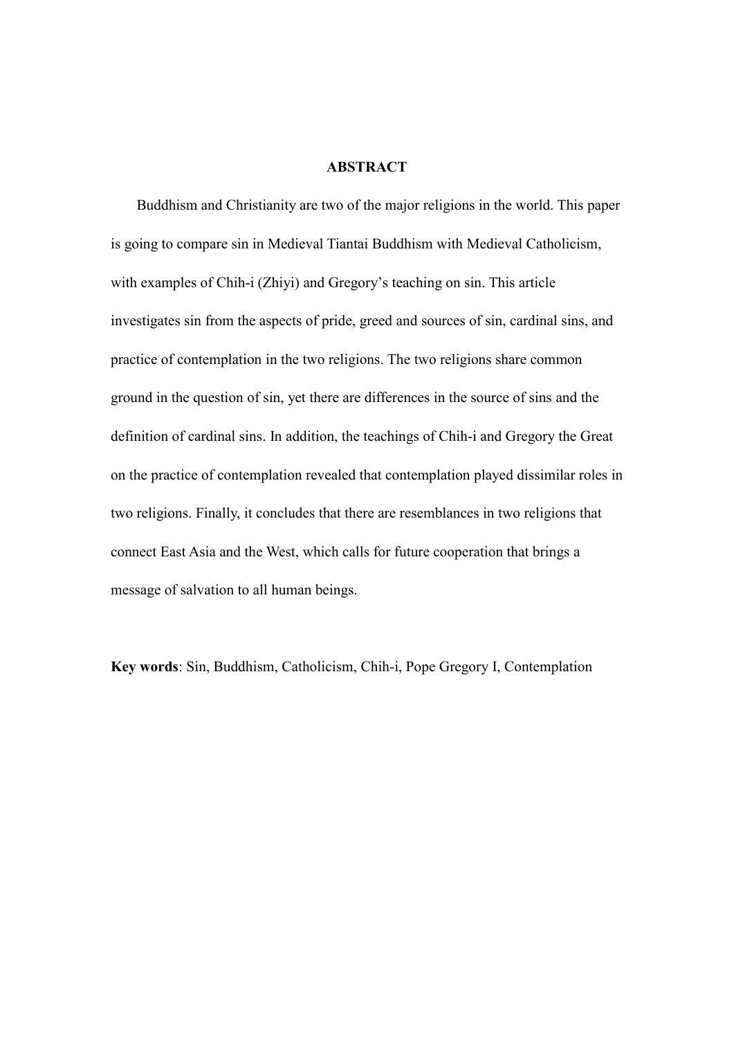## ABSTRACT

Buddhism and Christianity are two of the major religions in the world. This paper is going to compare sin in Medieval Tiantai Buddhism with Medieval Catholicism, with examples of Chih-i (Zhiyi) and Gregory's teaching on sin. This article investigates sin from the aspects of pride, greed and sources of sin, cardinal sins, and practice of contemplation in the two religions. The two religions share common ground in the question of sin, yet there are differences in the source of sins and the definition of cardinal sins. In addition, the teachings of Chih-i and Gregory the Great on the practice of contemplation revealed that contemplation played dissimilar roles in two religions. Finally, it concludes that there are resemblances in two religions that connect East Asia and the West, which calls for future cooperation that brings a message of salvation to all human beings.

**Key words**: Sin, Buddhism, Catholicism, Chih-i, Pope Gregory I, Contemplation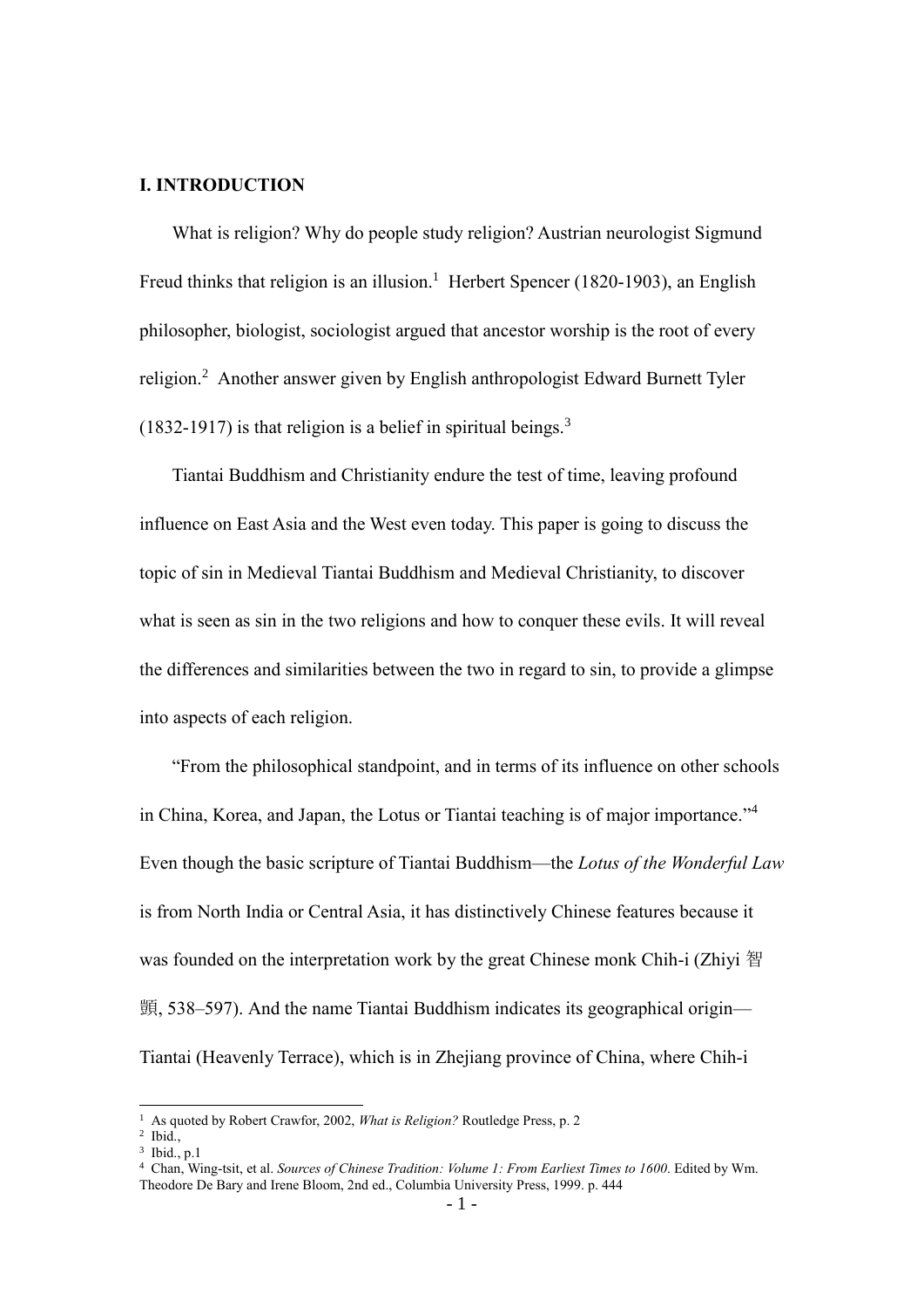## I. INTRODUCTION

What is religion? Why do people study religion? Austrian neurologist Sigmund Freud thinks that religion is an illusion.[1] Herbert Spencer (1820-1903), an English philosopher, biologist, sociologist argued that ancestor worship is the root of every religion.[2] Another answer given by English anthropologist Edward Burnett Tyler (1832-1917) is that religion is a belief in spiritual beings.[3]

Tiantai Buddhism and Christianity endure the test of time, leaving profound influence on East Asia and the West even today. This paper is going to discuss the topic of sin in Medieval Tiantai Buddhism and Medieval Christianity, to discover what is seen as sin in the two religions and how to conquer these evils. It will reveal the differences and similarities between the two in regard to sin, to provide a glimpse into aspects of each religion.

"From the philosophical standpoint, and in terms of its influence on other schools in China, Korea, and Japan, the Lotus or Tiantai teaching is of major importance."[4] Even though the basic scripture of Tiantai Buddhism—the *Lotus of the Wonderful Law* is from North India or Central Asia, it has distinctively Chinese features because it was founded on the interpretation work by the great Chinese monk Chih-i (Zhiyi 智顗, 538–597). And the name Tiantai Buddhism indicates its geographical origin—Tiantai (Heavenly Terrace), which is in Zhejiang province of China, where Chih-i

---

[1] As quoted by Robert Crawfor, 2002, *What is Religion?* Routledge Press, p. 2

[2] Ibid.,

[3] Ibid., p.1

[4] Chan, Wing-tsit, et al. *Sources of Chinese Tradition: Volume 1: From Earliest Times to 1600*. Edited by Wm. Theodore De Bary and Irene Bloom, 2nd ed., Columbia University Press, 1999. p. 444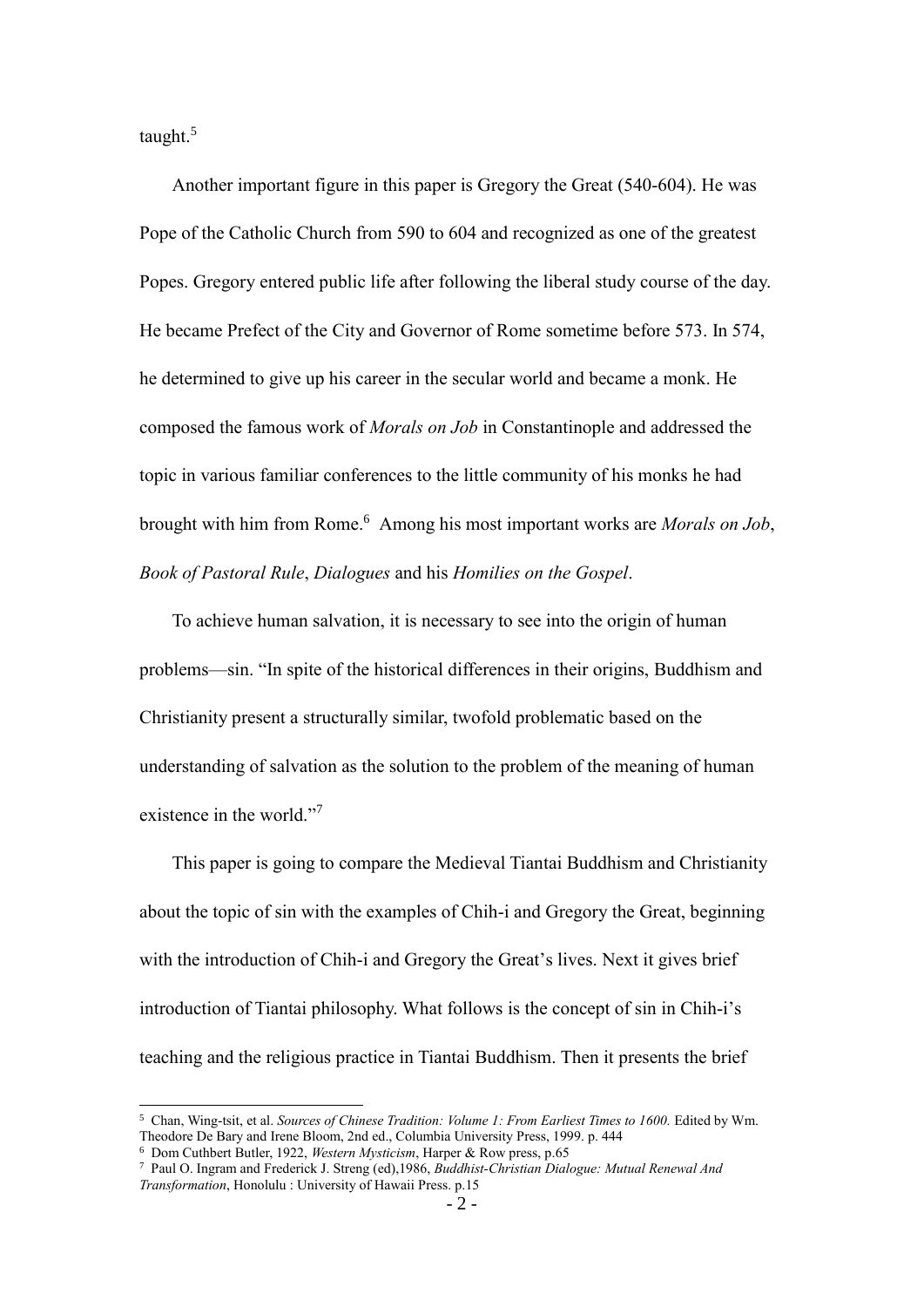taught.[5]

Another important figure in this paper is Gregory the Great (540-604). He was Pope of the Catholic Church from 590 to 604 and recognized as one of the greatest Popes. Gregory entered public life after following the liberal study course of the day. He became Prefect of the City and Governor of Rome sometime before 573. In 574, he determined to give up his career in the secular world and became a monk. He composed the famous work of *Morals on Job* in Constantinople and addressed the topic in various familiar conferences to the little community of his monks he had brought with him from Rome.[6] Among his most important works are *Morals on Job*, *Book of Pastoral Rule*, *Dialogues* and his *Homilies on the Gospel*.

To achieve human salvation, it is necessary to see into the origin of human problems—sin. "In spite of the historical differences in their origins, Buddhism and Christianity present a structurally similar, twofold problematic based on the understanding of salvation as the solution to the problem of the meaning of human existence in the world."[7]

This paper is going to compare the Medieval Tiantai Buddhism and Christianity about the topic of sin with the examples of Chih-i and Gregory the Great, beginning with the introduction of Chih-i and Gregory the Great's lives. Next it gives brief introduction of Tiantai philosophy. What follows is the concept of sin in Chih-i's teaching and the religious practice in Tiantai Buddhism. Then it presents the brief

---

[5] Chan, Wing-tsit, et al. *Sources of Chinese Tradition: Volume 1: From Earliest Times to 1600.* Edited by Wm. Theodore De Bary and Irene Bloom, 2nd ed., Columbia University Press, 1999. p. 444

[6] Dom Cuthbert Butler, 1922, *Western Mysticism*, Harper & Row press, p.65

[7] Paul O. Ingram and Frederick J. Streng (ed),1986, *Buddhist-Christian Dialogue: Mutual Renewal And Transformation*, Honolulu : University of Hawaii Press. p.15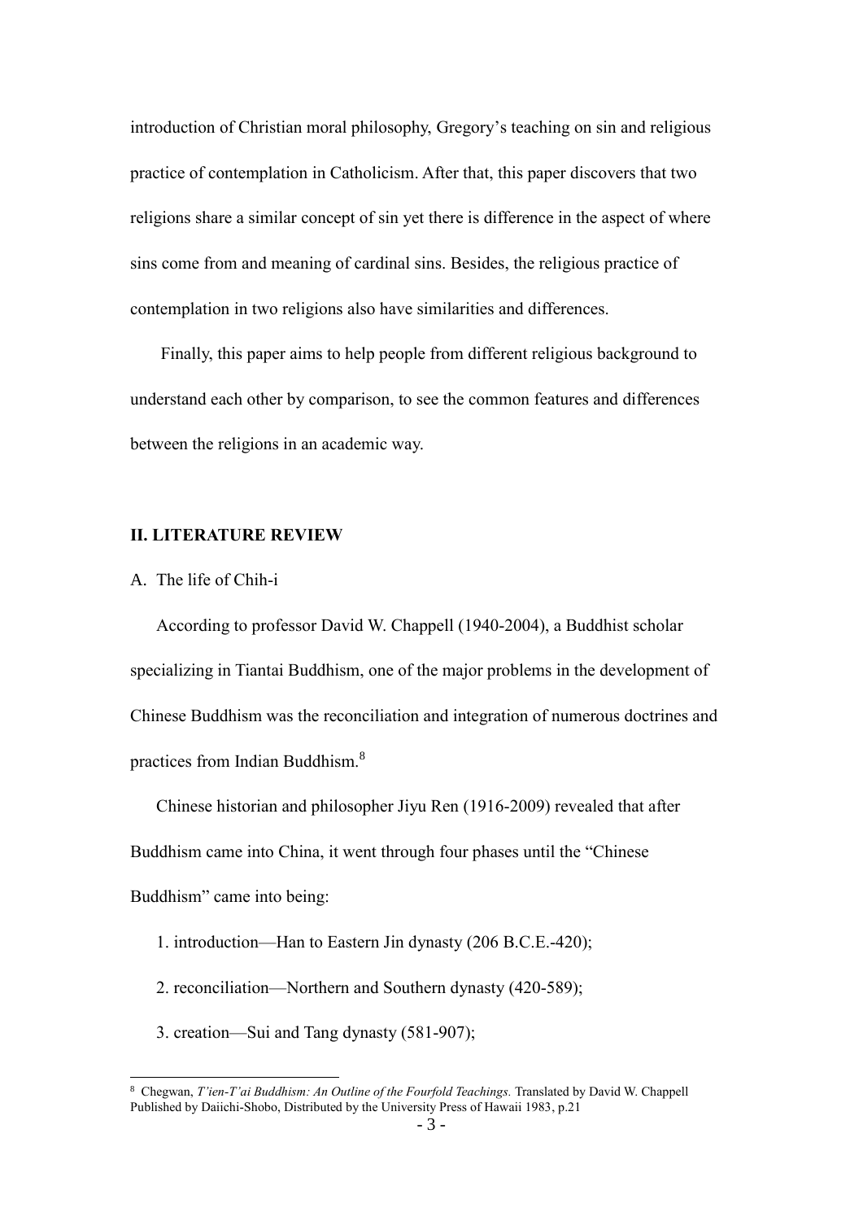introduction of Christian moral philosophy, Gregory's teaching on sin and religious practice of contemplation in Catholicism. After that, this paper discovers that two religions share a similar concept of sin yet there is difference in the aspect of where sins come from and meaning of cardinal sins. Besides, the religious practice of contemplation in two religions also have similarities and differences.

Finally, this paper aims to help people from different religious background to understand each other by comparison, to see the common features and differences between the religions in an academic way.

## II. LITERATURE REVIEW

### A. The life of Chih-i

According to professor David W. Chappell (1940-2004), a Buddhist scholar specializing in Tiantai Buddhism, one of the major problems in the development of Chinese Buddhism was the reconciliation and integration of numerous doctrines and practices from Indian Buddhism.[8]

Chinese historian and philosopher Jiyu Ren (1916-2009) revealed that after Buddhism came into China, it went through four phases until the "Chinese Buddhism" came into being:

1. introduction—Han to Eastern Jin dynasty (206 B.C.E.-420);
2. reconciliation—Northern and Southern dynasty (420-589);
3. creation—Sui and Tang dynasty (581-907);

---

[8] Chegwan, *T'ien-T'ai Buddhism: An Outline of the Fourfold Teachings.* Translated by David W. Chappell Published by Daiichi-Shobo, Distributed by the University Press of Hawaii 1983, p.21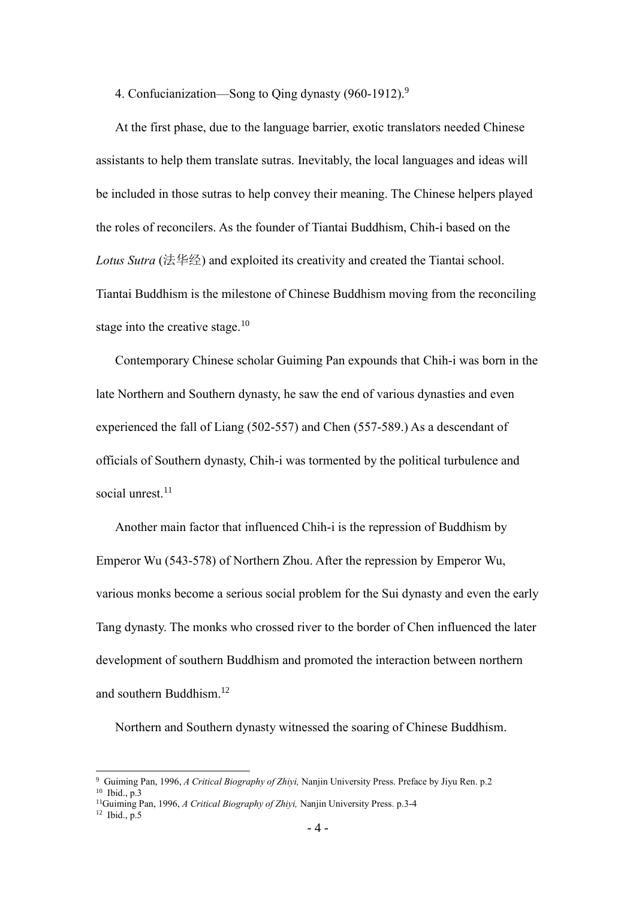4. Confucianization—Song to Qing dynasty (960-1912).[9]

At the first phase, due to the language barrier, exotic translators needed Chinese assistants to help them translate sutras. Inevitably, the local languages and ideas will be included in those sutras to help convey their meaning. The Chinese helpers played the roles of reconcilers. As the founder of Tiantai Buddhism, Chih-i based on the *Lotus Sutra* (法华经) and exploited its creativity and created the Tiantai school. Tiantai Buddhism is the milestone of Chinese Buddhism moving from the reconciling stage into the creative stage.[10]

Contemporary Chinese scholar Guiming Pan expounds that Chih-i was born in the late Northern and Southern dynasty, he saw the end of various dynasties and even experienced the fall of Liang (502-557) and Chen (557-589.) As a descendant of officials of Southern dynasty, Chih-i was tormented by the political turbulence and social unrest.[11]

Another main factor that influenced Chih-i is the repression of Buddhism by Emperor Wu (543-578) of Northern Zhou. After the repression by Emperor Wu, various monks become a serious social problem for the Sui dynasty and even the early Tang dynasty. The monks who crossed river to the border of Chen influenced the later development of southern Buddhism and promoted the interaction between northern and southern Buddhism.[12]

Northern and Southern dynasty witnessed the soaring of Chinese Buddhism.

---

[9] Guiming Pan, 1996, *A Critical Biography of Zhiyi,* Nanjin University Press. Preface by Jiyu Ren. p.2

[10] Ibid., p.3

[11] Guiming Pan, 1996, *A Critical Biography of Zhiyi,* Nanjin University Press. p.3-4

[12] Ibid., p.5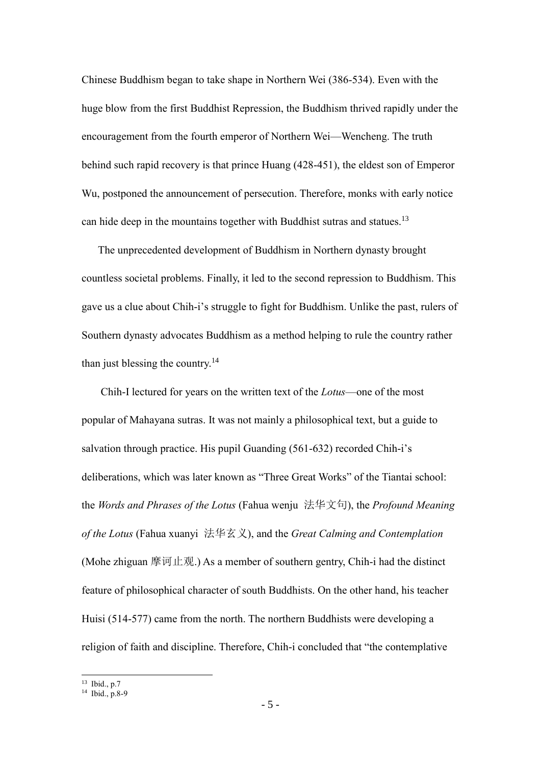Chinese Buddhism began to take shape in Northern Wei (386-534). Even with the huge blow from the first Buddhist Repression, the Buddhism thrived rapidly under the encouragement from the fourth emperor of Northern Wei—Wencheng. The truth behind such rapid recovery is that prince Huang (428-451), the eldest son of Emperor Wu, postponed the announcement of persecution. Therefore, monks with early notice can hide deep in the mountains together with Buddhist sutras and statues.[13]

The unprecedented development of Buddhism in Northern dynasty brought countless societal problems. Finally, it led to the second repression to Buddhism. This gave us a clue about Chih-i's struggle to fight for Buddhism. Unlike the past, rulers of Southern dynasty advocates Buddhism as a method helping to rule the country rather than just blessing the country.[14]

Chih-I lectured for years on the written text of the *Lotus*—one of the most popular of Mahayana sutras. It was not mainly a philosophical text, but a guide to salvation through practice. His pupil Guanding (561-632) recorded Chih-i's deliberations, which was later known as "Three Great Works" of the Tiantai school: the *Words and Phrases of the Lotus* (Fahua wenju 法华文句), the *Profound Meaning of the Lotus* (Fahua xuanyi 法华玄义), and the *Great Calming and Contemplation* (Mohe zhiguan 摩诃止观.) As a member of southern gentry, Chih-i had the distinct feature of philosophical character of south Buddhists. On the other hand, his teacher Huisi (514-577) came from the north. The northern Buddhists were developing a religion of faith and discipline. Therefore, Chih-i concluded that "the contemplative

---

[13] Ibid., p.7

[14] Ibid., p.8-9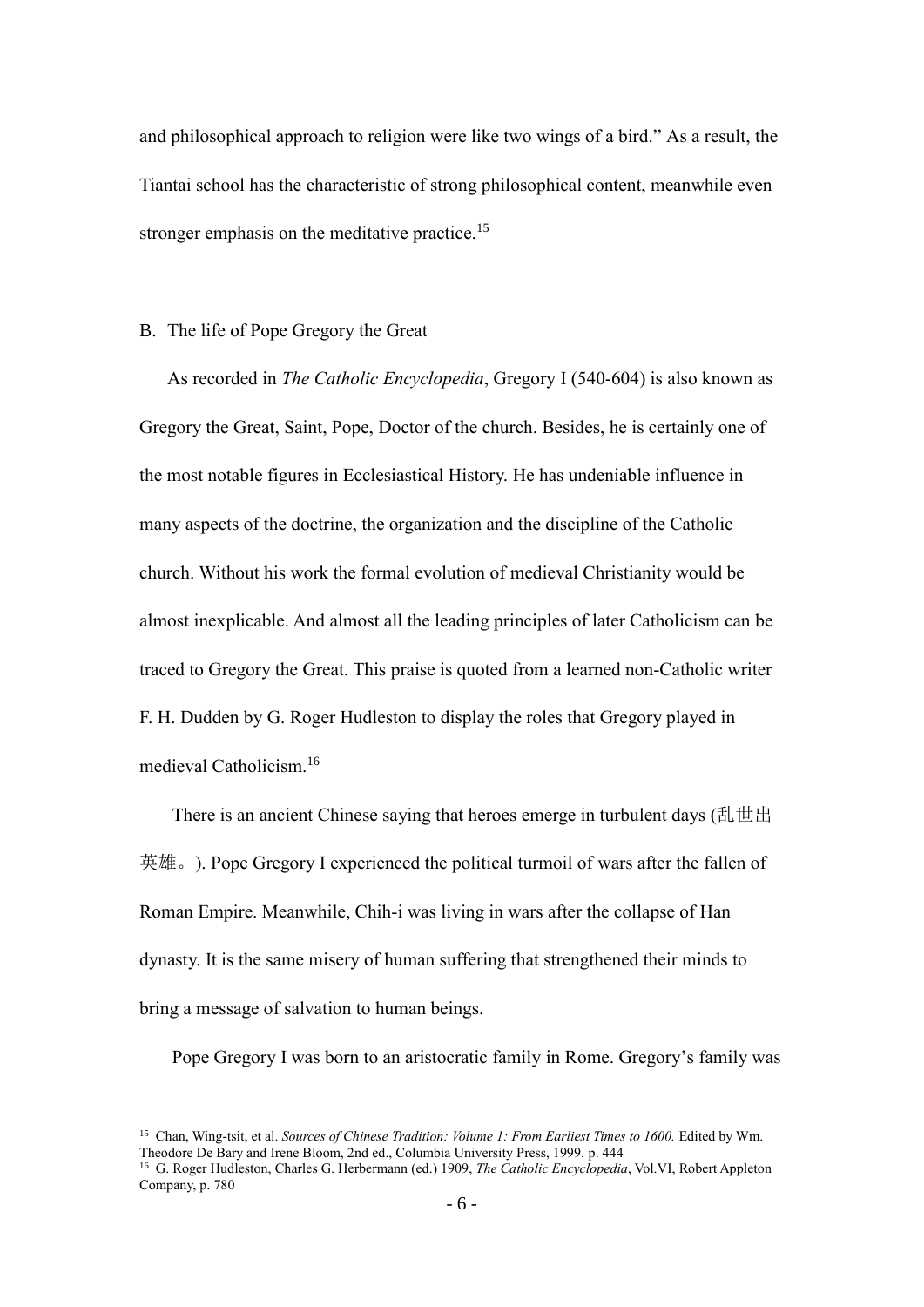and philosophical approach to religion were like two wings of a bird." As a result, the Tiantai school has the characteristic of strong philosophical content, meanwhile even stronger emphasis on the meditative practice.[15]

B. The life of Pope Gregory the Great

As recorded in *The Catholic Encyclopedia*, Gregory I (540-604) is also known as Gregory the Great, Saint, Pope, Doctor of the church. Besides, he is certainly one of the most notable figures in Ecclesiastical History. He has undeniable influence in many aspects of the doctrine, the organization and the discipline of the Catholic church. Without his work the formal evolution of medieval Christianity would be almost inexplicable. And almost all the leading principles of later Catholicism can be traced to Gregory the Great. This praise is quoted from a learned non-Catholic writer F. H. Dudden by G. Roger Hudleston to display the roles that Gregory played in medieval Catholicism.[16]

There is an ancient Chinese saying that heroes emerge in turbulent days (乱世出英雄。). Pope Gregory I experienced the political turmoil of wars after the fallen of Roman Empire. Meanwhile, Chih-i was living in wars after the collapse of Han dynasty. It is the same misery of human suffering that strengthened their minds to bring a message of salvation to human beings.

Pope Gregory I was born to an aristocratic family in Rome. Gregory's family was

---

[15] Chan, Wing-tsit, et al. *Sources of Chinese Tradition: Volume 1: From Earliest Times to 1600.* Edited by Wm. Theodore De Bary and Irene Bloom, 2nd ed., Columbia University Press, 1999. p. 444

[16] G. Roger Hudleston, Charles G. Herbermann (ed.) 1909, *The Catholic Encyclopedia*, Vol.VI, Robert Appleton Company, p. 780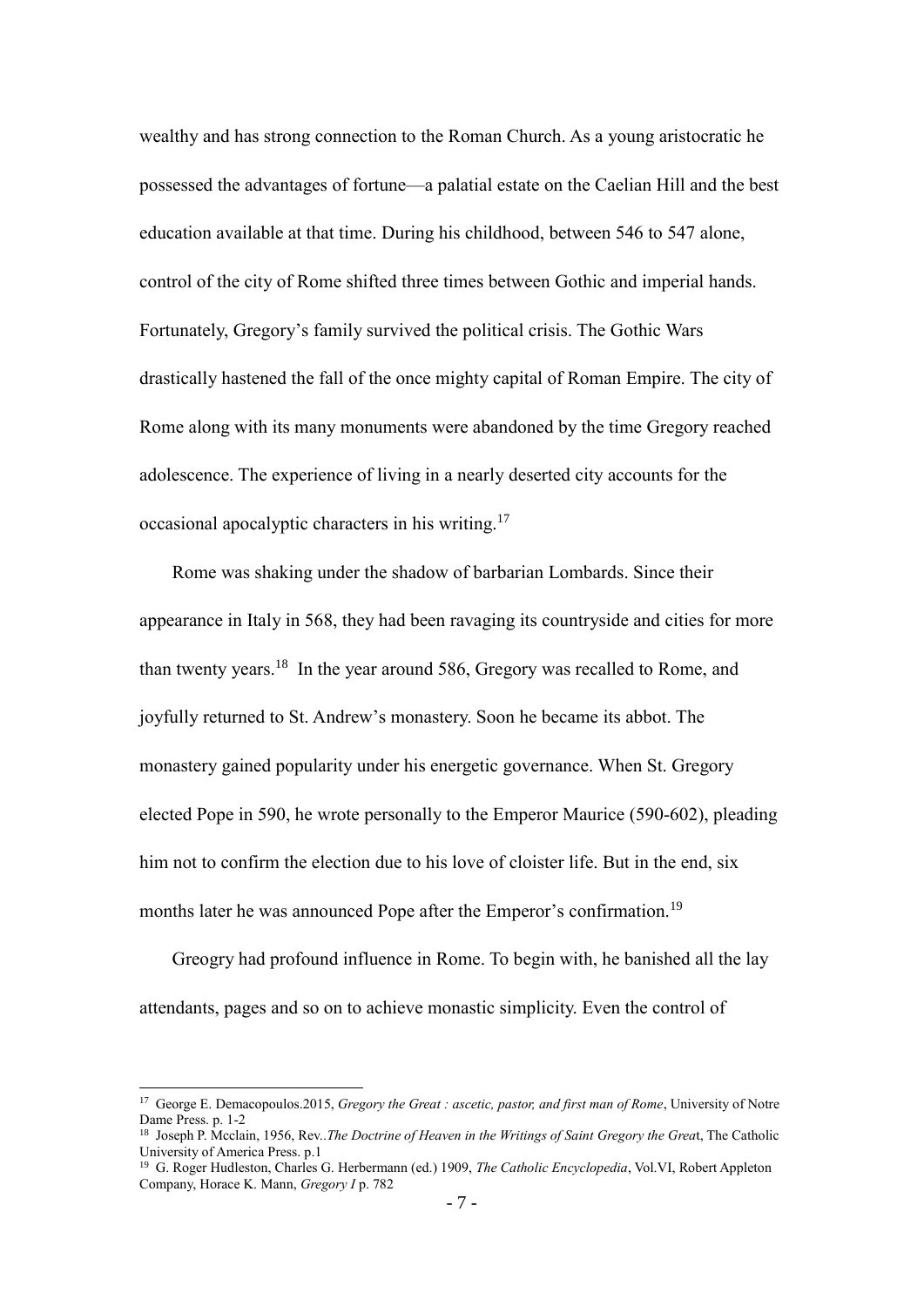wealthy and has strong connection to the Roman Church. As a young aristocratic he possessed the advantages of fortune—a palatial estate on the Caelian Hill and the best education available at that time. During his childhood, between 546 to 547 alone, control of the city of Rome shifted three times between Gothic and imperial hands. Fortunately, Gregory's family survived the political crisis. The Gothic Wars drastically hastened the fall of the once mighty capital of Roman Empire. The city of Rome along with its many monuments were abandoned by the time Gregory reached adolescence. The experience of living in a nearly deserted city accounts for the occasional apocalyptic characters in his writing.[17]

Rome was shaking under the shadow of barbarian Lombards. Since their appearance in Italy in 568, they had been ravaging its countryside and cities for more than twenty years.[18] In the year around 586, Gregory was recalled to Rome, and joyfully returned to St. Andrew's monastery. Soon he became its abbot. The monastery gained popularity under his energetic governance. When St. Gregory elected Pope in 590, he wrote personally to the Emperor Maurice (590-602), pleading him not to confirm the election due to his love of cloister life. But in the end, six months later he was announced Pope after the Emperor's confirmation.[19]

Greogry had profound influence in Rome. To begin with, he banished all the lay attendants, pages and so on to achieve monastic simplicity. Even the control of

---

[17] George E. Demacopoulos.2015, *Gregory the Great : ascetic, pastor, and first man of Rome*, University of Notre Dame Press. p. 1-2

[18] Joseph P. Mcclain, 1956, Rev..*The Doctrine of Heaven in the Writings of Saint Gregory the Grea*t, The Catholic University of America Press. p.1

[19] G. Roger Hudleston, Charles G. Herbermann (ed.) 1909, *The Catholic Encyclopedia*, Vol.VI, Robert Appleton Company, Horace K. Mann, *Gregory I* p. 782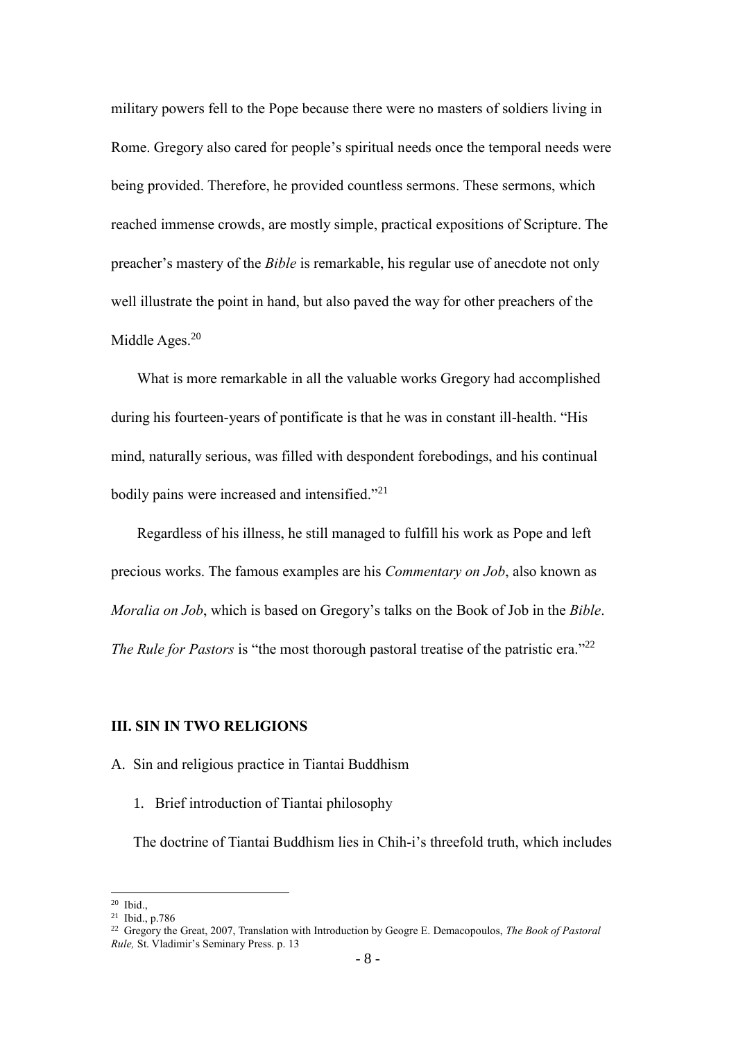military powers fell to the Pope because there were no masters of soldiers living in Rome. Gregory also cared for people's spiritual needs once the temporal needs were being provided. Therefore, he provided countless sermons. These sermons, which reached immense crowds, are mostly simple, practical expositions of Scripture. The preacher's mastery of the *Bible* is remarkable, his regular use of anecdote not only well illustrate the point in hand, but also paved the way for other preachers of the Middle Ages.[20]

What is more remarkable in all the valuable works Gregory had accomplished during his fourteen-years of pontificate is that he was in constant ill-health. "His mind, naturally serious, was filled with despondent forebodings, and his continual bodily pains were increased and intensified."[21]

Regardless of his illness, he still managed to fulfill his work as Pope and left precious works. The famous examples are his *Commentary on Job*, also known as *Moralia on Job*, which is based on Gregory's talks on the Book of Job in the *Bible*. *The Rule for Pastors* is "the most thorough pastoral treatise of the patristic era."[22]

## III. SIN IN TWO RELIGIONS

A. Sin and religious practice in Tiantai Buddhism

1. Brief introduction of Tiantai philosophy

The doctrine of Tiantai Buddhism lies in Chih-i's threefold truth, which includes

---

[20] Ibid.,

[21] Ibid., p.786

[22] Gregory the Great, 2007, Translation with Introduction by Geogre E. Demacopoulos, *The Book of Pastoral Rule,* St. Vladimir's Seminary Press. p. 13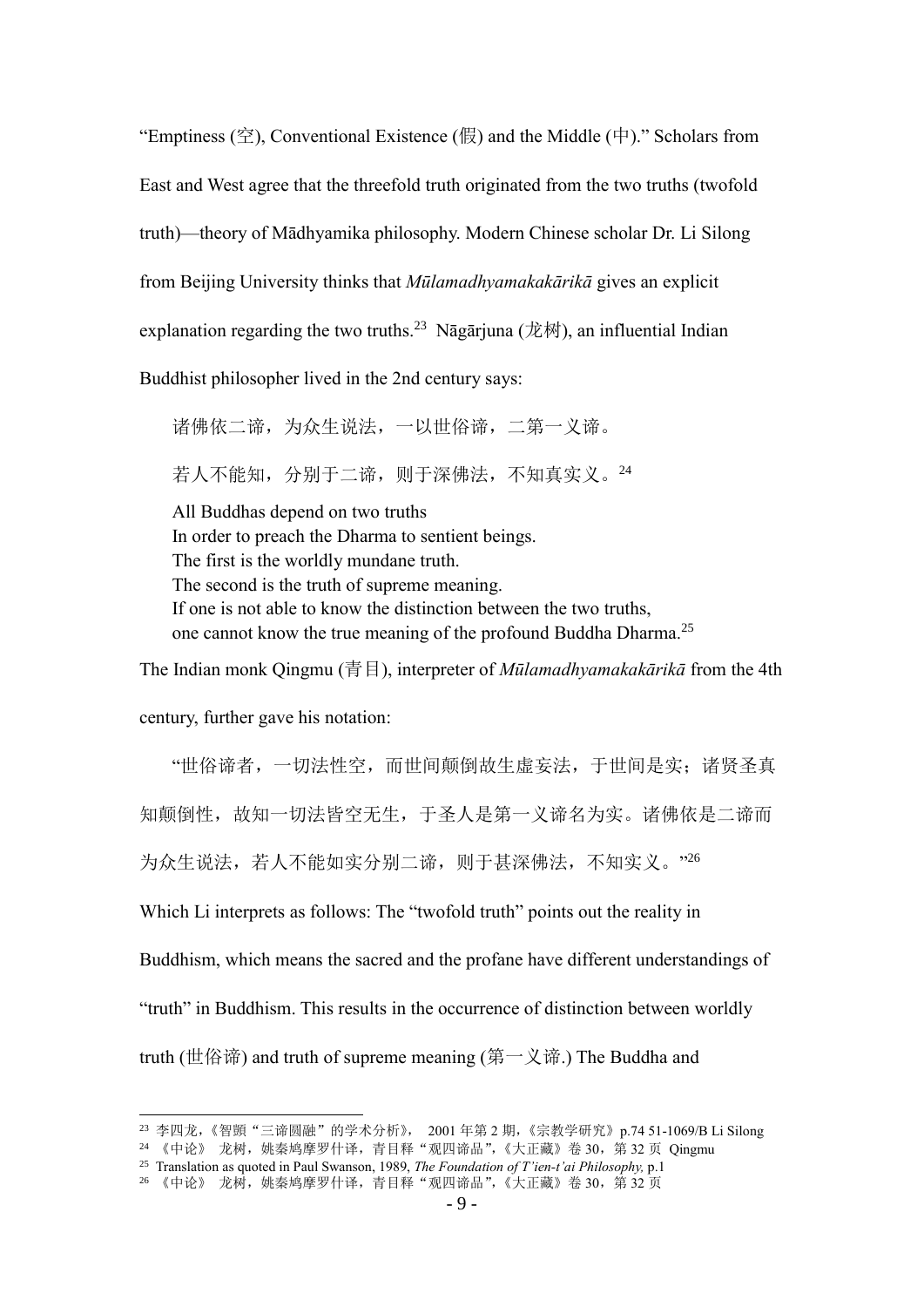"Emptiness (空), Conventional Existence (假) and the Middle (中)." Scholars from East and West agree that the threefold truth originated from the two truths (twofold truth)—theory of Mādhyamika philosophy. Modern Chinese scholar Dr. Li Silong from Beijing University thinks that *Mūlamadhyamakakārikā* gives an explicit explanation regarding the two truths.[23] Nāgārjuna (龙树), an influential Indian Buddhist philosopher lived in the 2nd century says:

> 诸佛依二谛，为众生说法，一以世俗谛，二第一义谛。
>
> 若人不能知，分别于二谛，则于深佛法，不知真实义。[24]
>
> All Buddhas depend on two truths
> In order to preach the Dharma to sentient beings.
> The first is the worldly mundane truth.
> The second is the truth of supreme meaning.
> If one is not able to know the distinction between the two truths,
> one cannot know the true meaning of the profound Buddha Dharma.[25]

The Indian monk Qingmu (青目), interpreter of *Mūlamadhyamakakārikā* from the 4th century, further gave his notation:

> "世俗谛者，一切法性空，而世间颠倒故生虚妄法，于世间是实；诸贤圣真知颠倒性，故知一切法皆空无生，于圣人是第一义谛名为实。诸佛依是二谛而为众生说法，若人不能如实分别二谛，则于甚深佛法，不知实义。"[26]

Which Li interprets as follows: The "twofold truth" points out the reality in Buddhism, which means the sacred and the profane have different understandings of "truth" in Buddhism. This results in the occurrence of distinction between worldly truth (世俗谛) and truth of supreme meaning (第一义谛.) The Buddha and

---

[23] 李四龙,《智顗"三谛圆融"的学术分析》, 2001 年第 2 期,《宗教学研究》p.74 51-1069/B Li Silong

[24] 《中论》 龙树，姚秦鸠摩罗什译，青目释"观四谛品",《大正藏》卷 30，第 32 页 Qingmu

[25] Translation as quoted in Paul Swanson, 1989, *The Foundation of T'ien-t'ai Philosophy,* p.1

[26] 《中论》 龙树，姚秦鸠摩罗什译，青目释"观四谛品",《大正藏》卷 30，第 32 页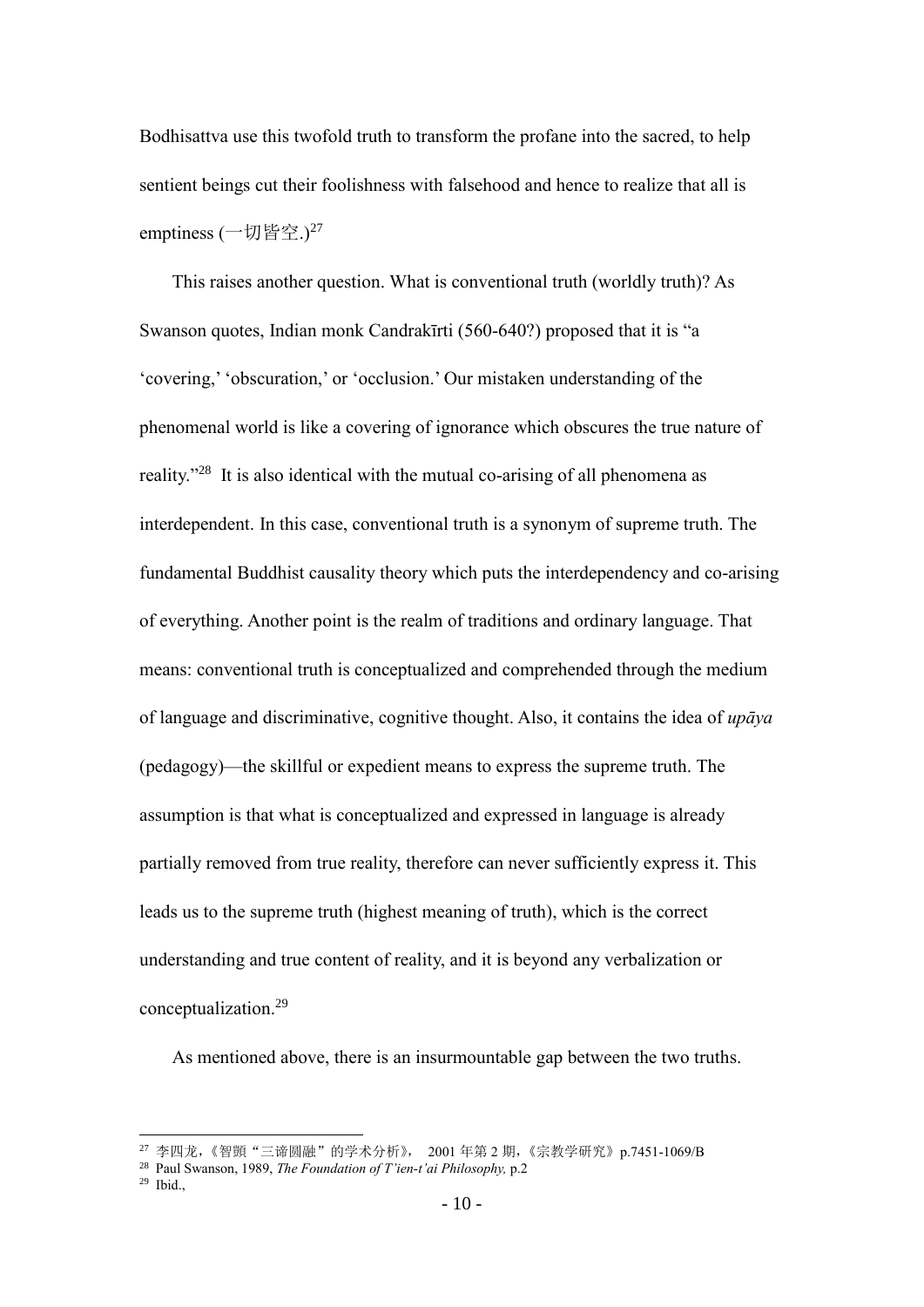Bodhisattva use this twofold truth to transform the profane into the sacred, to help sentient beings cut their foolishness with falsehood and hence to realize that all is emptiness (一切皆空.)[27]

This raises another question. What is conventional truth (worldly truth)? As Swanson quotes, Indian monk Candrakīrti (560-640?) proposed that it is "a 'covering,' 'obscuration,' or 'occlusion.' Our mistaken understanding of the phenomenal world is like a covering of ignorance which obscures the true nature of reality."[28] It is also identical with the mutual co-arising of all phenomena as interdependent. In this case, conventional truth is a synonym of supreme truth. The fundamental Buddhist causality theory which puts the interdependency and co-arising of everything. Another point is the realm of traditions and ordinary language. That means: conventional truth is conceptualized and comprehended through the medium of language and discriminative, cognitive thought. Also, it contains the idea of *upāya* (pedagogy)—the skillful or expedient means to express the supreme truth. The assumption is that what is conceptualized and expressed in language is already partially removed from true reality, therefore can never sufficiently express it. This leads us to the supreme truth (highest meaning of truth), which is the correct understanding and true content of reality, and it is beyond any verbalization or conceptualization.[29]

As mentioned above, there is an insurmountable gap between the two truths.

---

[27] 李四龙，《智顗"三谛圆融"的学术分析》， 2001 年第 2 期，《宗教学研究》p.7451-1069/B

[28] Paul Swanson, 1989, *The Foundation of T'ien-t'ai Philosophy,* p.2

[29] Ibid.,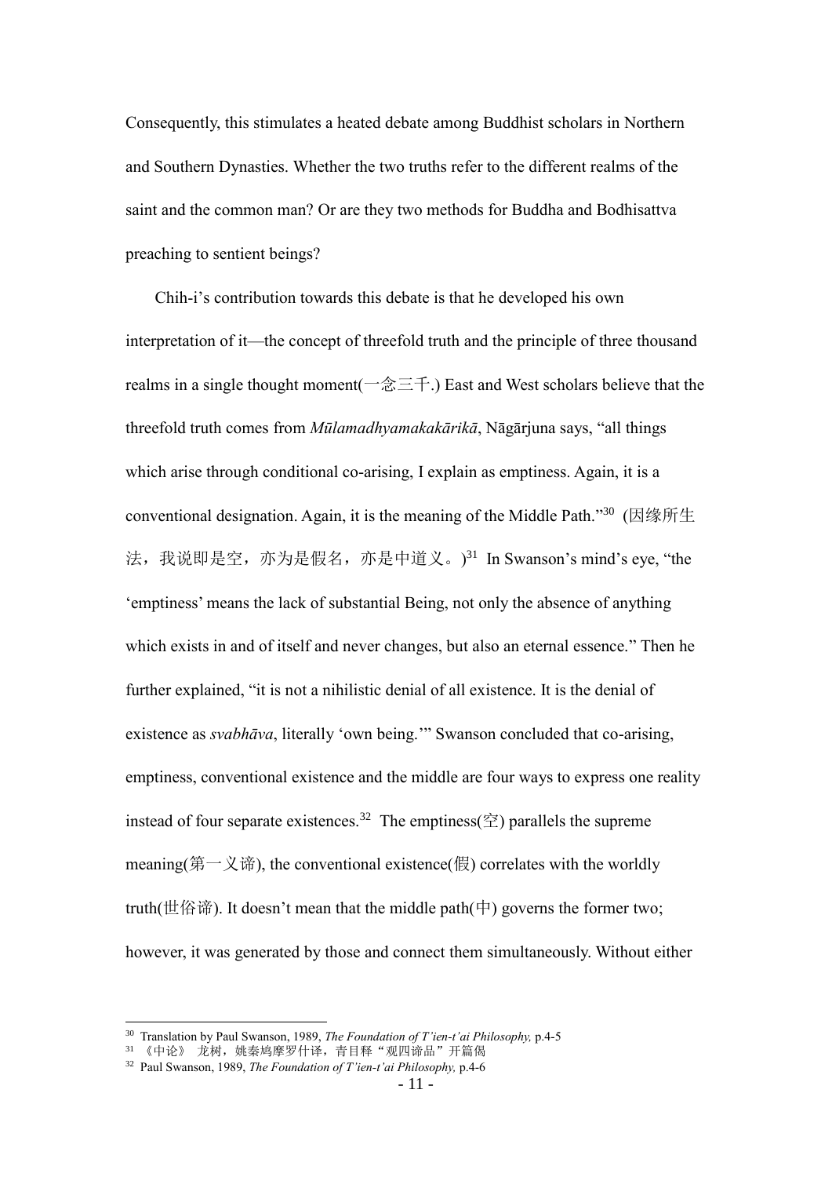Consequently, this stimulates a heated debate among Buddhist scholars in Northern and Southern Dynasties. Whether the two truths refer to the different realms of the saint and the common man? Or are they two methods for Buddha and Bodhisattva preaching to sentient beings?

Chih-i's contribution towards this debate is that he developed his own interpretation of it—the concept of threefold truth and the principle of three thousand realms in a single thought moment(一念三千.) East and West scholars believe that the threefold truth comes from *Mūlamadhyamakakārikā*, Nāgārjuna says, "all things which arise through conditional co-arising, I explain as emptiness. Again, it is a conventional designation. Again, it is the meaning of the Middle Path."[30] (因缘所生法，我说即是空，亦为是假名，亦是中道义。)[31] In Swanson's mind's eye, "the 'emptiness' means the lack of substantial Being, not only the absence of anything which exists in and of itself and never changes, but also an eternal essence." Then he further explained, "it is not a nihilistic denial of all existence. It is the denial of existence as *svabhāva*, literally 'own being.'" Swanson concluded that co-arising, emptiness, conventional existence and the middle are four ways to express one reality instead of four separate existences.[32] The emptiness(空) parallels the supreme meaning(第一义谛), the conventional existence(假) correlates with the worldly truth(世俗谛). It doesn't mean that the middle path(中) governs the former two; however, it was generated by those and connect them simultaneously. Without either

---

[30] Translation by Paul Swanson, 1989, *The Foundation of T'ien-t'ai Philosophy,* p.4-5

[31] 《中论》 龙树，姚秦鸠摩罗什译，青目释"观四谛品"开篇偈

[32] Paul Swanson, 1989, *The Foundation of T'ien-t'ai Philosophy,* p.4-6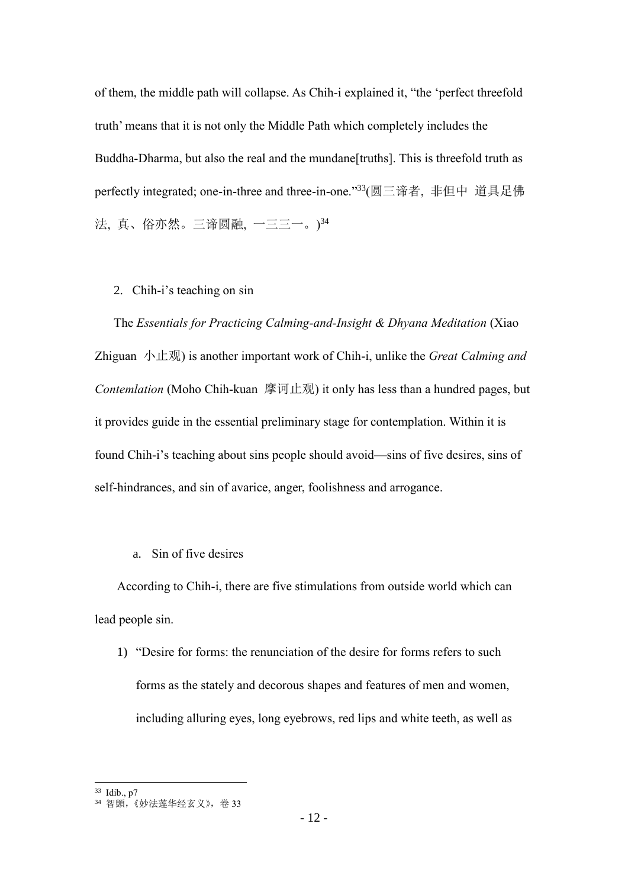of them, the middle path will collapse. As Chih-i explained it, "the 'perfect threefold truth' means that it is not only the Middle Path which completely includes the Buddha-Dharma, but also the real and the mundane[truths]. This is threefold truth as perfectly integrated; one-in-three and three-in-one."[33](圆三谛者, 非但中 道具足佛法, 真、俗亦然。三谛圆融, 一三三一。)[34]

2. Chih-i's teaching on sin

The *Essentials for Practicing Calming-and-Insight & Dhyana Meditation* (Xiao Zhiguan 小止观) is another important work of Chih-i, unlike the *Great Calming and Contemlation* (Moho Chih-kuan 摩诃止观) it only has less than a hundred pages, but it provides guide in the essential preliminary stage for contemplation. Within it is found Chih-i's teaching about sins people should avoid—sins of five desires, sins of self-hindrances, and sin of avarice, anger, foolishness and arrogance.

a. Sin of five desires

According to Chih-i, there are five stimulations from outside world which can lead people sin.

1) "Desire for forms: the renunciation of the desire for forms refers to such forms as the stately and decorous shapes and features of men and women, including alluring eyes, long eyebrows, red lips and white teeth, as well as

[33] Idib., p7

[34] 智顗,《妙法莲华经玄义》, 卷 33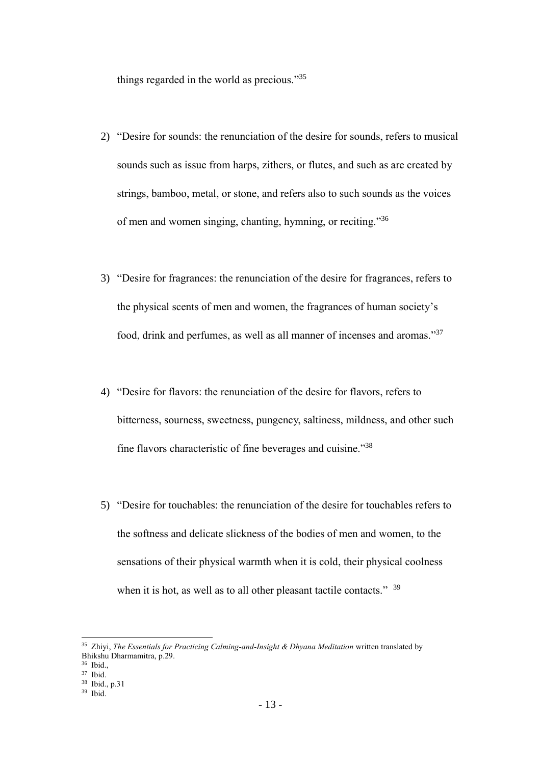things regarded in the world as precious."[35]

2) "Desire for sounds: the renunciation of the desire for sounds, refers to musical sounds such as issue from harps, zithers, or flutes, and such as are created by strings, bamboo, metal, or stone, and refers also to such sounds as the voices of men and women singing, chanting, hymning, or reciting."[36]

3) "Desire for fragrances: the renunciation of the desire for fragrances, refers to the physical scents of men and women, the fragrances of human society's food, drink and perfumes, as well as all manner of incenses and aromas."[37]

4) "Desire for flavors: the renunciation of the desire for flavors, refers to bitterness, sourness, sweetness, pungency, saltiness, mildness, and other such fine flavors characteristic of fine beverages and cuisine."[38]

5) "Desire for touchables: the renunciation of the desire for touchables refers to the softness and delicate slickness of the bodies of men and women, to the sensations of their physical warmth when it is cold, their physical coolness when it is hot, as well as to all other pleasant tactile contacts." [39]

---

[35] Zhiyi, *The Essentials for Practicing Calming-and-Insight & Dhyana Meditation* written translated by Bhikshu Dharmamitra, p.29.

[36] Ibid.,

[37] Ibid.

[38] Ibid., p.31

[39] Ibid.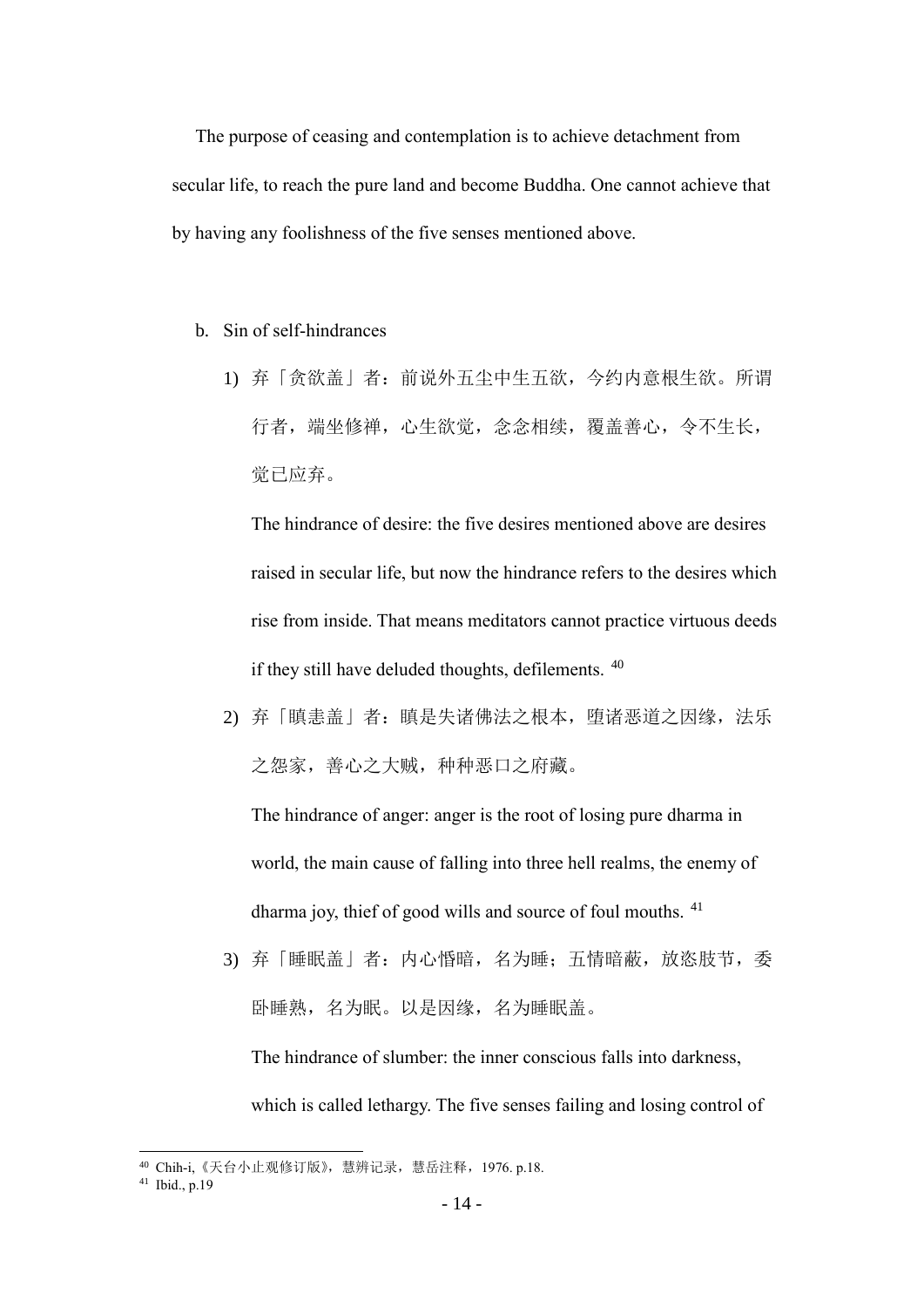The purpose of ceasing and contemplation is to achieve detachment from secular life, to reach the pure land and become Buddha. One cannot achieve that by having any foolishness of the five senses mentioned above.

b. Sin of self-hindrances

1) 弃「贪欲盖」者：前说外五尘中生五欲，今约内意根生欲。所谓行者，端坐修禅，心生欲觉，念念相续，覆盖善心，令不生长，觉已应弃。

   The hindrance of desire: the five desires mentioned above are desires raised in secular life, but now the hindrance refers to the desires which rise from inside. That means meditators cannot practice virtuous deeds if they still have deluded thoughts, defilements. [40]

2) 弃「瞋恚盖」者：瞋是失诸佛法之根本，堕诸恶道之因缘，法乐之怨家，善心之大贼，种种恶口之府藏。

   The hindrance of anger: anger is the root of losing pure dharma in world, the main cause of falling into three hell realms, the enemy of dharma joy, thief of good wills and source of foul mouths. [41]

3) 弃「睡眠盖」者：内心惛暗，名为睡；五情暗蔽，放恣肢节，委卧睡熟，名为眠。以是因缘，名为睡眠盖。

   The hindrance of slumber: the inner conscious falls into darkness, which is called lethargy. The five senses failing and losing control of

---

[40] Chih-i,《天台小止观修订版》，慧辨记录，慧岳注释，1976. p.18.

[41] Ibid., p.19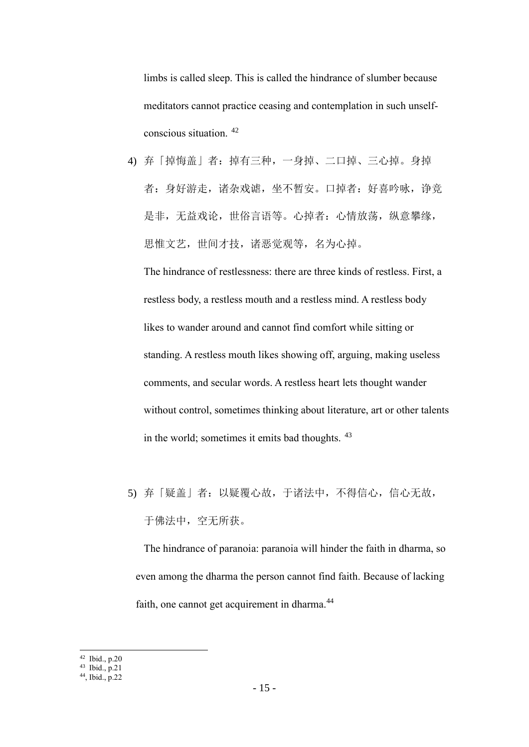limbs is called sleep. This is called the hindrance of slumber because meditators cannot practice ceasing and contemplation in such unself-conscious situation. [42]

4) 弃「掉悔盖」者：掉有三种，一身掉、二口掉、三心掉。身掉者：身好游走，诸杂戏谑，坐不暂安。口掉者：好喜吟咏，诤竞是非，无益戏论，世俗言语等。心掉者：心情放荡，纵意攀缘，思惟文艺，世间才技，诸恶觉观等，名为心掉。

   The hindrance of restlessness: there are three kinds of restless. First, a restless body, a restless mouth and a restless mind. A restless body likes to wander around and cannot find comfort while sitting or standing. A restless mouth likes showing off, arguing, making useless comments, and secular words. A restless heart lets thought wander without control, sometimes thinking about literature, art or other talents in the world; sometimes it emits bad thoughts. [43]

5) 弃「疑盖」者：以疑覆心故，于诸法中，不得信心，信心无故，于佛法中，空无所获。

   The hindrance of paranoia: paranoia will hinder the faith in dharma, so even among the dharma the person cannot find faith. Because of lacking faith, one cannot get acquirement in dharma.[44]

---

[42] Ibid., p.20
[43] Ibid., p.21
[44], Ibid., p.22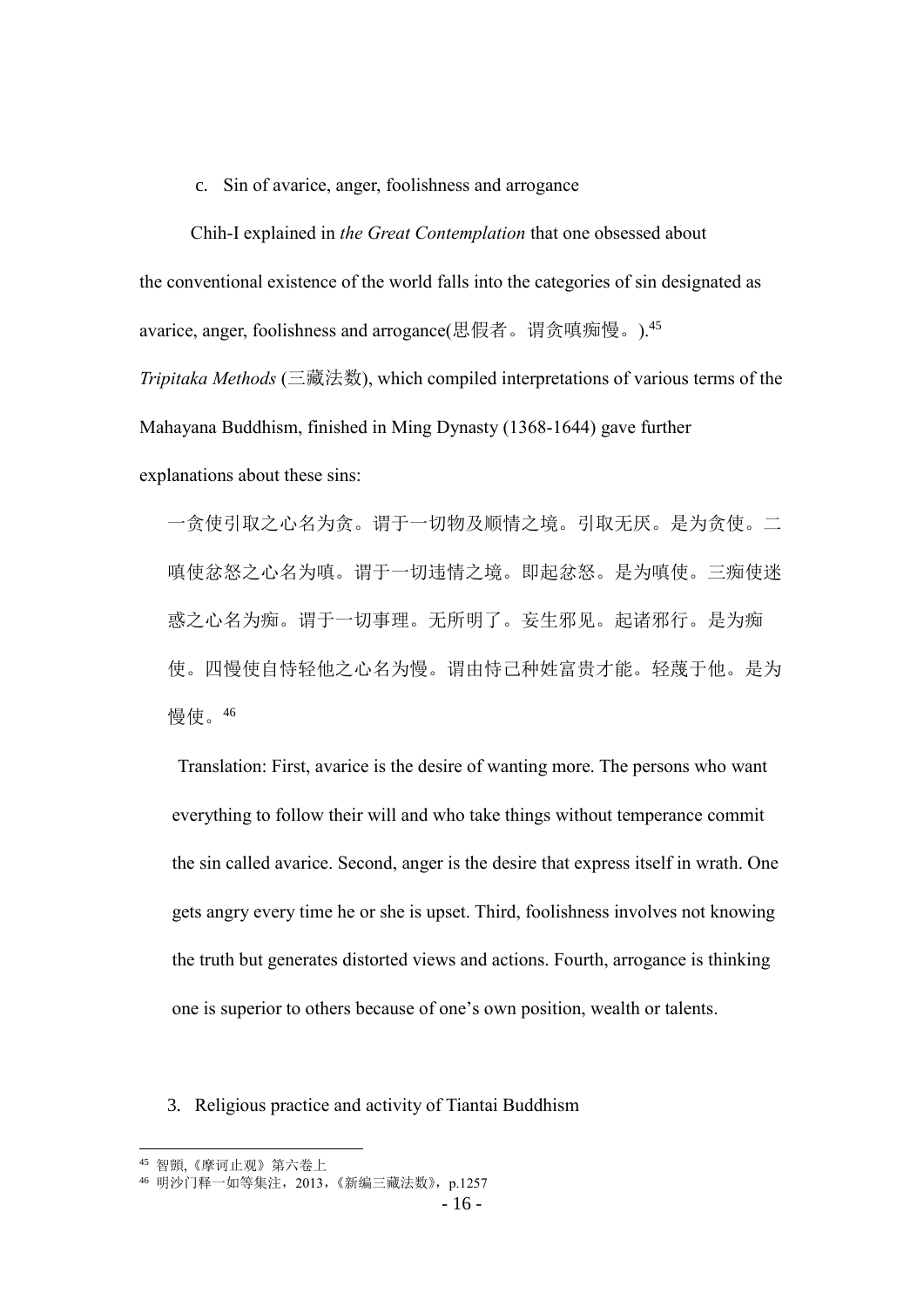c. Sin of avarice, anger, foolishness and arrogance

Chih-I explained in *the Great Contemplation* that one obsessed about the conventional existence of the world falls into the categories of sin designated as avarice, anger, foolishness and arrogance(思假者。谓贪嗔痴慢。).[45]

*Tripitaka Methods* (三藏法数), which compiled interpretations of various terms of the Mahayana Buddhism, finished in Ming Dynasty (1368-1644) gave further explanations about these sins:

> 一贪使引取之心名为贪。谓于一切物及顺情之境。引取无厌。是为贪使。二嗔使忿怒之心名为嗔。谓于一切违情之境。即起忿怒。是为嗔使。三痴使迷惑之心名为痴。谓于一切事理。无所明了。妄生邪见。起诸邪行。是为痴使。四慢使自恃轻他之心名为慢。谓由恃己种姓富贵才能。轻蔑于他。是为慢使。[46]
>
> Translation: First, avarice is the desire of wanting more. The persons who want everything to follow their will and who take things without temperance commit the sin called avarice. Second, anger is the desire that express itself in wrath. One gets angry every time he or she is upset. Third, foolishness involves not knowing the truth but generates distorted views and actions. Fourth, arrogance is thinking one is superior to others because of one's own position, wealth or talents.

3. Religious practice and activity of Tiantai Buddhism

---

[45] 智顗,《摩诃止观》第六卷上

[46] 明沙门释一如等集注，2013，《新编三藏法数》，p.1257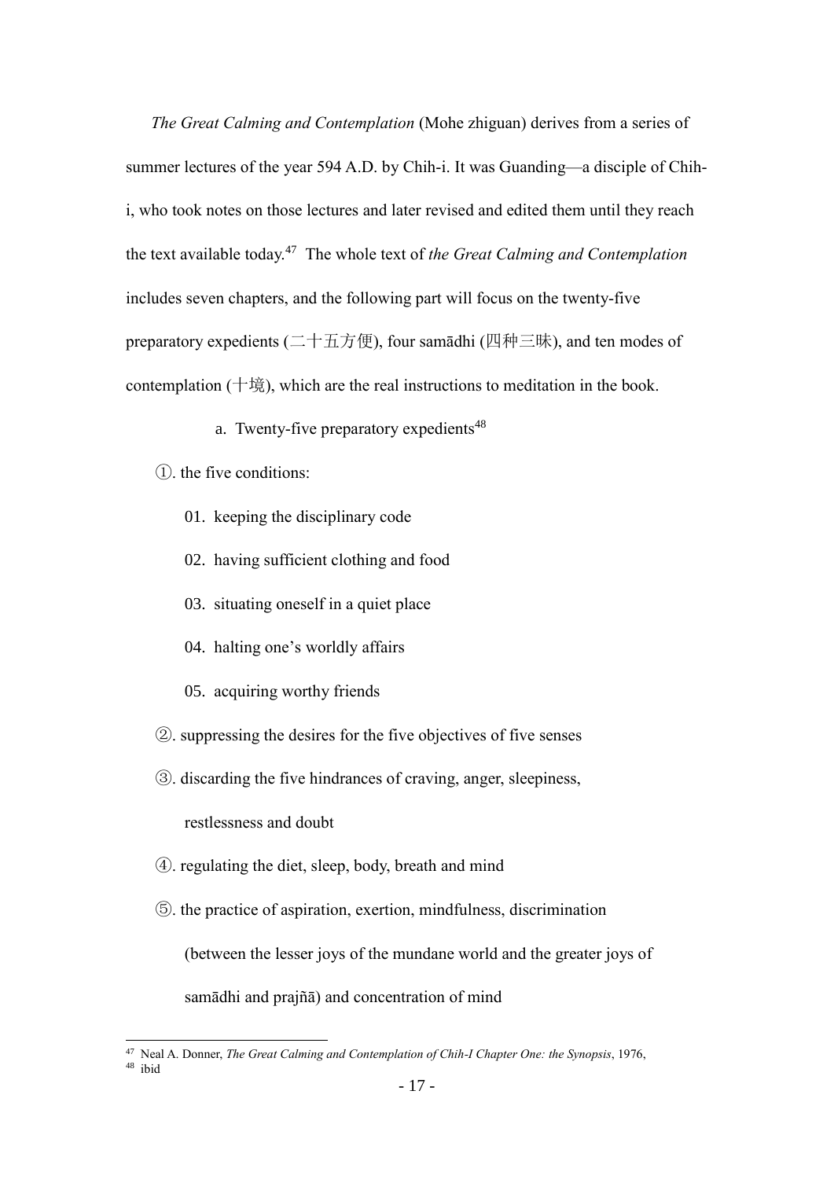*The Great Calming and Contemplation* (Mohe zhiguan) derives from a series of summer lectures of the year 594 A.D. by Chih-i. It was Guanding—a disciple of Chih-i, who took notes on those lectures and later revised and edited them until they reach the text available today.[47] The whole text of *the Great Calming and Contemplation* includes seven chapters, and the following part will focus on the twenty-five preparatory expedients (二十五方便), four samādhi (四种三昧), and ten modes of contemplation (十境), which are the real instructions to meditation in the book.

a. Twenty-five preparatory expedients[48]

①. the five conditions:

01. keeping the disciplinary code
02. having sufficient clothing and food
03. situating oneself in a quiet place
04. halting one's worldly affairs
05. acquiring worthy friends

②. suppressing the desires for the five objectives of five senses

③. discarding the five hindrances of craving, anger, sleepiness, restlessness and doubt

④. regulating the diet, sleep, body, breath and mind

⑤. the practice of aspiration, exertion, mindfulness, discrimination (between the lesser joys of the mundane world and the greater joys of samādhi and prajñā) and concentration of mind

---

[47] Neal A. Donner, *The Great Calming and Contemplation of Chih-I Chapter One: the Synopsis*, 1976,

[48] ibid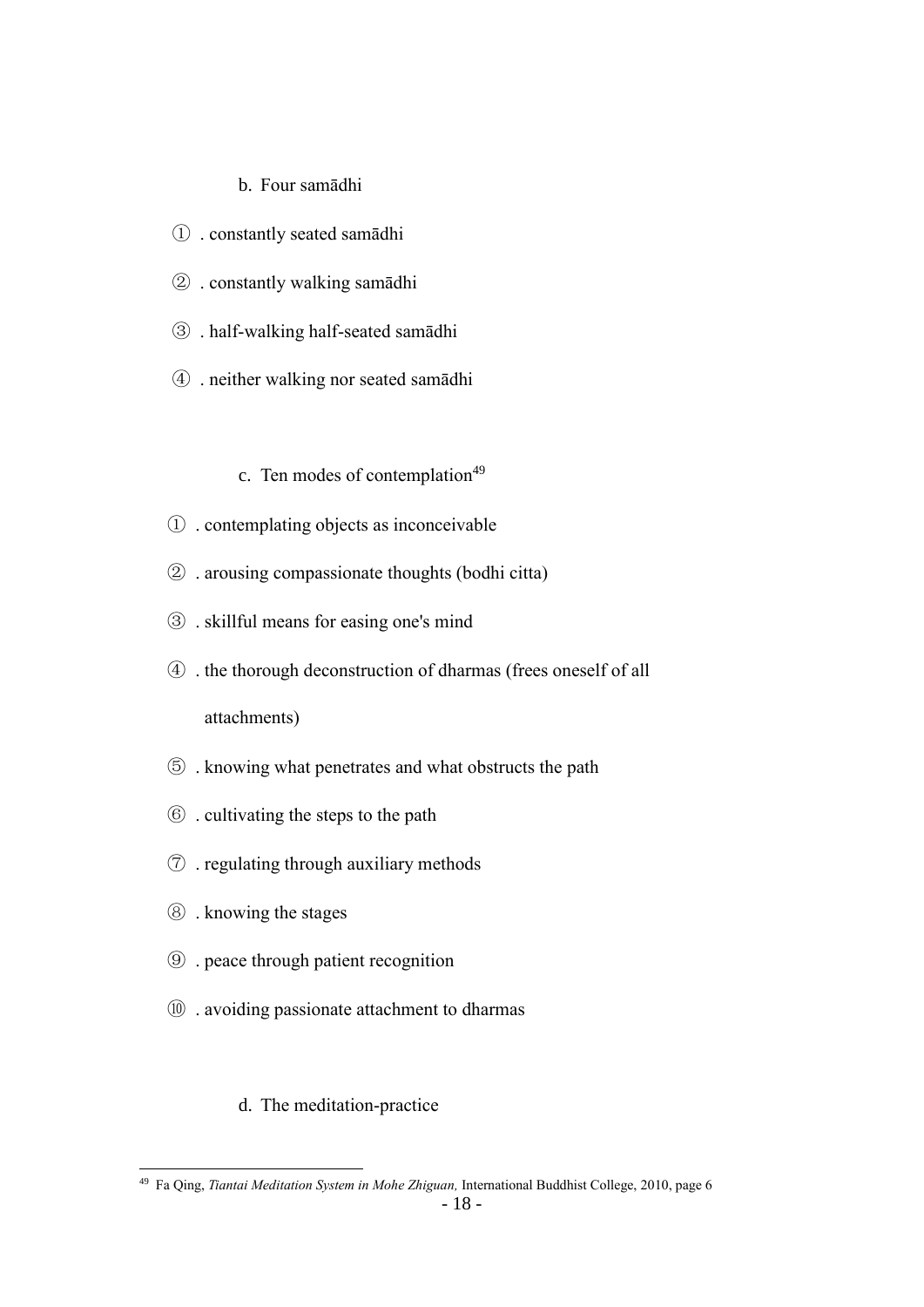b. Four samādhi

① . constantly seated samādhi

② . constantly walking samādhi

③ . half-walking half-seated samādhi

④ . neither walking nor seated samādhi

c. Ten modes of contemplation[49]

① . contemplating objects as inconceivable

② . arousing compassionate thoughts (bodhi citta)

③ . skillful means for easing one's mind

④ . the thorough deconstruction of dharmas (frees oneself of all attachments)

⑤ . knowing what penetrates and what obstructs the path

⑥ . cultivating the steps to the path

⑦ . regulating through auxiliary methods

⑧ . knowing the stages

⑨ . peace through patient recognition

⑩ . avoiding passionate attachment to dharmas

d. The meditation-practice

---

[49] Fa Qing, *Tiantai Meditation System in Mohe Zhiguan,* International Buddhist College, 2010, page 6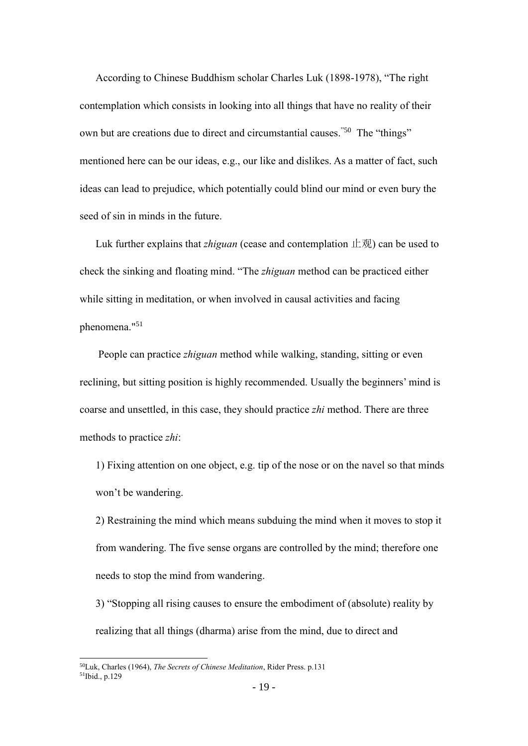According to Chinese Buddhism scholar Charles Luk (1898-1978), "The right contemplation which consists in looking into all things that have no reality of their own but are creations due to direct and circumstantial causes."[50] The "things" mentioned here can be our ideas, e.g., our like and dislikes. As a matter of fact, such ideas can lead to prejudice, which potentially could blind our mind or even bury the seed of sin in minds in the future.

Luk further explains that *zhiguan* (cease and contemplation 止观) can be used to check the sinking and floating mind. "The *zhiguan* method can be practiced either while sitting in meditation, or when involved in causal activities and facing phenomena."[51]

People can practice *zhiguan* method while walking, standing, sitting or even reclining, but sitting position is highly recommended. Usually the beginners' mind is coarse and unsettled, in this case, they should practice *zhi* method. There are three methods to practice *zhi*:

1) Fixing attention on one object, e.g. tip of the nose or on the navel so that minds won't be wandering.

2) Restraining the mind which means subduing the mind when it moves to stop it from wandering. The five sense organs are controlled by the mind; therefore one needs to stop the mind from wandering.

3) "Stopping all rising causes to ensure the embodiment of (absolute) reality by realizing that all things (dharma) arise from the mind, due to direct and

---

[50] Luk, Charles (1964), *The Secrets of Chinese Meditation*, Rider Press. p.131

[51] Ibid., p.129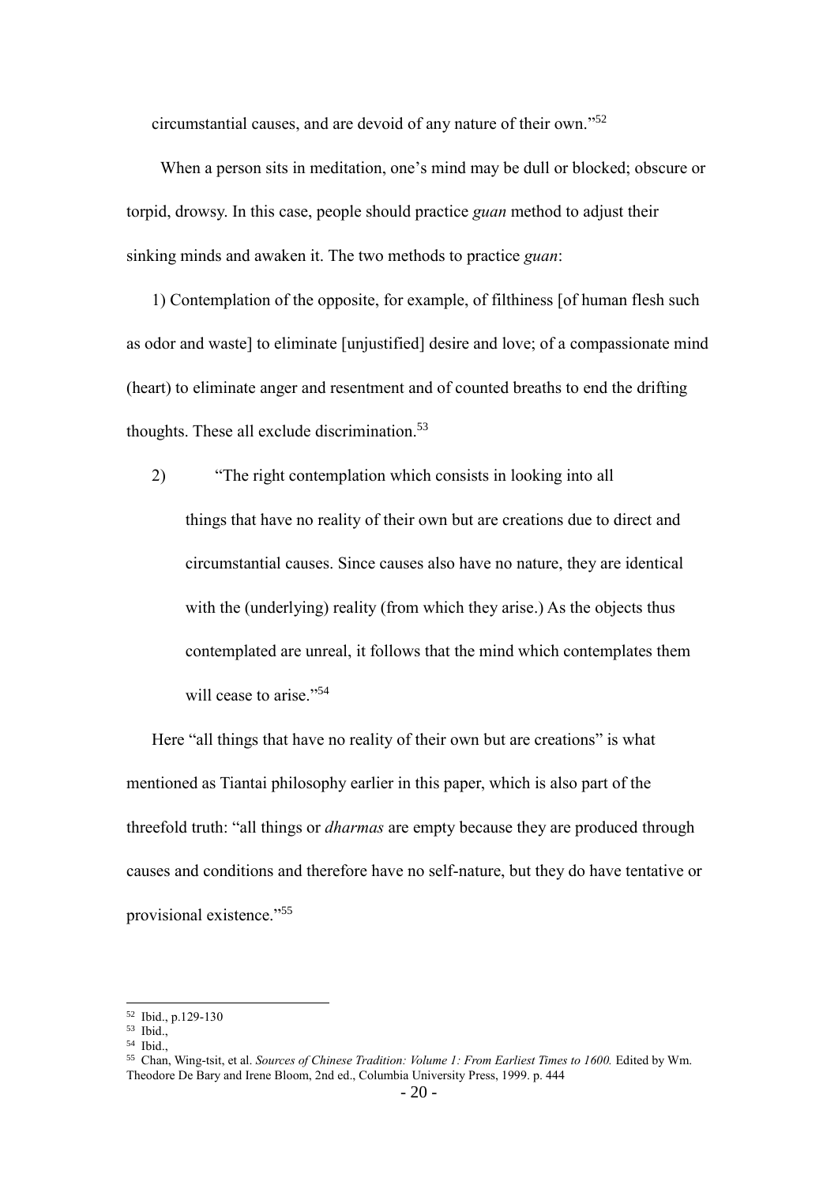circumstantial causes, and are devoid of any nature of their own."[52]

When a person sits in meditation, one's mind may be dull or blocked; obscure or torpid, drowsy. In this case, people should practice *guan* method to adjust their sinking minds and awaken it. The two methods to practice *guan*:

1) Contemplation of the opposite, for example, of filthiness [of human flesh such as odor and waste] to eliminate [unjustified] desire and love; of a compassionate mind (heart) to eliminate anger and resentment and of counted breaths to end the drifting thoughts. These all exclude discrimination.[53]

2) "The right contemplation which consists in looking into all things that have no reality of their own but are creations due to direct and circumstantial causes. Since causes also have no nature, they are identical with the (underlying) reality (from which they arise.) As the objects thus contemplated are unreal, it follows that the mind which contemplates them will cease to arise."[54]

Here "all things that have no reality of their own but are creations" is what mentioned as Tiantai philosophy earlier in this paper, which is also part of the threefold truth: "all things or *dharmas* are empty because they are produced through causes and conditions and therefore have no self-nature, but they do have tentative or provisional existence."[55]

---

[52] Ibid., p.129-130

[53] Ibid.,

[54] Ibid.,

[55] Chan, Wing-tsit, et al. *Sources of Chinese Tradition: Volume 1: From Earliest Times to 1600.* Edited by Wm. Theodore De Bary and Irene Bloom, 2nd ed., Columbia University Press, 1999. p. 444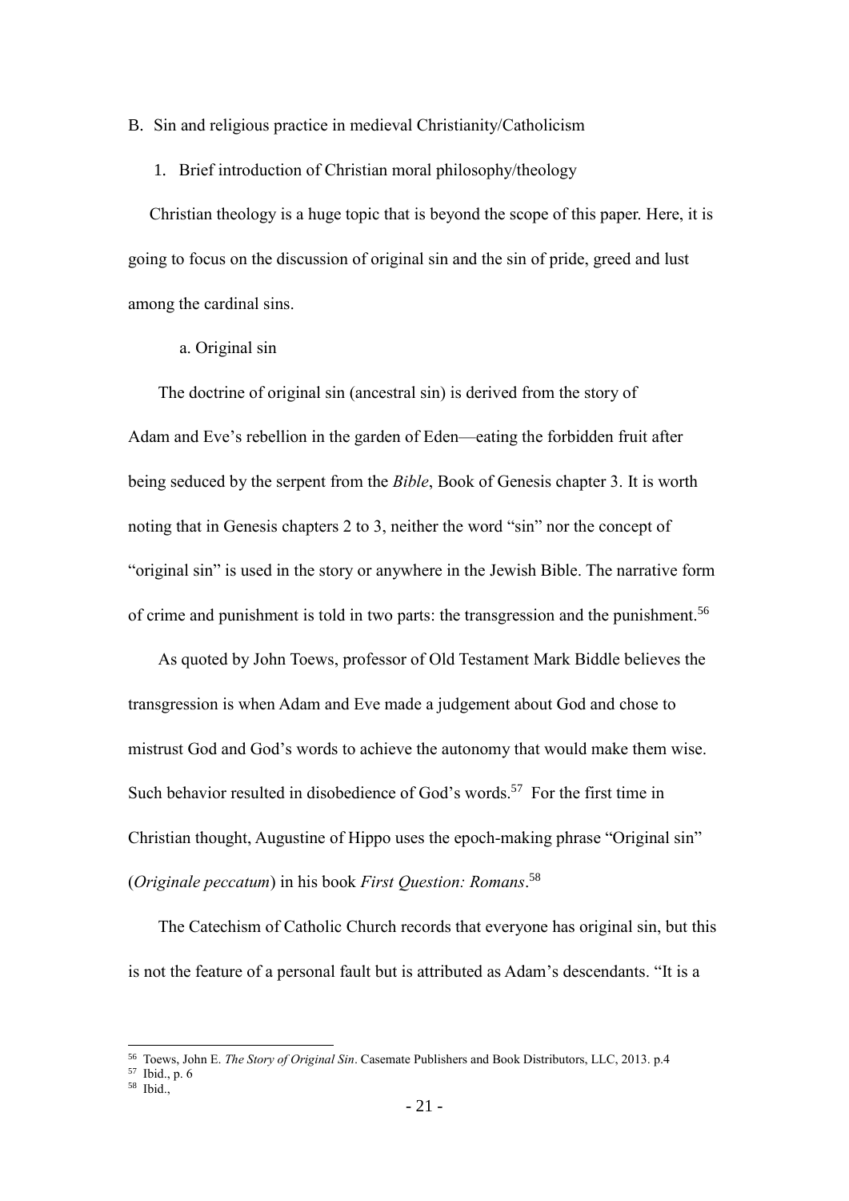B. Sin and religious practice in medieval Christianity/Catholicism

1. Brief introduction of Christian moral philosophy/theology

Christian theology is a huge topic that is beyond the scope of this paper. Here, it is going to focus on the discussion of original sin and the sin of pride, greed and lust among the cardinal sins.

a. Original sin

The doctrine of original sin (ancestral sin) is derived from the story of Adam and Eve's rebellion in the garden of Eden—eating the forbidden fruit after being seduced by the serpent from the *Bible*, Book of Genesis chapter 3. It is worth noting that in Genesis chapters 2 to 3, neither the word "sin" nor the concept of "original sin" is used in the story or anywhere in the Jewish Bible. The narrative form of crime and punishment is told in two parts: the transgression and the punishment.[56]

As quoted by John Toews, professor of Old Testament Mark Biddle believes the transgression is when Adam and Eve made a judgement about God and chose to mistrust God and God's words to achieve the autonomy that would make them wise. Such behavior resulted in disobedience of God's words.[57] For the first time in Christian thought, Augustine of Hippo uses the epoch-making phrase "Original sin" (*Originale peccatum*) in his book *First Question: Romans*.[58]

The Catechism of Catholic Church records that everyone has original sin, but this is not the feature of a personal fault but is attributed as Adam's descendants. "It is a

---

[56] Toews, John E. *The Story of Original Sin*. Casemate Publishers and Book Distributors, LLC, 2013. p.4

[57] Ibid., p. 6

[58] Ibid.,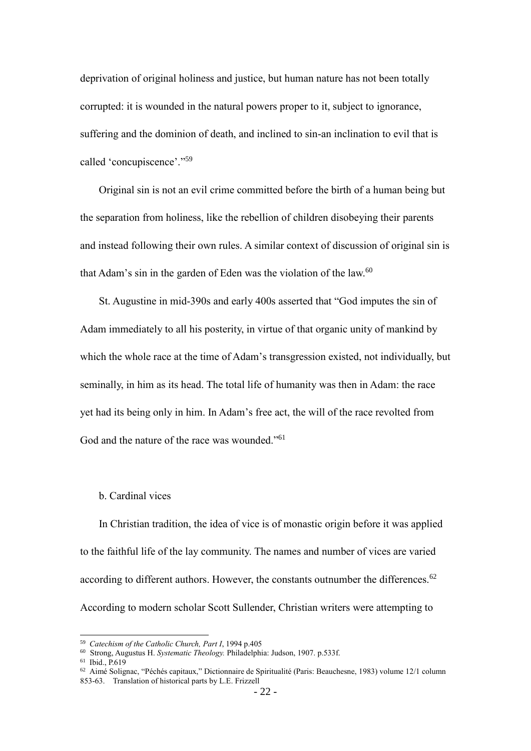deprivation of original holiness and justice, but human nature has not been totally corrupted: it is wounded in the natural powers proper to it, subject to ignorance, suffering and the dominion of death, and inclined to sin-an inclination to evil that is called 'concupiscence'."[59]

Original sin is not an evil crime committed before the birth of a human being but the separation from holiness, like the rebellion of children disobeying their parents and instead following their own rules. A similar context of discussion of original sin is that Adam's sin in the garden of Eden was the violation of the law.[60]

St. Augustine in mid-390s and early 400s asserted that "God imputes the sin of Adam immediately to all his posterity, in virtue of that organic unity of mankind by which the whole race at the time of Adam's transgression existed, not individually, but seminally, in him as its head. The total life of humanity was then in Adam: the race yet had its being only in him. In Adam's free act, the will of the race revolted from God and the nature of the race was wounded."[61]

b. Cardinal vices

In Christian tradition, the idea of vice is of monastic origin before it was applied to the faithful life of the lay community. The names and number of vices are varied according to different authors. However, the constants outnumber the differences.[62] According to modern scholar Scott Sullender, Christian writers were attempting to

---

[59] *Catechism of the Catholic Church, Part I*, 1994 p.405

[60] Strong, Augustus H. *Systematic Theology.* Philadelphia: Judson, 1907. p.533f.

[61] Ibid., P.619

[62] Aimé Solignac, "Péchés capitaux," Dictionnaire de Spiritualité (Paris: Beauchesne, 1983) volume 12/1 column 853-63. Translation of historical parts by L.E. Frizzell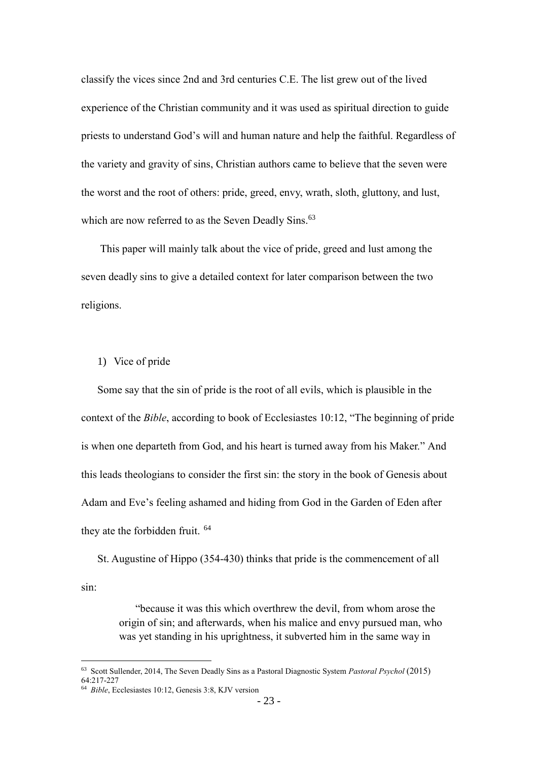classify the vices since 2nd and 3rd centuries C.E. The list grew out of the lived experience of the Christian community and it was used as spiritual direction to guide priests to understand God's will and human nature and help the faithful. Regardless of the variety and gravity of sins, Christian authors came to believe that the seven were the worst and the root of others: pride, greed, envy, wrath, sloth, gluttony, and lust, which are now referred to as the Seven Deadly Sins.[63]

This paper will mainly talk about the vice of pride, greed and lust among the seven deadly sins to give a detailed context for later comparison between the two religions.

1) Vice of pride

Some say that the sin of pride is the root of all evils, which is plausible in the context of the *Bible*, according to book of Ecclesiastes 10:12, "The beginning of pride is when one departeth from God, and his heart is turned away from his Maker." And this leads theologians to consider the first sin: the story in the book of Genesis about Adam and Eve's feeling ashamed and hiding from God in the Garden of Eden after they ate the forbidden fruit. [64]

St. Augustine of Hippo (354-430) thinks that pride is the commencement of all sin:

> "because it was this which overthrew the devil, from whom arose the origin of sin; and afterwards, when his malice and envy pursued man, who was yet standing in his uprightness, it subverted him in the same way in

---

[63] Scott Sullender, 2014, The Seven Deadly Sins as a Pastoral Diagnostic System *Pastoral Psychol* (2015) 64:217-227

[64] *Bible*, Ecclesiastes 10:12, Genesis 3:8, KJV version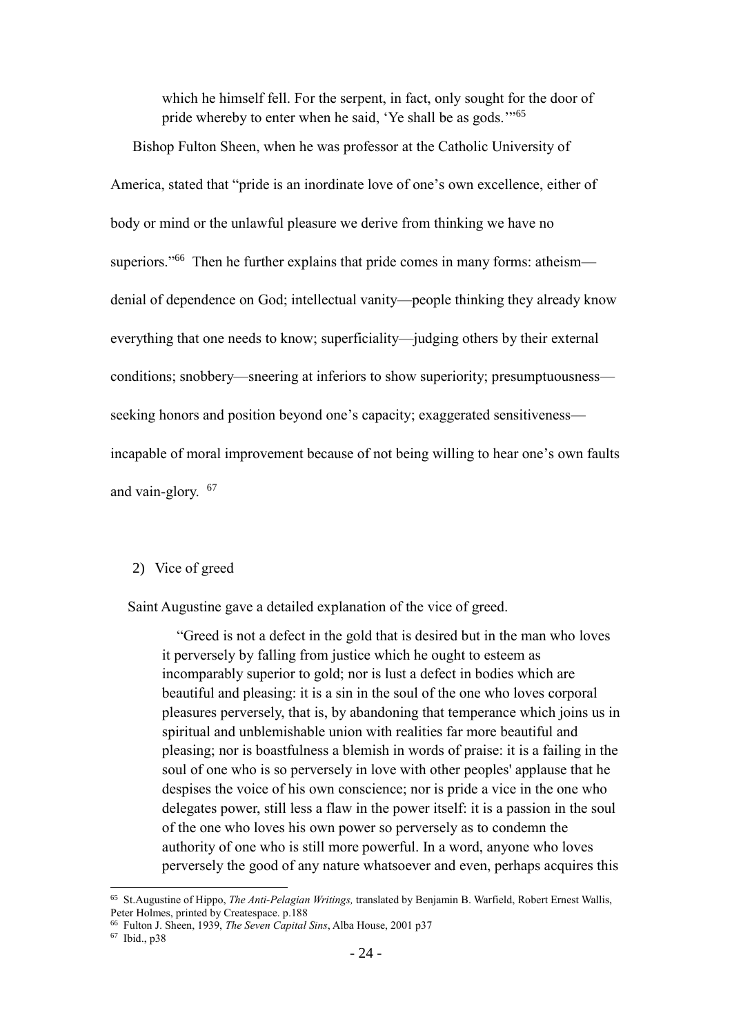> which he himself fell. For the serpent, in fact, only sought for the door of pride whereby to enter when he said, 'Ye shall be as gods.'"[65]

Bishop Fulton Sheen, when he was professor at the Catholic University of America, stated that "pride is an inordinate love of one's own excellence, either of body or mind or the unlawful pleasure we derive from thinking we have no superiors."[66] Then he further explains that pride comes in many forms: atheism—denial of dependence on God; intellectual vanity—people thinking they already know everything that one needs to know; superficiality—judging others by their external conditions; snobbery—sneering at inferiors to show superiority; presumptuousness—seeking honors and position beyond one's capacity; exaggerated sensitiveness—incapable of moral improvement because of not being willing to hear one's own faults and vain-glory. [67]

2) Vice of greed

Saint Augustine gave a detailed explanation of the vice of greed.

> "Greed is not a defect in the gold that is desired but in the man who loves it perversely by falling from justice which he ought to esteem as incomparably superior to gold; nor is lust a defect in bodies which are beautiful and pleasing: it is a sin in the soul of the one who loves corporal pleasures perversely, that is, by abandoning that temperance which joins us in spiritual and unblemishable union with realities far more beautiful and pleasing; nor is boastfulness a blemish in words of praise: it is a failing in the soul of one who is so perversely in love with other peoples' applause that he despises the voice of his own conscience; nor is pride a vice in the one who delegates power, still less a flaw in the power itself: it is a passion in the soul of the one who loves his own power so perversely as to condemn the authority of one who is still more powerful. In a word, anyone who loves perversely the good of any nature whatsoever and even, perhaps acquires this

---

[65] St.Augustine of Hippo, *The Anti-Pelagian Writings,* translated by Benjamin B. Warfield, Robert Ernest Wallis, Peter Holmes, printed by Createspace. p.188

[66] Fulton J. Sheen, 1939, *The Seven Capital Sins*, Alba House, 2001 p37

[67] Ibid., p38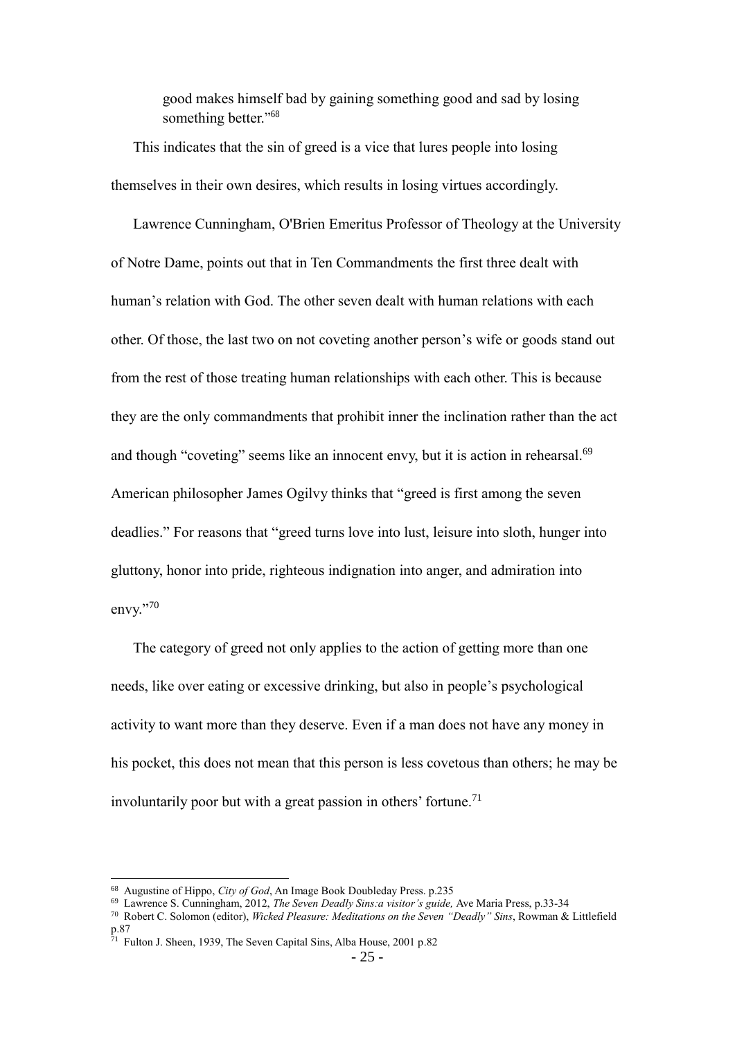good makes himself bad by gaining something good and sad by losing something better."[68]

This indicates that the sin of greed is a vice that lures people into losing themselves in their own desires, which results in losing virtues accordingly.

Lawrence Cunningham, O'Brien Emeritus Professor of Theology at the University of Notre Dame, points out that in Ten Commandments the first three dealt with human's relation with God. The other seven dealt with human relations with each other. Of those, the last two on not coveting another person's wife or goods stand out from the rest of those treating human relationships with each other. This is because they are the only commandments that prohibit inner the inclination rather than the act and though "coveting" seems like an innocent envy, but it is action in rehearsal.[69] American philosopher James Ogilvy thinks that "greed is first among the seven deadlies." For reasons that "greed turns love into lust, leisure into sloth, hunger into gluttony, honor into pride, righteous indignation into anger, and admiration into envy."[70]

The category of greed not only applies to the action of getting more than one needs, like over eating or excessive drinking, but also in people's psychological activity to want more than they deserve. Even if a man does not have any money in his pocket, this does not mean that this person is less covetous than others; he may be involuntarily poor but with a great passion in others' fortune.[71]

---

[68] Augustine of Hippo, *City of God*, An Image Book Doubleday Press. p.235

[69] Lawrence S. Cunningham, 2012, *The Seven Deadly Sins:a visitor's guide,* Ave Maria Press, p.33-34

[70] Robert C. Solomon (editor), *Wicked Pleasure: Meditations on the Seven "Deadly" Sins*, Rowman & Littlefield p.87

[71] Fulton J. Sheen, 1939, The Seven Capital Sins, Alba House, 2001 p.82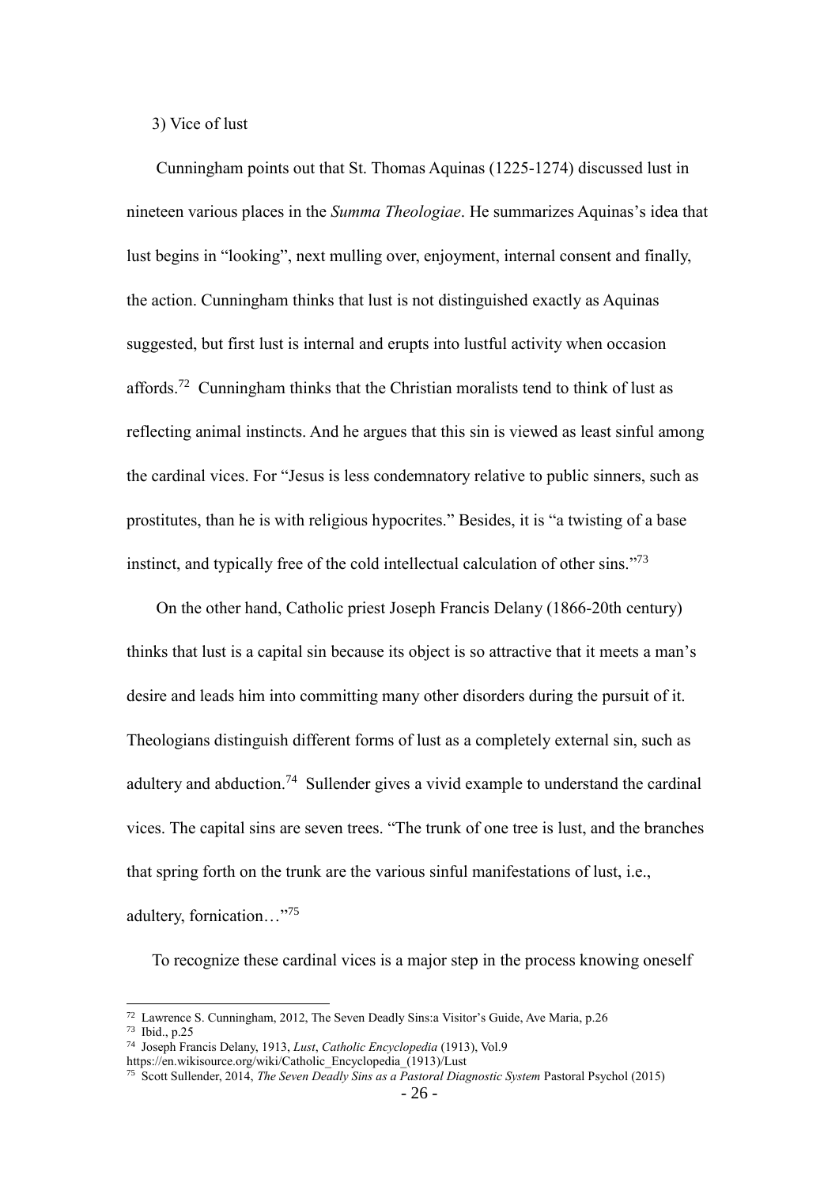3) Vice of lust

Cunningham points out that St. Thomas Aquinas (1225-1274) discussed lust in nineteen various places in the *Summa Theologiae*. He summarizes Aquinas's idea that lust begins in "looking", next mulling over, enjoyment, internal consent and finally, the action. Cunningham thinks that lust is not distinguished exactly as Aquinas suggested, but first lust is internal and erupts into lustful activity when occasion affords.[72] Cunningham thinks that the Christian moralists tend to think of lust as reflecting animal instincts. And he argues that this sin is viewed as least sinful among the cardinal vices. For "Jesus is less condemnatory relative to public sinners, such as prostitutes, than he is with religious hypocrites." Besides, it is "a twisting of a base instinct, and typically free of the cold intellectual calculation of other sins."[73]

On the other hand, Catholic priest Joseph Francis Delany (1866-20th century) thinks that lust is a capital sin because its object is so attractive that it meets a man's desire and leads him into committing many other disorders during the pursuit of it. Theologians distinguish different forms of lust as a completely external sin, such as adultery and abduction.[74] Sullender gives a vivid example to understand the cardinal vices. The capital sins are seven trees. "The trunk of one tree is lust, and the branches that spring forth on the trunk are the various sinful manifestations of lust, i.e., adultery, fornication…"[75]

To recognize these cardinal vices is a major step in the process knowing oneself

---

[72] Lawrence S. Cunningham, 2012, The Seven Deadly Sins:a Visitor's Guide, Ave Maria, p.26

[73] Ibid., p.25

[74] Joseph Francis Delany, 1913, *Lust*, *Catholic Encyclopedia* (1913), Vol.9 https://en.wikisource.org/wiki/Catholic_Encyclopedia_(1913)/Lust

[75] Scott Sullender, 2014, *The Seven Deadly Sins as a Pastoral Diagnostic System* Pastoral Psychol (2015)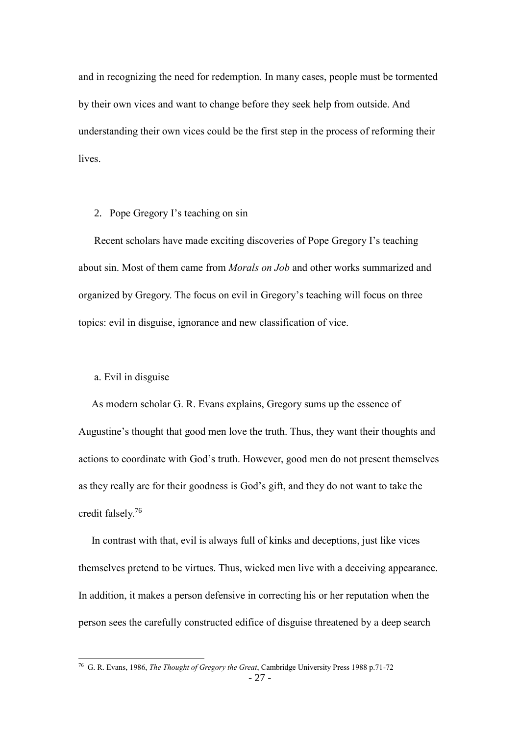and in recognizing the need for redemption. In many cases, people must be tormented by their own vices and want to change before they seek help from outside. And understanding their own vices could be the first step in the process of reforming their lives.

## 2. Pope Gregory I's teaching on sin

Recent scholars have made exciting discoveries of Pope Gregory I's teaching about sin. Most of them came from *Morals on Job* and other works summarized and organized by Gregory. The focus on evil in Gregory's teaching will focus on three topics: evil in disguise, ignorance and new classification of vice.

### a. Evil in disguise

As modern scholar G. R. Evans explains, Gregory sums up the essence of Augustine's thought that good men love the truth. Thus, they want their thoughts and actions to coordinate with God's truth. However, good men do not present themselves as they really are for their goodness is God's gift, and they do not want to take the credit falsely.[76]

In contrast with that, evil is always full of kinks and deceptions, just like vices themselves pretend to be virtues. Thus, wicked men live with a deceiving appearance. In addition, it makes a person defensive in correcting his or her reputation when the person sees the carefully constructed edifice of disguise threatened by a deep search

---

[76] G. R. Evans, 1986, *The Thought of Gregory the Great*, Cambridge University Press 1988 p.71-72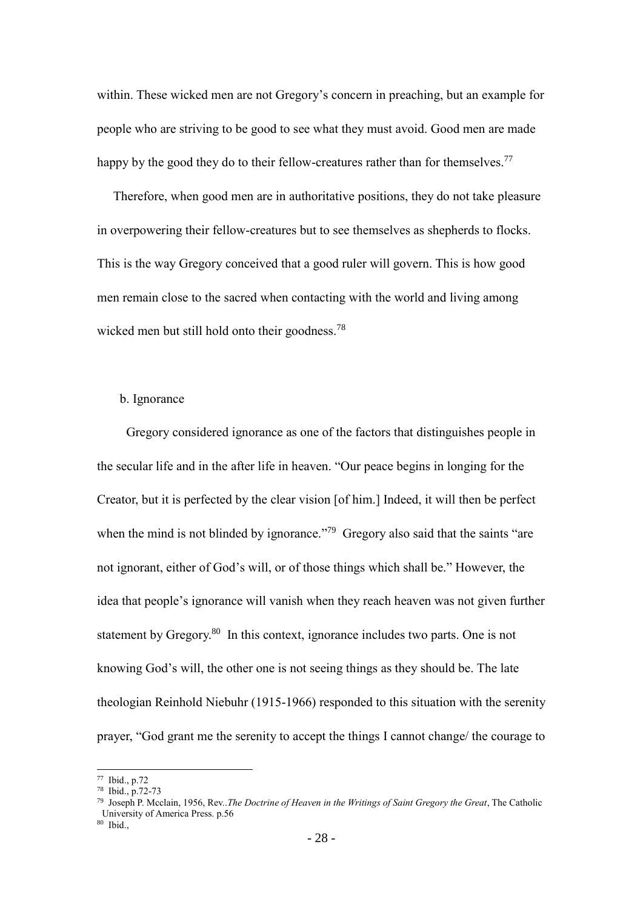within. These wicked men are not Gregory's concern in preaching, but an example for people who are striving to be good to see what they must avoid. Good men are made happy by the good they do to their fellow-creatures rather than for themselves.[77]

Therefore, when good men are in authoritative positions, they do not take pleasure in overpowering their fellow-creatures but to see themselves as shepherds to flocks. This is the way Gregory conceived that a good ruler will govern. This is how good men remain close to the sacred when contacting with the world and living among wicked men but still hold onto their goodness.[78]

b. Ignorance

Gregory considered ignorance as one of the factors that distinguishes people in the secular life and in the after life in heaven. "Our peace begins in longing for the Creator, but it is perfected by the clear vision [of him.] Indeed, it will then be perfect when the mind is not blinded by ignorance."[79] Gregory also said that the saints "are not ignorant, either of God's will, or of those things which shall be." However, the idea that people's ignorance will vanish when they reach heaven was not given further statement by Gregory.[80] In this context, ignorance includes two parts. One is not knowing God's will, the other one is not seeing things as they should be. The late theologian Reinhold Niebuhr (1915-1966) responded to this situation with the serenity prayer, "God grant me the serenity to accept the things I cannot change/ the courage to

---

[77] Ibid., p.72

[78] Ibid., p.72-73

[79] Joseph P. Mcclain, 1956, Rev..*The Doctrine of Heaven in the Writings of Saint Gregory the Great*, The Catholic University of America Press. p.56

[80] Ibid.,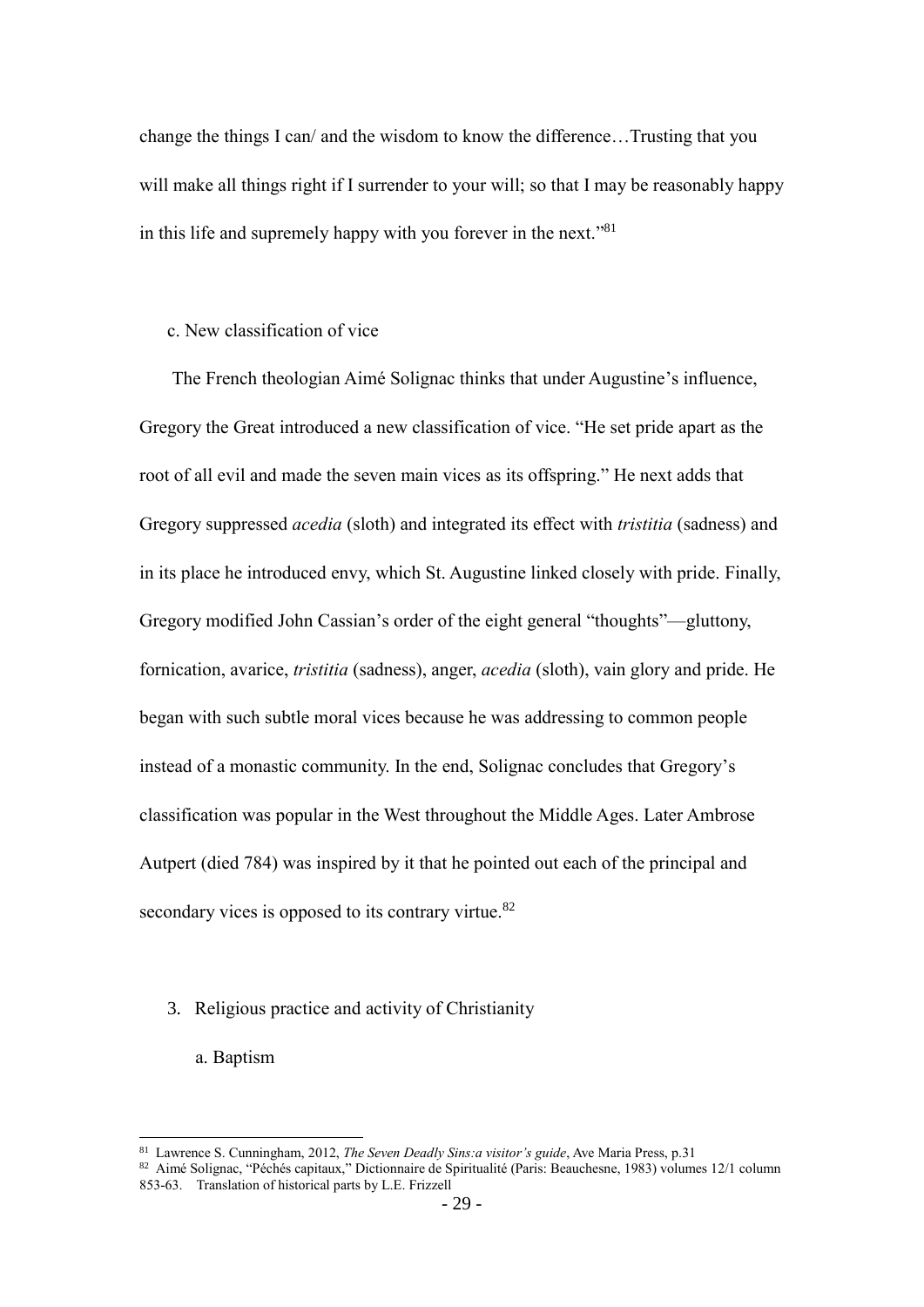change the things I can/ and the wisdom to know the difference…Trusting that you will make all things right if I surrender to your will; so that I may be reasonably happy in this life and supremely happy with you forever in the next."[81]

c. New classification of vice

The French theologian Aimé Solignac thinks that under Augustine's influence, Gregory the Great introduced a new classification of vice. "He set pride apart as the root of all evil and made the seven main vices as its offspring." He next adds that Gregory suppressed *acedia* (sloth) and integrated its effect with *tristitia* (sadness) and in its place he introduced envy, which St. Augustine linked closely with pride. Finally, Gregory modified John Cassian's order of the eight general "thoughts"—gluttony, fornication, avarice, *tristitia* (sadness), anger, *acedia* (sloth), vain glory and pride. He began with such subtle moral vices because he was addressing to common people instead of a monastic community. In the end, Solignac concludes that Gregory's classification was popular in the West throughout the Middle Ages. Later Ambrose Autpert (died 784) was inspired by it that he pointed out each of the principal and secondary vices is opposed to its contrary virtue.[82]

3. Religious practice and activity of Christianity

a. Baptism

---

[81] Lawrence S. Cunningham, 2012, *The Seven Deadly Sins:a visitor's guide*, Ave Maria Press, p.31

[82] Aimé Solignac, "Péchés capitaux," Dictionnaire de Spiritualité (Paris: Beauchesne, 1983) volumes 12/1 column 853-63. Translation of historical parts by L.E. Frizzell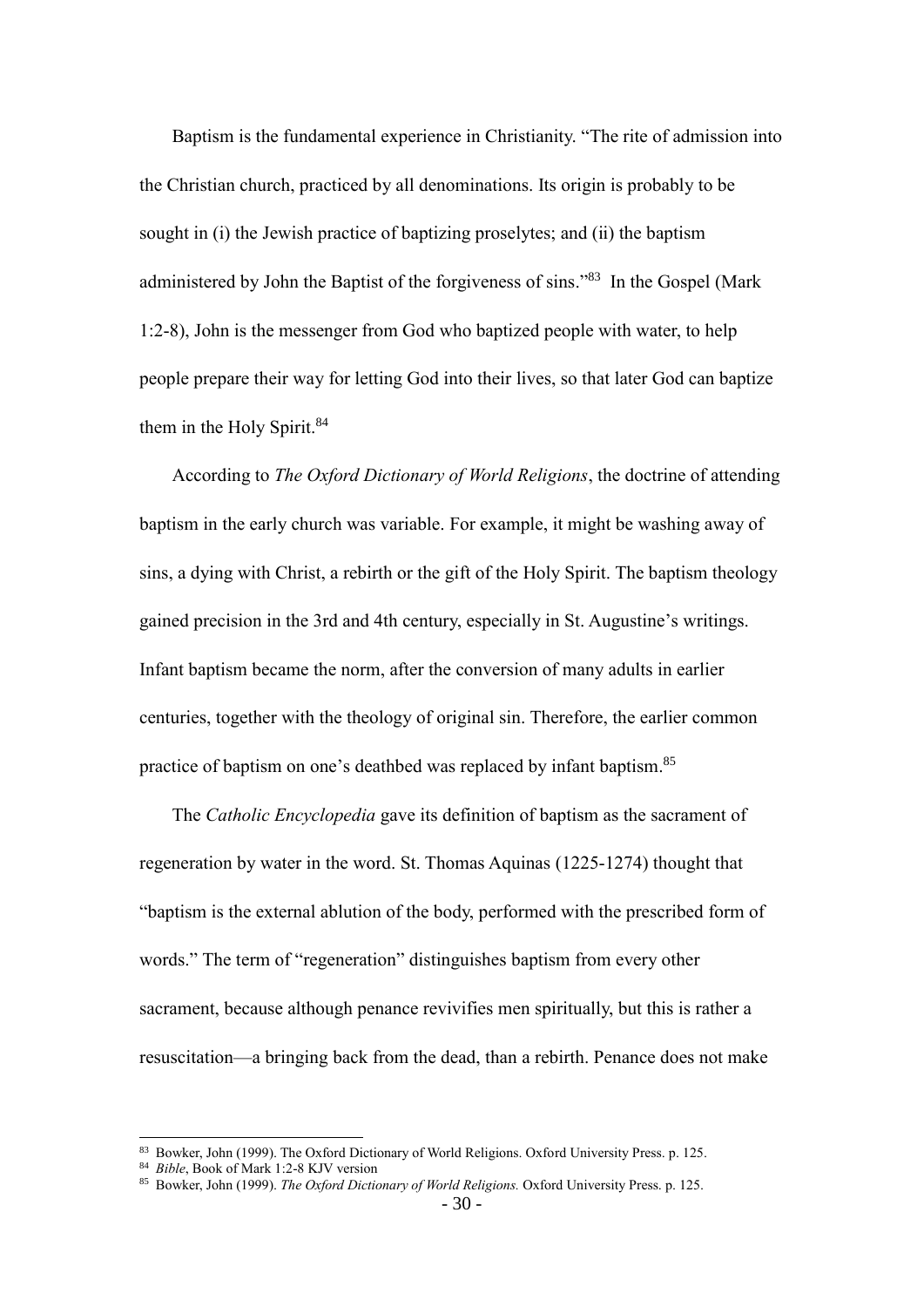Baptism is the fundamental experience in Christianity. "The rite of admission into the Christian church, practiced by all denominations. Its origin is probably to be sought in (i) the Jewish practice of baptizing proselytes; and (ii) the baptism administered by John the Baptist of the forgiveness of sins."[83] In the Gospel (Mark 1:2-8), John is the messenger from God who baptized people with water, to help people prepare their way for letting God into their lives, so that later God can baptize them in the Holy Spirit.[84]

According to *The Oxford Dictionary of World Religions*, the doctrine of attending baptism in the early church was variable. For example, it might be washing away of sins, a dying with Christ, a rebirth or the gift of the Holy Spirit. The baptism theology gained precision in the 3rd and 4th century, especially in St. Augustine's writings. Infant baptism became the norm, after the conversion of many adults in earlier centuries, together with the theology of original sin. Therefore, the earlier common practice of baptism on one's deathbed was replaced by infant baptism.[85]

The *Catholic Encyclopedia* gave its definition of baptism as the sacrament of regeneration by water in the word. St. Thomas Aquinas (1225-1274) thought that "baptism is the external ablution of the body, performed with the prescribed form of words." The term of "regeneration" distinguishes baptism from every other sacrament, because although penance revivifies men spiritually, but this is rather a resuscitation—a bringing back from the dead, than a rebirth. Penance does not make

---

[83] Bowker, John (1999). The Oxford Dictionary of World Religions. Oxford University Press. p. 125.

[84] *Bible*, Book of Mark 1:2-8 KJV version

[85] Bowker, John (1999). *The Oxford Dictionary of World Religions.* Oxford University Press. p. 125.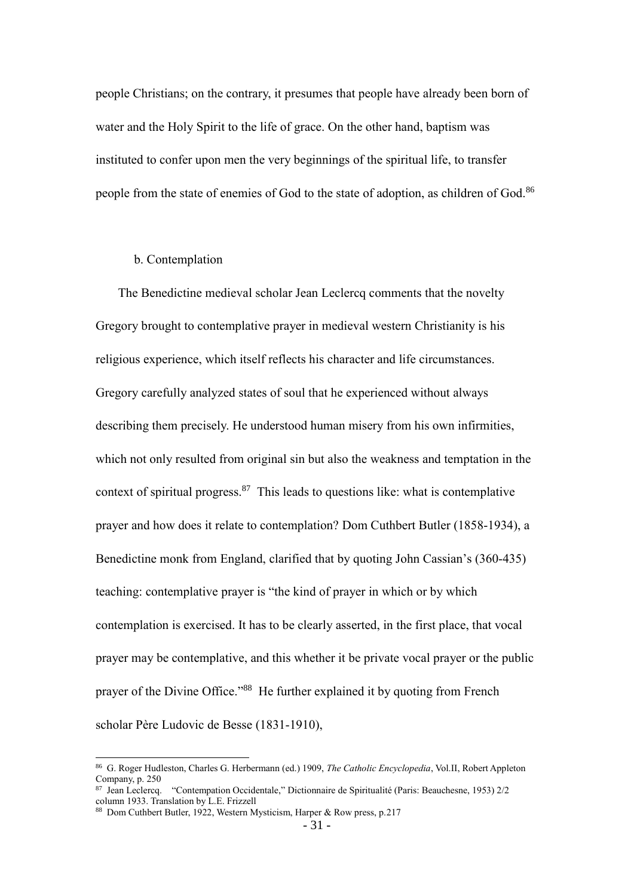people Christians; on the contrary, it presumes that people have already been born of water and the Holy Spirit to the life of grace. On the other hand, baptism was instituted to confer upon men the very beginnings of the spiritual life, to transfer people from the state of enemies of God to the state of adoption, as children of God.[86]

b. Contemplation

The Benedictine medieval scholar Jean Leclercq comments that the novelty Gregory brought to contemplative prayer in medieval western Christianity is his religious experience, which itself reflects his character and life circumstances. Gregory carefully analyzed states of soul that he experienced without always describing them precisely. He understood human misery from his own infirmities, which not only resulted from original sin but also the weakness and temptation in the context of spiritual progress.[87] This leads to questions like: what is contemplative prayer and how does it relate to contemplation? Dom Cuthbert Butler (1858-1934), a Benedictine monk from England, clarified that by quoting John Cassian's (360-435) teaching: contemplative prayer is "the kind of prayer in which or by which contemplation is exercised. It has to be clearly asserted, in the first place, that vocal prayer may be contemplative, and this whether it be private vocal prayer or the public prayer of the Divine Office."[88] He further explained it by quoting from French scholar Père Ludovic de Besse (1831-1910),

---

[86] G. Roger Hudleston, Charles G. Herbermann (ed.) 1909, *The Catholic Encyclopedia*, Vol.II, Robert Appleton Company, p. 250

[87] Jean Leclercq. "Contempation Occidentale," Dictionnaire de Spiritualité (Paris: Beauchesne, 1953) 2/2 column 1933. Translation by L.E. Frizzell

[88] Dom Cuthbert Butler, 1922, Western Mysticism, Harper & Row press, p.217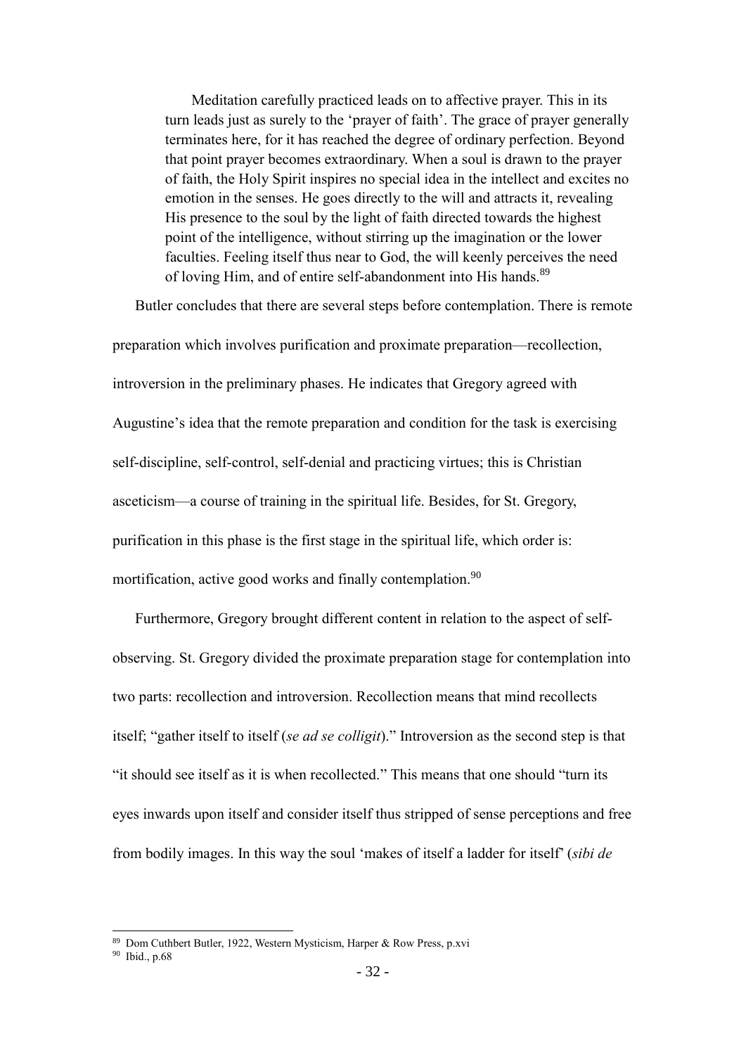> Meditation carefully practiced leads on to affective prayer. This in its turn leads just as surely to the 'prayer of faith'. The grace of prayer generally terminates here, for it has reached the degree of ordinary perfection. Beyond that point prayer becomes extraordinary. When a soul is drawn to the prayer of faith, the Holy Spirit inspires no special idea in the intellect and excites no emotion in the senses. He goes directly to the will and attracts it, revealing His presence to the soul by the light of faith directed towards the highest point of the intelligence, without stirring up the imagination or the lower faculties. Feeling itself thus near to God, the will keenly perceives the need of loving Him, and of entire self-abandonment into His hands.[89]

Butler concludes that there are several steps before contemplation. There is remote preparation which involves purification and proximate preparation—recollection, introversion in the preliminary phases. He indicates that Gregory agreed with Augustine's idea that the remote preparation and condition for the task is exercising self-discipline, self-control, self-denial and practicing virtues; this is Christian asceticism—a course of training in the spiritual life. Besides, for St. Gregory, purification in this phase is the first stage in the spiritual life, which order is: mortification, active good works and finally contemplation.[90]

Furthermore, Gregory brought different content in relation to the aspect of self-observing. St. Gregory divided the proximate preparation stage for contemplation into two parts: recollection and introversion. Recollection means that mind recollects itself; "gather itself to itself (*se ad se colligit*)." Introversion as the second step is that "it should see itself as it is when recollected." This means that one should "turn its eyes inwards upon itself and consider itself thus stripped of sense perceptions and free from bodily images. In this way the soul 'makes of itself a ladder for itself' (*sibi de*

---

[89] Dom Cuthbert Butler, 1922, Western Mysticism, Harper & Row Press, p.xvi

[90] Ibid., p.68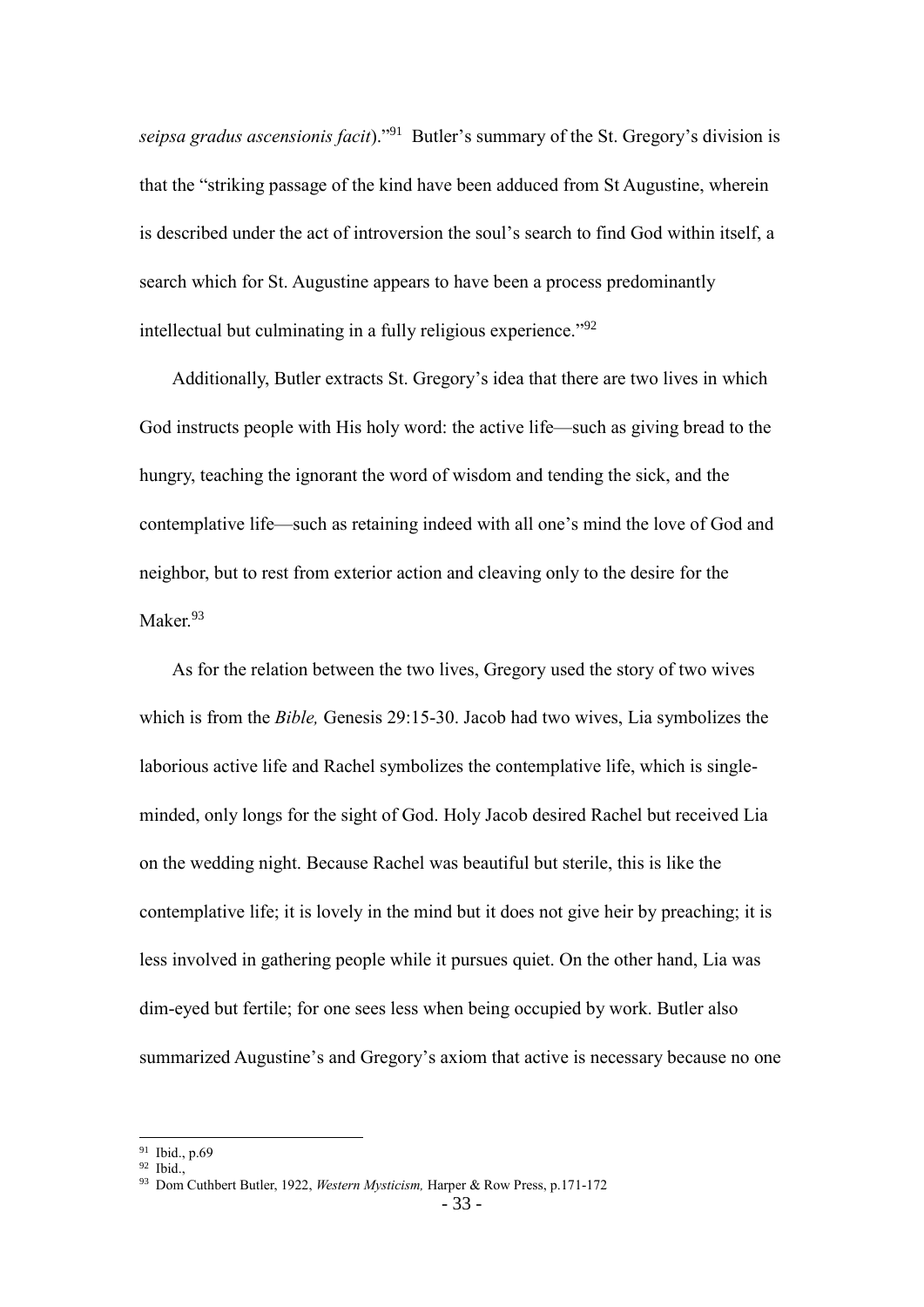*seipsa gradus ascensionis facit*)."[91] Butler's summary of the St. Gregory's division is that the "striking passage of the kind have been adduced from St Augustine, wherein is described under the act of introversion the soul's search to find God within itself, a search which for St. Augustine appears to have been a process predominantly intellectual but culminating in a fully religious experience."[92]

Additionally, Butler extracts St. Gregory's idea that there are two lives in which God instructs people with His holy word: the active life—such as giving bread to the hungry, teaching the ignorant the word of wisdom and tending the sick, and the contemplative life—such as retaining indeed with all one's mind the love of God and neighbor, but to rest from exterior action and cleaving only to the desire for the Maker.[93]

As for the relation between the two lives, Gregory used the story of two wives which is from the *Bible,* Genesis 29:15-30. Jacob had two wives, Lia symbolizes the laborious active life and Rachel symbolizes the contemplative life, which is single-minded, only longs for the sight of God. Holy Jacob desired Rachel but received Lia on the wedding night. Because Rachel was beautiful but sterile, this is like the contemplative life; it is lovely in the mind but it does not give heir by preaching; it is less involved in gathering people while it pursues quiet. On the other hand, Lia was dim-eyed but fertile; for one sees less when being occupied by work. Butler also summarized Augustine's and Gregory's axiom that active is necessary because no one

---

[91] Ibid., p.69

[92] Ibid.,

[93] Dom Cuthbert Butler, 1922, *Western Mysticism,* Harper & Row Press, p.171-172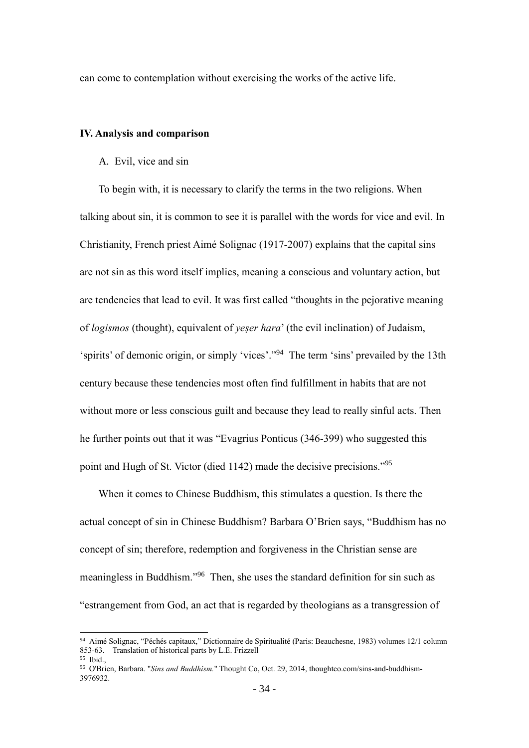can come to contemplation without exercising the works of the active life.

## IV. Analysis and comparison

A. Evil, vice and sin

To begin with, it is necessary to clarify the terms in the two religions. When talking about sin, it is common to see it is parallel with the words for vice and evil. In Christianity, French priest Aimé Solignac (1917-2007) explains that the capital sins are not sin as this word itself implies, meaning a conscious and voluntary action, but are tendencies that lead to evil. It was first called "thoughts in the pejorative meaning of *logismos* (thought), equivalent of *yeṣer hara*' (the evil inclination) of Judaism, 'spirits' of demonic origin, or simply 'vices'."[94] The term 'sins' prevailed by the 13th century because these tendencies most often find fulfillment in habits that are not without more or less conscious guilt and because they lead to really sinful acts. Then he further points out that it was "Evagrius Ponticus (346-399) who suggested this point and Hugh of St. Victor (died 1142) made the decisive precisions."[95]

When it comes to Chinese Buddhism, this stimulates a question. Is there the actual concept of sin in Chinese Buddhism? Barbara O'Brien says, "Buddhism has no concept of sin; therefore, redemption and forgiveness in the Christian sense are meaningless in Buddhism."[96] Then, she uses the standard definition for sin such as "estrangement from God, an act that is regarded by theologians as a transgression of

---

[94] Aimé Solignac, "Péchés capitaux," Dictionnaire de Spiritualité (Paris: Beauchesne, 1983) volumes 12/1 column 853-63. Translation of historical parts by L.E. Frizzell

[95] Ibid.,

[96] O'Brien, Barbara. "*Sins and Buddhism.*" Thought Co, Oct. 29, 2014, thoughtco.com/sins-and-buddhism-3976932.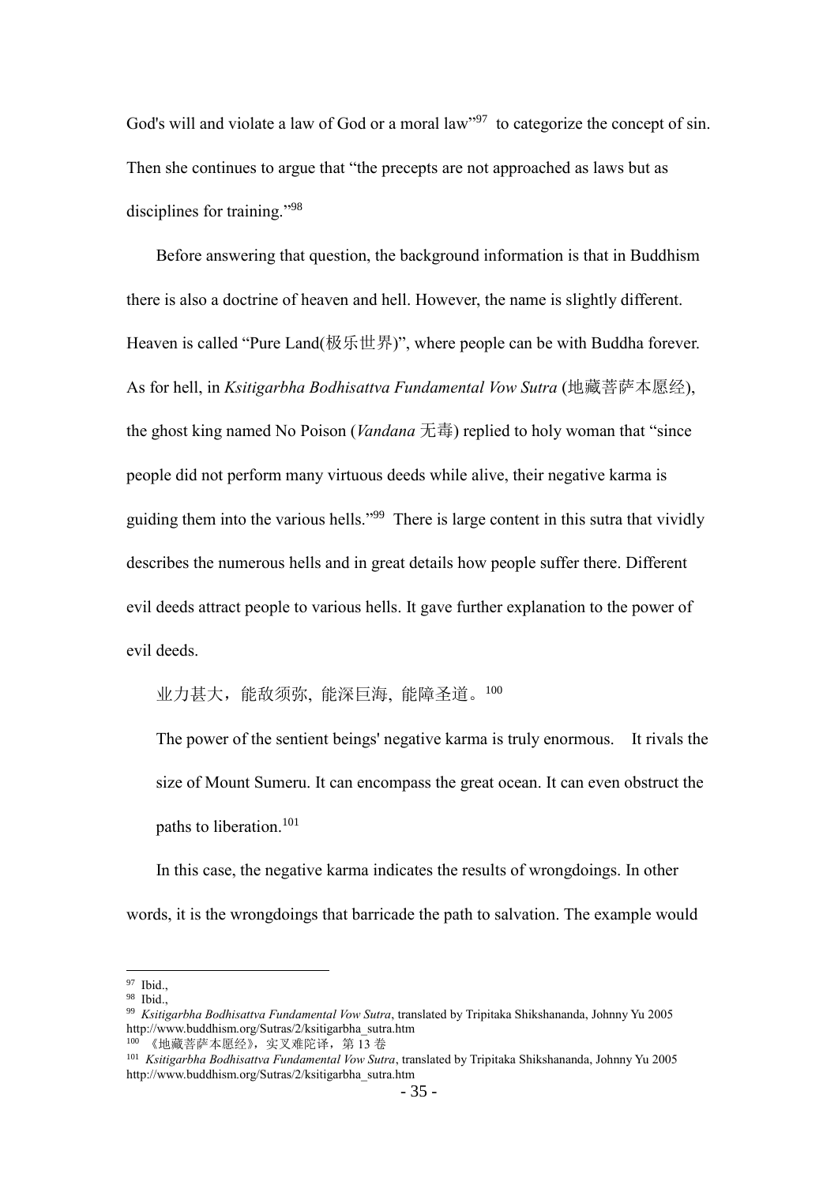God's will and violate a law of God or a moral law"[97] to categorize the concept of sin. Then she continues to argue that "the precepts are not approached as laws but as disciplines for training."[98]

Before answering that question, the background information is that in Buddhism there is also a doctrine of heaven and hell. However, the name is slightly different. Heaven is called "Pure Land(极乐世界)", where people can be with Buddha forever. As for hell, in *Ksitigarbha Bodhisattva Fundamental Vow Sutra* (地藏菩萨本愿经), the ghost king named No Poison (*Vandana* 无毒) replied to holy woman that "since people did not perform many virtuous deeds while alive, their negative karma is guiding them into the various hells."[99] There is large content in this sutra that vividly describes the numerous hells and in great details how people suffer there. Different evil deeds attract people to various hells. It gave further explanation to the power of evil deeds.

> 业力甚大，能敌须弥, 能深巨海, 能障圣道。[100]
>
> The power of the sentient beings' negative karma is truly enormous. It rivals the size of Mount Sumeru. It can encompass the great ocean. It can even obstruct the paths to liberation.[101]

In this case, the negative karma indicates the results of wrongdoings. In other words, it is the wrongdoings that barricade the path to salvation. The example would

---

[97] Ibid.,

[98] Ibid.,

[99] *Ksitigarbha Bodhisattva Fundamental Vow Sutra*, translated by Tripitaka Shikshananda, Johnny Yu 2005 http://www.buddhism.org/Sutras/2/ksitigarbha_sutra.htm

[100] 《地藏菩萨本愿经》，实叉难陀译，第 13 卷

[101] *Ksitigarbha Bodhisattva Fundamental Vow Sutra*, translated by Tripitaka Shikshananda, Johnny Yu 2005 http://www.buddhism.org/Sutras/2/ksitigarbha_sutra.htm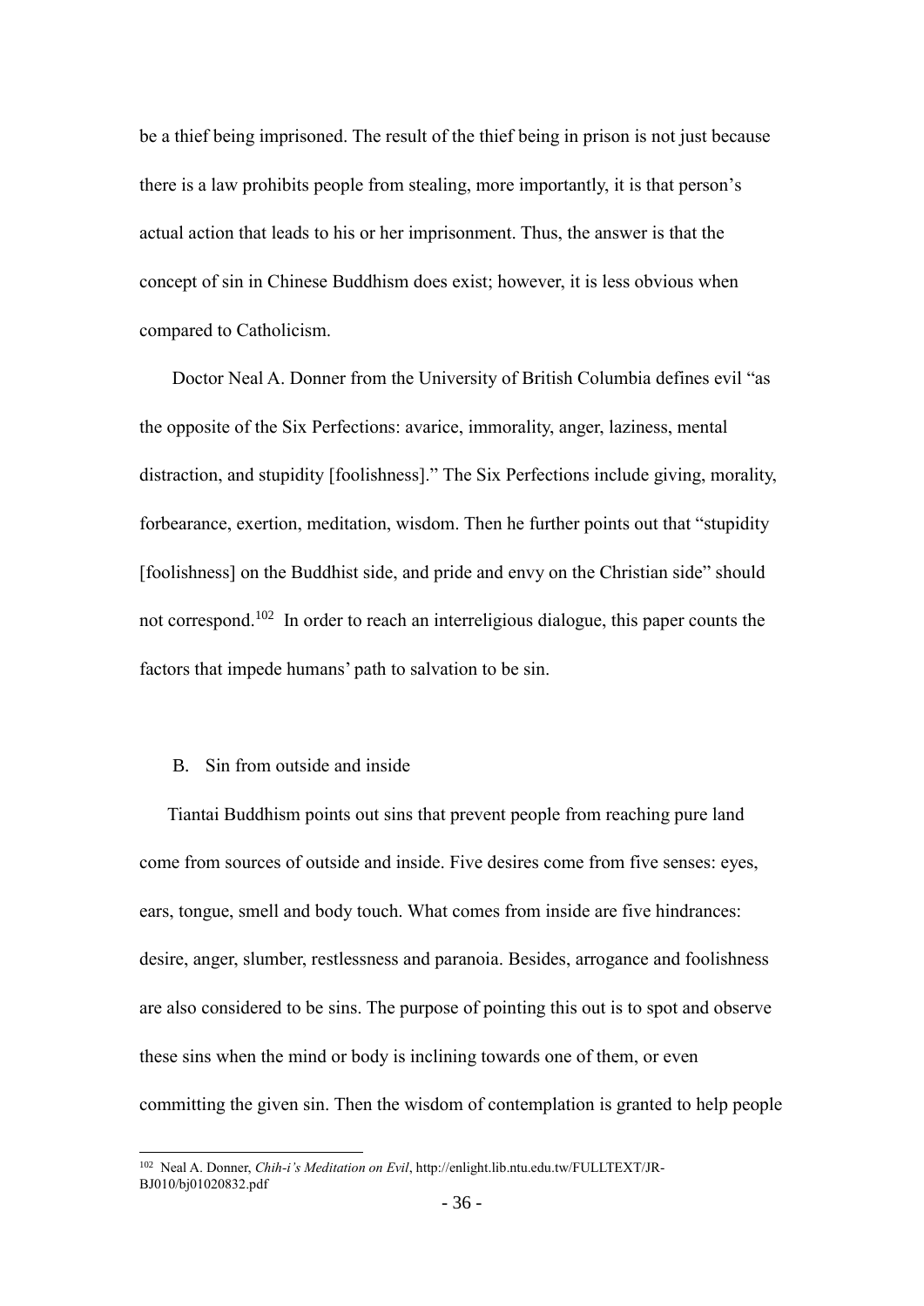be a thief being imprisoned. The result of the thief being in prison is not just because there is a law prohibits people from stealing, more importantly, it is that person's actual action that leads to his or her imprisonment. Thus, the answer is that the concept of sin in Chinese Buddhism does exist; however, it is less obvious when compared to Catholicism.

Doctor Neal A. Donner from the University of British Columbia defines evil "as the opposite of the Six Perfections: avarice, immorality, anger, laziness, mental distraction, and stupidity [foolishness]." The Six Perfections include giving, morality, forbearance, exertion, meditation, wisdom. Then he further points out that "stupidity [foolishness] on the Buddhist side, and pride and envy on the Christian side" should not correspond.[102] In order to reach an interreligious dialogue, this paper counts the factors that impede humans' path to salvation to be sin.

### B. Sin from outside and inside

Tiantai Buddhism points out sins that prevent people from reaching pure land come from sources of outside and inside. Five desires come from five senses: eyes, ears, tongue, smell and body touch. What comes from inside are five hindrances: desire, anger, slumber, restlessness and paranoia. Besides, arrogance and foolishness are also considered to be sins. The purpose of pointing this out is to spot and observe these sins when the mind or body is inclining towards one of them, or even committing the given sin. Then the wisdom of contemplation is granted to help people

---

[102] Neal A. Donner, *Chih-i's Meditation on Evil*, http://enlight.lib.ntu.edu.tw/FULLTEXT/JR-BJ010/bj01020832.pdf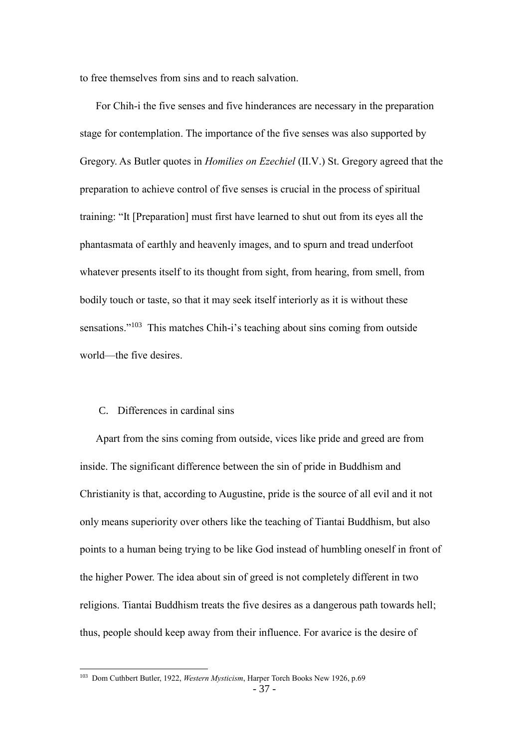to free themselves from sins and to reach salvation.

For Chih-i the five senses and five hinderances are necessary in the preparation stage for contemplation. The importance of the five senses was also supported by Gregory. As Butler quotes in *Homilies on Ezechiel* (II.V.) St. Gregory agreed that the preparation to achieve control of five senses is crucial in the process of spiritual training: "It [Preparation] must first have learned to shut out from its eyes all the phantasmata of earthly and heavenly images, and to spurn and tread underfoot whatever presents itself to its thought from sight, from hearing, from smell, from bodily touch or taste, so that it may seek itself interiorly as it is without these sensations."[103] This matches Chih-i's teaching about sins coming from outside world—the five desires.

### C. Differences in cardinal sins

Apart from the sins coming from outside, vices like pride and greed are from inside. The significant difference between the sin of pride in Buddhism and Christianity is that, according to Augustine, pride is the source of all evil and it not only means superiority over others like the teaching of Tiantai Buddhism, but also points to a human being trying to be like God instead of humbling oneself in front of the higher Power. The idea about sin of greed is not completely different in two religions. Tiantai Buddhism treats the five desires as a dangerous path towards hell; thus, people should keep away from their influence. For avarice is the desire of

---

[103] Dom Cuthbert Butler, 1922, *Western Mysticism*, Harper Torch Books New 1926, p.69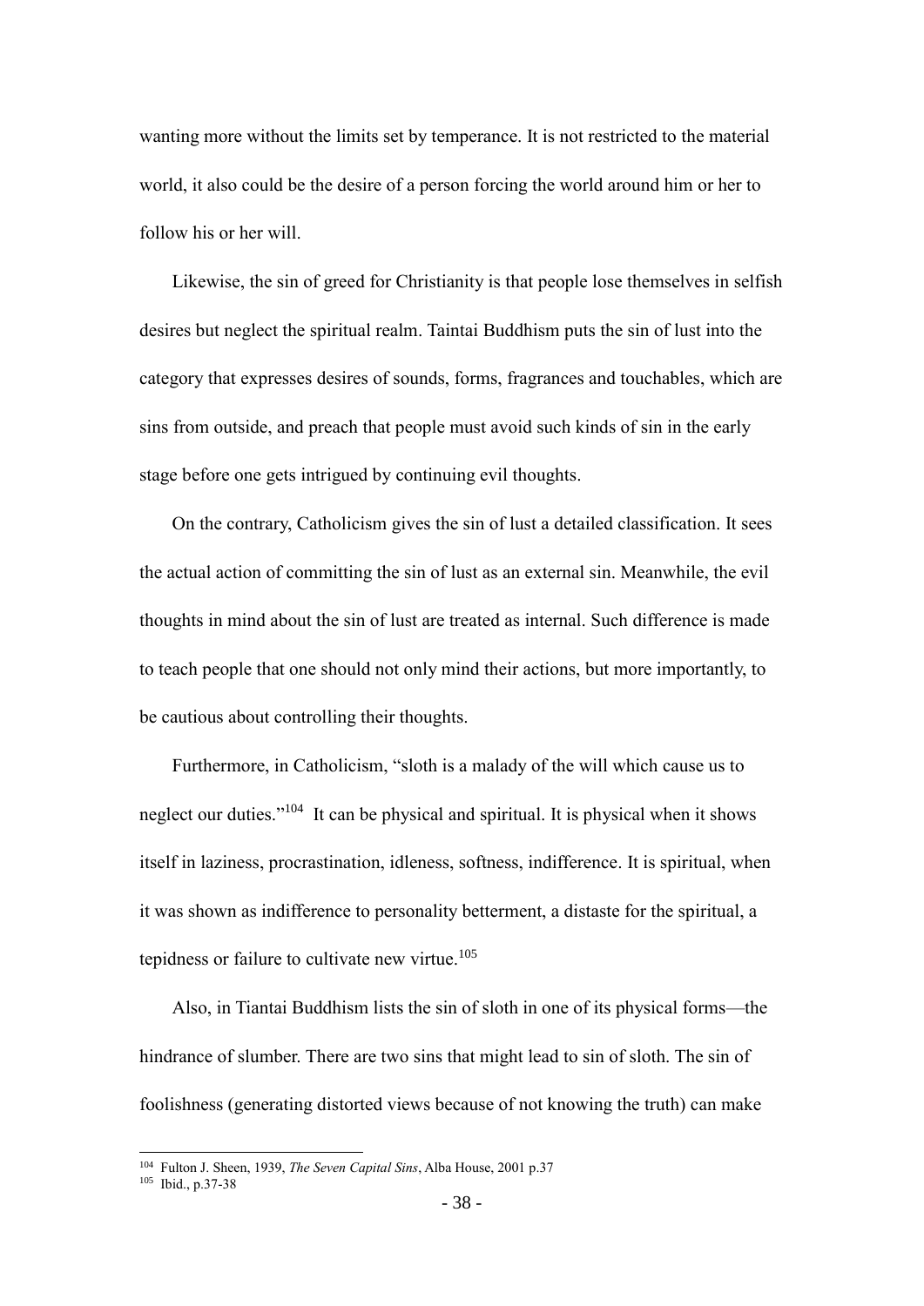wanting more without the limits set by temperance. It is not restricted to the material world, it also could be the desire of a person forcing the world around him or her to follow his or her will.

Likewise, the sin of greed for Christianity is that people lose themselves in selfish desires but neglect the spiritual realm. Taintai Buddhism puts the sin of lust into the category that expresses desires of sounds, forms, fragrances and touchables, which are sins from outside, and preach that people must avoid such kinds of sin in the early stage before one gets intrigued by continuing evil thoughts.

On the contrary, Catholicism gives the sin of lust a detailed classification. It sees the actual action of committing the sin of lust as an external sin. Meanwhile, the evil thoughts in mind about the sin of lust are treated as internal. Such difference is made to teach people that one should not only mind their actions, but more importantly, to be cautious about controlling their thoughts.

Furthermore, in Catholicism, "sloth is a malady of the will which cause us to neglect our duties."[104] It can be physical and spiritual. It is physical when it shows itself in laziness, procrastination, idleness, softness, indifference. It is spiritual, when it was shown as indifference to personality betterment, a distaste for the spiritual, a tepidness or failure to cultivate new virtue.[105]

Also, in Tiantai Buddhism lists the sin of sloth in one of its physical forms—the hindrance of slumber. There are two sins that might lead to sin of sloth. The sin of foolishness (generating distorted views because of not knowing the truth) can make

---

[104] Fulton J. Sheen, 1939, *The Seven Capital Sins*, Alba House, 2001 p.37

[105] Ibid., p.37-38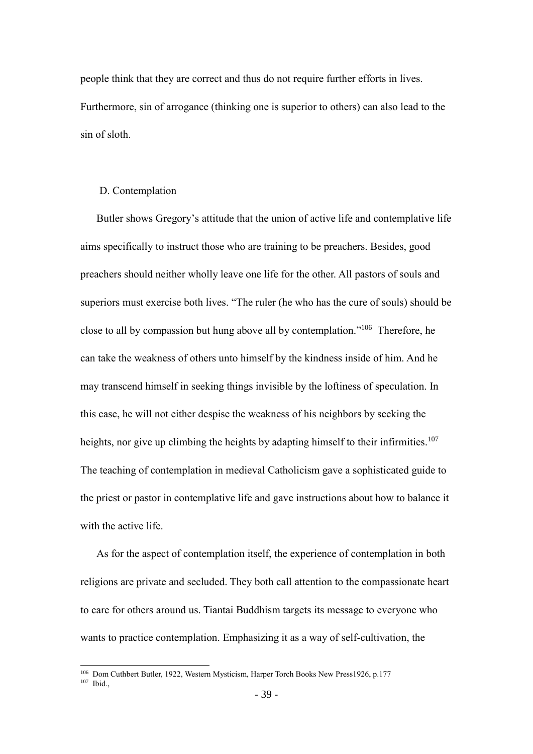people think that they are correct and thus do not require further efforts in lives. Furthermore, sin of arrogance (thinking one is superior to others) can also lead to the sin of sloth.

### D. Contemplation

Butler shows Gregory's attitude that the union of active life and contemplative life aims specifically to instruct those who are training to be preachers. Besides, good preachers should neither wholly leave one life for the other. All pastors of souls and superiors must exercise both lives. "The ruler (he who has the cure of souls) should be close to all by compassion but hung above all by contemplation."[106] Therefore, he can take the weakness of others unto himself by the kindness inside of him. And he may transcend himself in seeking things invisible by the loftiness of speculation. In this case, he will not either despise the weakness of his neighbors by seeking the heights, nor give up climbing the heights by adapting himself to their infirmities.[107] The teaching of contemplation in medieval Catholicism gave a sophisticated guide to the priest or pastor in contemplative life and gave instructions about how to balance it with the active life.

As for the aspect of contemplation itself, the experience of contemplation in both religions are private and secluded. They both call attention to the compassionate heart to care for others around us. Tiantai Buddhism targets its message to everyone who wants to practice contemplation. Emphasizing it as a way of self-cultivation, the

---

[106] Dom Cuthbert Butler, 1922, Western Mysticism, Harper Torch Books New Press1926, p.177

[107] Ibid.,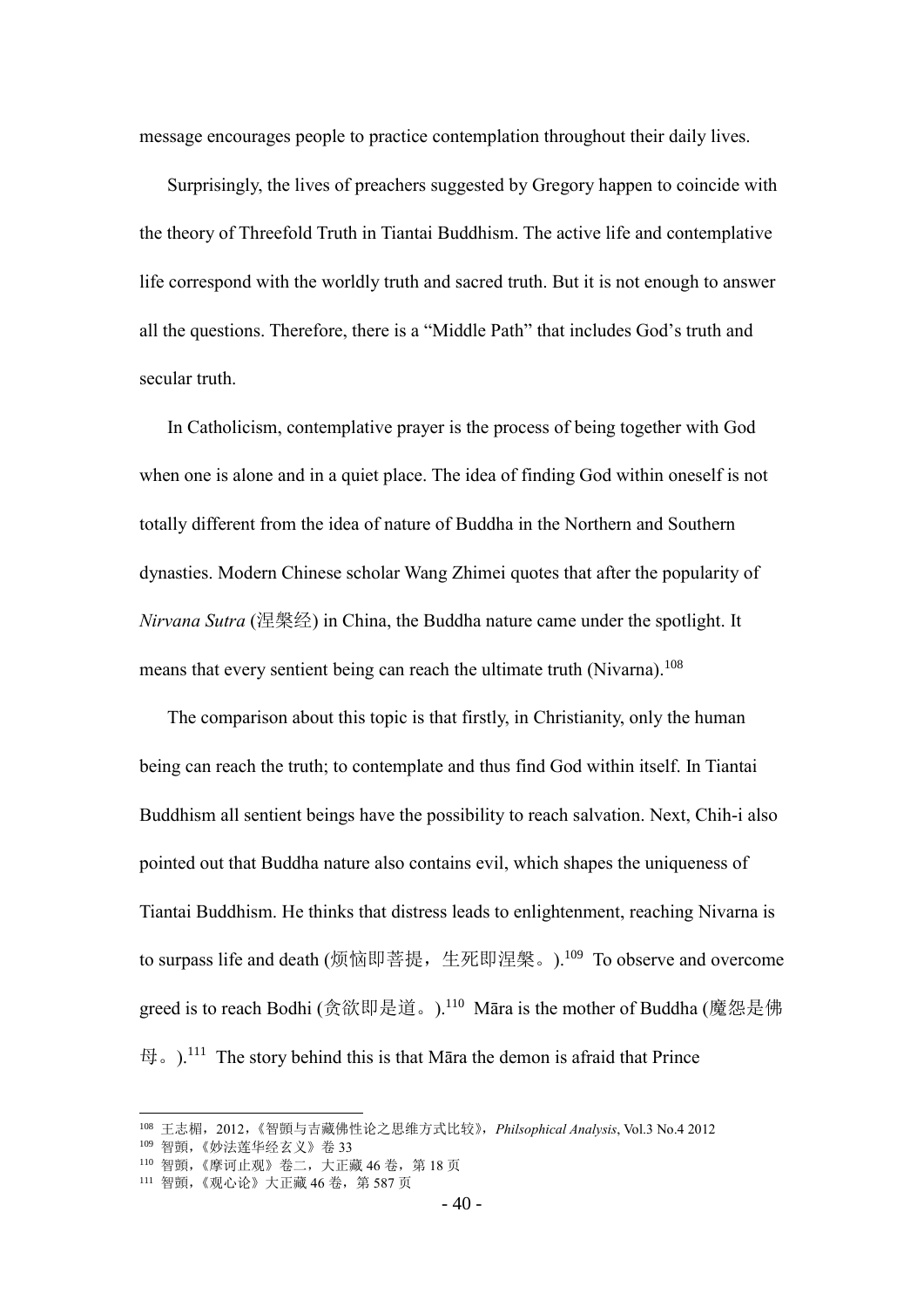message encourages people to practice contemplation throughout their daily lives.

Surprisingly, the lives of preachers suggested by Gregory happen to coincide with the theory of Threefold Truth in Tiantai Buddhism. The active life and contemplative life correspond with the worldly truth and sacred truth. But it is not enough to answer all the questions. Therefore, there is a "Middle Path" that includes God's truth and secular truth.

In Catholicism, contemplative prayer is the process of being together with God when one is alone and in a quiet place. The idea of finding God within oneself is not totally different from the idea of nature of Buddha in the Northern and Southern dynasties. Modern Chinese scholar Wang Zhimei quotes that after the popularity of *Nirvana Sutra* (涅槃经) in China, the Buddha nature came under the spotlight. It means that every sentient being can reach the ultimate truth (Nivarna).[108]

The comparison about this topic is that firstly, in Christianity, only the human being can reach the truth; to contemplate and thus find God within itself. In Tiantai Buddhism all sentient beings have the possibility to reach salvation. Next, Chih-i also pointed out that Buddha nature also contains evil, which shapes the uniqueness of Tiantai Buddhism. He thinks that distress leads to enlightenment, reaching Nivarna is to surpass life and death (烦恼即菩提，生死即涅槃。).[109] To observe and overcome greed is to reach Bodhi (贪欲即是道。).[110] Māra is the mother of Buddha (魔怨是佛母。).[111] The story behind this is that Māra the demon is afraid that Prince

---

[108] 王志楣，2012，《智顗与吉藏佛性论之思维方式比较》，*Philsophical Analysis*, Vol.3 No.4 2012

[109] 智顗，《妙法莲华经玄义》卷 33

[110] 智顗，《摩诃止观》卷二，大正藏 46 卷，第 18 页

[111] 智顗，《观心论》大正藏 46 卷，第 587 页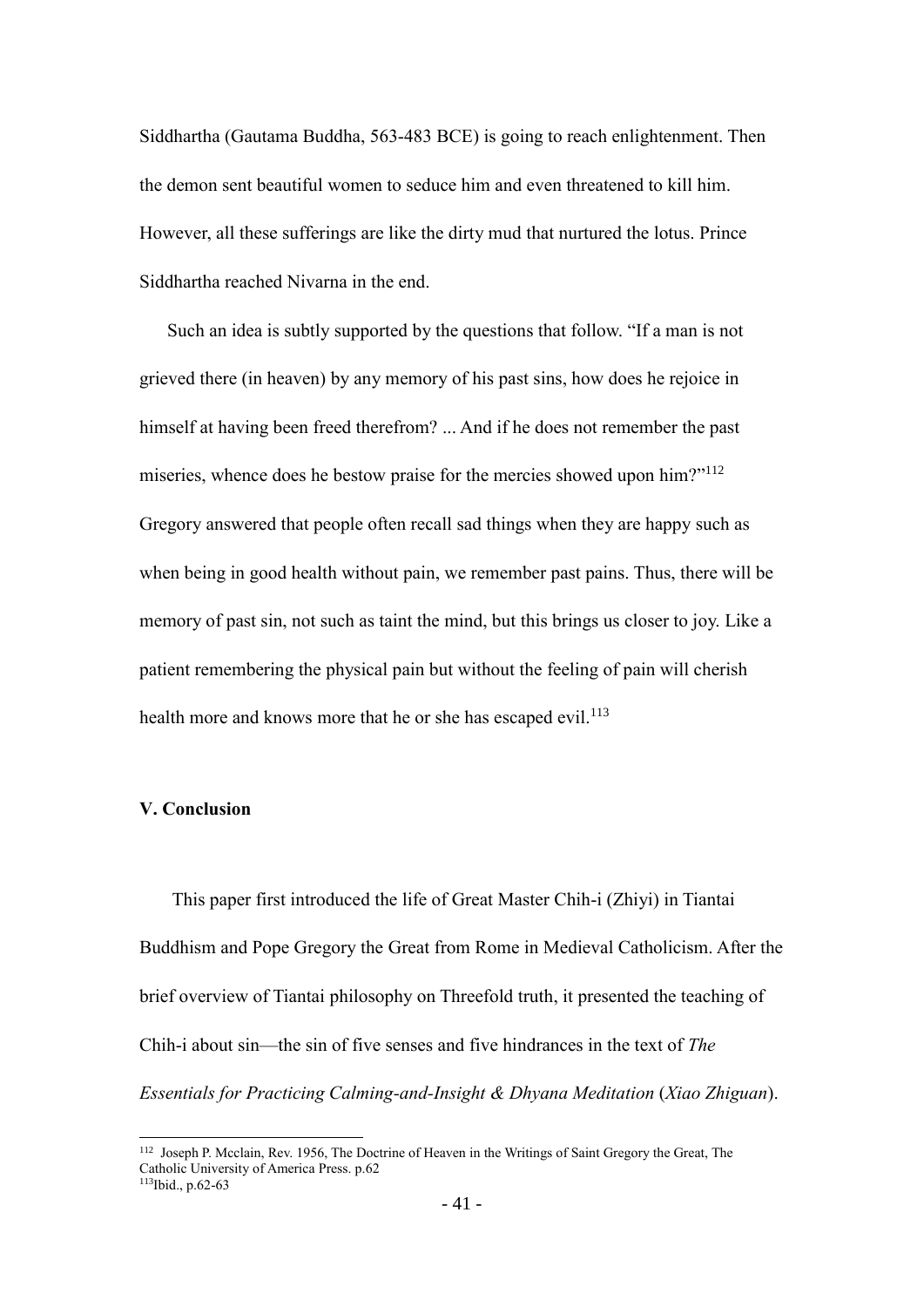Siddhartha (Gautama Buddha, 563-483 BCE) is going to reach enlightenment. Then the demon sent beautiful women to seduce him and even threatened to kill him. However, all these sufferings are like the dirty mud that nurtured the lotus. Prince Siddhartha reached Nivarna in the end.

Such an idea is subtly supported by the questions that follow. "If a man is not grieved there (in heaven) by any memory of his past sins, how does he rejoice in himself at having been freed therefrom? ... And if he does not remember the past miseries, whence does he bestow praise for the mercies showed upon him?"[112] Gregory answered that people often recall sad things when they are happy such as when being in good health without pain, we remember past pains. Thus, there will be memory of past sin, not such as taint the mind, but this brings us closer to joy. Like a patient remembering the physical pain but without the feeling of pain will cherish health more and knows more that he or she has escaped evil.[113]

## V. Conclusion

This paper first introduced the life of Great Master Chih-i (Zhiyi) in Tiantai Buddhism and Pope Gregory the Great from Rome in Medieval Catholicism. After the brief overview of Tiantai philosophy on Threefold truth, it presented the teaching of Chih-i about sin—the sin of five senses and five hindrances in the text of *The Essentials for Practicing Calming-and-Insight & Dhyana Meditation* (*Xiao Zhiguan*).

---

[112] Joseph P. Mcclain, Rev. 1956, The Doctrine of Heaven in the Writings of Saint Gregory the Great, The Catholic University of America Press. p.62

[113] Ibid., p.62-63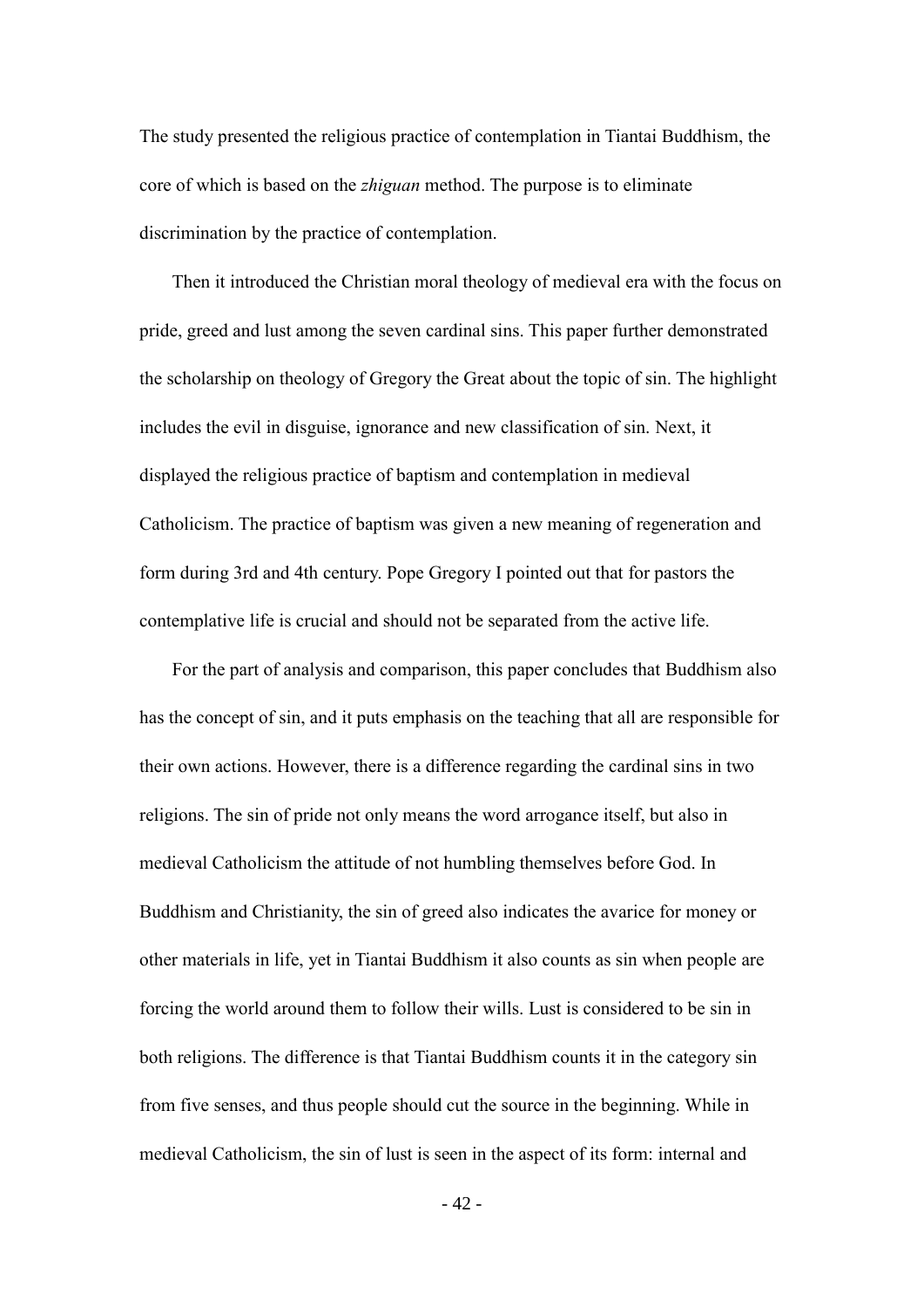The study presented the religious practice of contemplation in Tiantai Buddhism, the core of which is based on the *zhiguan* method. The purpose is to eliminate discrimination by the practice of contemplation.

Then it introduced the Christian moral theology of medieval era with the focus on pride, greed and lust among the seven cardinal sins. This paper further demonstrated the scholarship on theology of Gregory the Great about the topic of sin. The highlight includes the evil in disguise, ignorance and new classification of sin. Next, it displayed the religious practice of baptism and contemplation in medieval Catholicism. The practice of baptism was given a new meaning of regeneration and form during 3rd and 4th century. Pope Gregory I pointed out that for pastors the contemplative life is crucial and should not be separated from the active life.

For the part of analysis and comparison, this paper concludes that Buddhism also has the concept of sin, and it puts emphasis on the teaching that all are responsible for their own actions. However, there is a difference regarding the cardinal sins in two religions. The sin of pride not only means the word arrogance itself, but also in medieval Catholicism the attitude of not humbling themselves before God. In Buddhism and Christianity, the sin of greed also indicates the avarice for money or other materials in life, yet in Tiantai Buddhism it also counts as sin when people are forcing the world around them to follow their wills. Lust is considered to be sin in both religions. The difference is that Tiantai Buddhism counts it in the category sin from five senses, and thus people should cut the source in the beginning. While in medieval Catholicism, the sin of lust is seen in the aspect of its form: internal and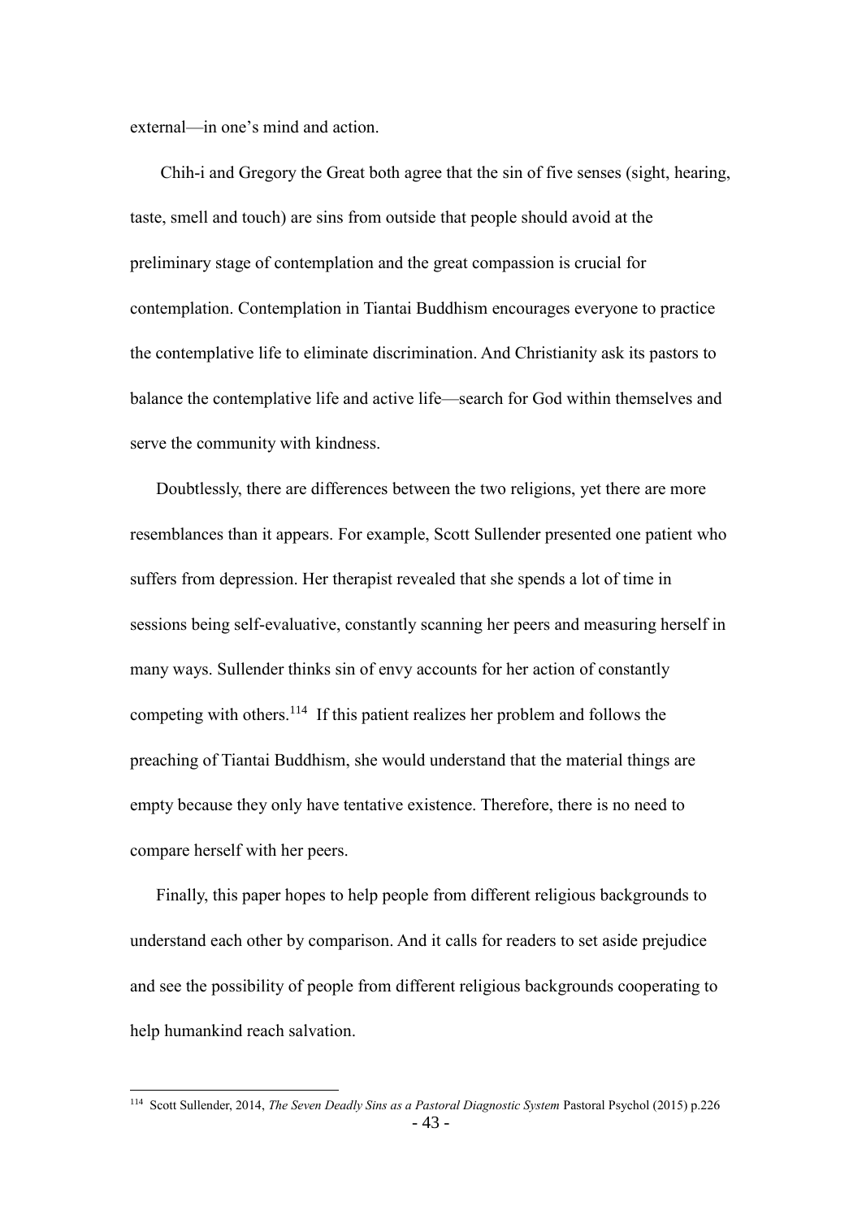external—in one's mind and action.

Chih-i and Gregory the Great both agree that the sin of five senses (sight, hearing, taste, smell and touch) are sins from outside that people should avoid at the preliminary stage of contemplation and the great compassion is crucial for contemplation. Contemplation in Tiantai Buddhism encourages everyone to practice the contemplative life to eliminate discrimination. And Christianity ask its pastors to balance the contemplative life and active life—search for God within themselves and serve the community with kindness.

Doubtlessly, there are differences between the two religions, yet there are more resemblances than it appears. For example, Scott Sullender presented one patient who suffers from depression. Her therapist revealed that she spends a lot of time in sessions being self-evaluative, constantly scanning her peers and measuring herself in many ways. Sullender thinks sin of envy accounts for her action of constantly competing with others.[114] If this patient realizes her problem and follows the preaching of Tiantai Buddhism, she would understand that the material things are empty because they only have tentative existence. Therefore, there is no need to compare herself with her peers.

Finally, this paper hopes to help people from different religious backgrounds to understand each other by comparison. And it calls for readers to set aside prejudice and see the possibility of people from different religious backgrounds cooperating to help humankind reach salvation.

---

[114] Scott Sullender, 2014, *The Seven Deadly Sins as a Pastoral Diagnostic System* Pastoral Psychol (2015) p.226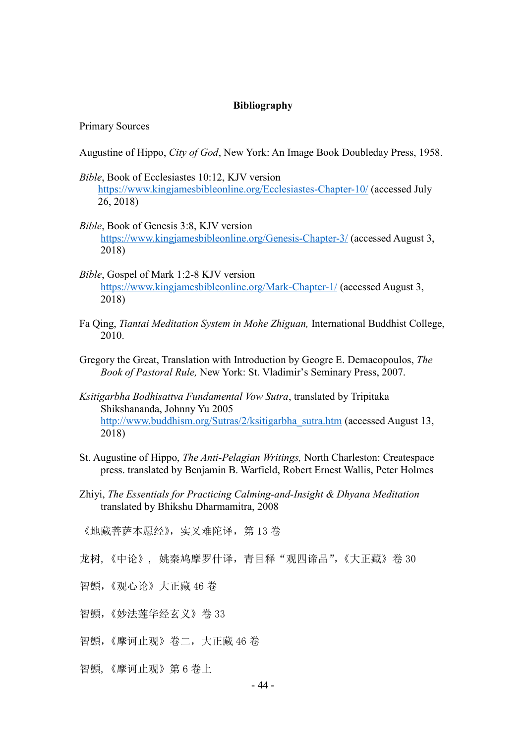**Bibliography**

Primary Sources

Augustine of Hippo, *City of God*, New York: An Image Book Doubleday Press, 1958.

*Bible*, Book of Ecclesiastes 10:12, KJV version https://www.kingjamesbibleonline.org/Ecclesiastes-Chapter-10/ (accessed July 26, 2018)

*Bible*, Book of Genesis 3:8, KJV version https://www.kingjamesbibleonline.org/Genesis-Chapter-3/ (accessed August 3, 2018)

*Bible*, Gospel of Mark 1:2-8 KJV version https://www.kingjamesbibleonline.org/Mark-Chapter-1/ (accessed August 3, 2018)

Fa Qing, *Tiantai Meditation System in Mohe Zhiguan,* International Buddhist College, 2010.

Gregory the Great, Translation with Introduction by Geogre E. Demacopoulos, *The Book of Pastoral Rule,* New York: St. Vladimir's Seminary Press, 2007.

*Ksitigarbha Bodhisattva Fundamental Vow Sutra*, translated by Tripitaka Shikshananda, Johnny Yu 2005 http://www.buddhism.org/Sutras/2/ksitigarbha_sutra.htm (accessed August 13, 2018)

St. Augustine of Hippo, *The Anti-Pelagian Writings,* North Charleston: Createspace press. translated by Benjamin B. Warfield, Robert Ernest Wallis, Peter Holmes

Zhiyi, *The Essentials for Practicing Calming-and-Insight & Dhyana Meditation* translated by Bhikshu Dharmamitra, 2008

《地藏菩萨本愿经》，实叉难陀译，第 13 卷

龙树，《中论》， 姚秦鸠摩罗什译，青目释“观四谛品”，《大正藏》卷 30

智顗，《观心论》大正藏 46 卷

智顗，《妙法莲华经玄义》卷 33

智顗，《摩诃止观》卷二，大正藏 46 卷

智顗，《摩诃止观》第 6 卷上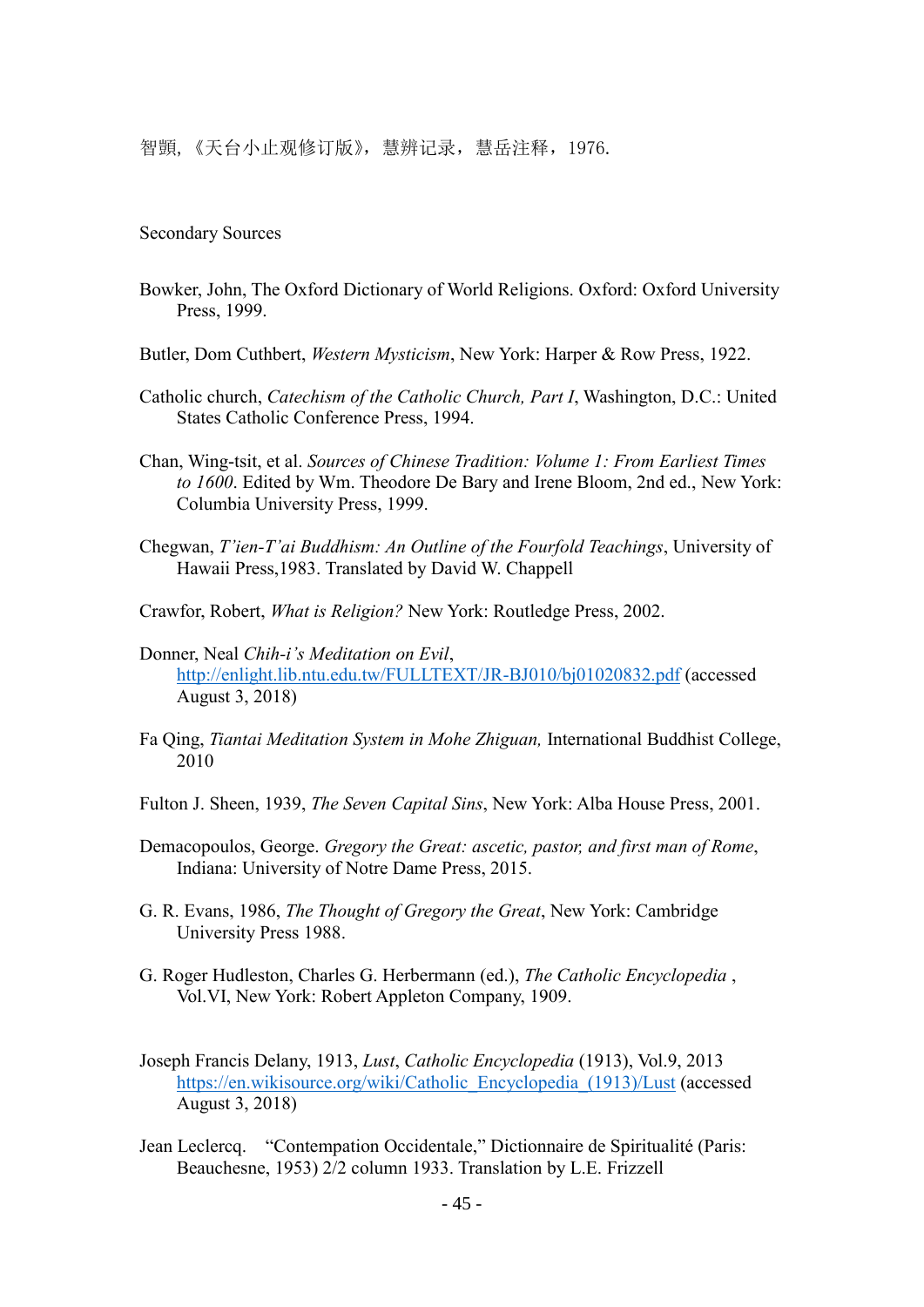智顗,《天台小止观修订版》，慧辨记录，慧岳注释，1976.

Secondary Sources

Bowker, John, The Oxford Dictionary of World Religions. Oxford: Oxford University Press, 1999.

Butler, Dom Cuthbert, *Western Mysticism*, New York: Harper & Row Press, 1922.

Catholic church, *Catechism of the Catholic Church, Part I*, Washington, D.C.: United States Catholic Conference Press, 1994.

Chan, Wing-tsit, et al. *Sources of Chinese Tradition: Volume 1: From Earliest Times to 1600*. Edited by Wm. Theodore De Bary and Irene Bloom, 2nd ed., New York: Columbia University Press, 1999.

Chegwan, *T'ien-T'ai Buddhism: An Outline of the Fourfold Teachings*, University of Hawaii Press,1983. Translated by David W. Chappell

Crawfor, Robert, *What is Religion?* New York: Routledge Press, 2002.

Donner, Neal *Chih-i's Meditation on Evil*, http://enlight.lib.ntu.edu.tw/FULLTEXT/JR-BJ010/bj01020832.pdf (accessed August 3, 2018)

Fa Qing, *Tiantai Meditation System in Mohe Zhiguan,* International Buddhist College, 2010

Fulton J. Sheen, 1939, *The Seven Capital Sins*, New York: Alba House Press, 2001.

Demacopoulos, George. *Gregory the Great: ascetic, pastor, and first man of Rome*, Indiana: University of Notre Dame Press, 2015.

G. R. Evans, 1986, *The Thought of Gregory the Great*, New York: Cambridge University Press 1988.

G. Roger Hudleston, Charles G. Herbermann (ed.), *The Catholic Encyclopedia* , Vol.VI, New York: Robert Appleton Company, 1909.

Joseph Francis Delany, 1913, *Lust*, *Catholic Encyclopedia* (1913), Vol.9, 2013 https://en.wikisource.org/wiki/Catholic_Encyclopedia_(1913)/Lust (accessed August 3, 2018)

Jean Leclercq. "Contempation Occidentale," Dictionnaire de Spiritualité (Paris: Beauchesne, 1953) 2/2 column 1933. Translation by L.E. Frizzell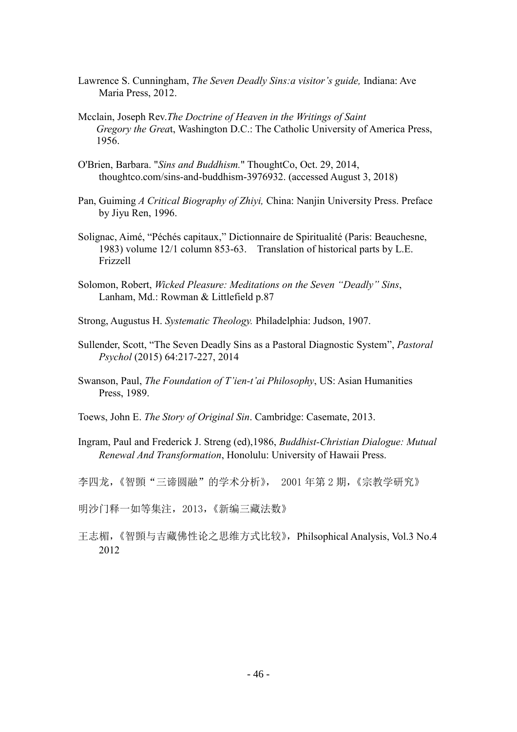Lawrence S. Cunningham, *The Seven Deadly Sins:a visitor's guide,* Indiana: Ave Maria Press, 2012.

Mcclain, Joseph Rev.*The Doctrine of Heaven in the Writings of Saint Gregory the Grea*t, Washington D.C.: The Catholic University of America Press, 1956.

O'Brien, Barbara. "*Sins and Buddhism.*" ThoughtCo, Oct. 29, 2014, thoughtco.com/sins-and-buddhism-3976932. (accessed August 3, 2018)

Pan, Guiming *A Critical Biography of Zhiyi,* China: Nanjin University Press. Preface by Jiyu Ren, 1996.

Solignac, Aimé, "Péchés capitaux," Dictionnaire de Spiritualité (Paris: Beauchesne, 1983) volume 12/1 column 853-63. Translation of historical parts by L.E. Frizzell

Solomon, Robert, *Wicked Pleasure: Meditations on the Seven "Deadly" Sins*, Lanham, Md.: Rowman & Littlefield p.87

Strong, Augustus H. *Systematic Theology.* Philadelphia: Judson, 1907.

Sullender, Scott, "The Seven Deadly Sins as a Pastoral Diagnostic System", *Pastoral Psychol* (2015) 64:217-227, 2014

Swanson, Paul, *The Foundation of T'ien-t'ai Philosophy*, US: Asian Humanities Press, 1989.

Toews, John E. *The Story of Original Sin*. Cambridge: Casemate, 2013.

Ingram, Paul and Frederick J. Streng (ed),1986, *Buddhist-Christian Dialogue: Mutual Renewal And Transformation*, Honolulu: University of Hawaii Press.

李四龙，《智顗“三谛圆融”的学术分析》， 2001 年第 2 期，《宗教学研究》

明沙门释一如等集注，2013，《新编三藏法数》

王志楣，《智顗与吉藏佛性论之思维方式比较》，Philsophical Analysis, Vol.3 No.4 2012